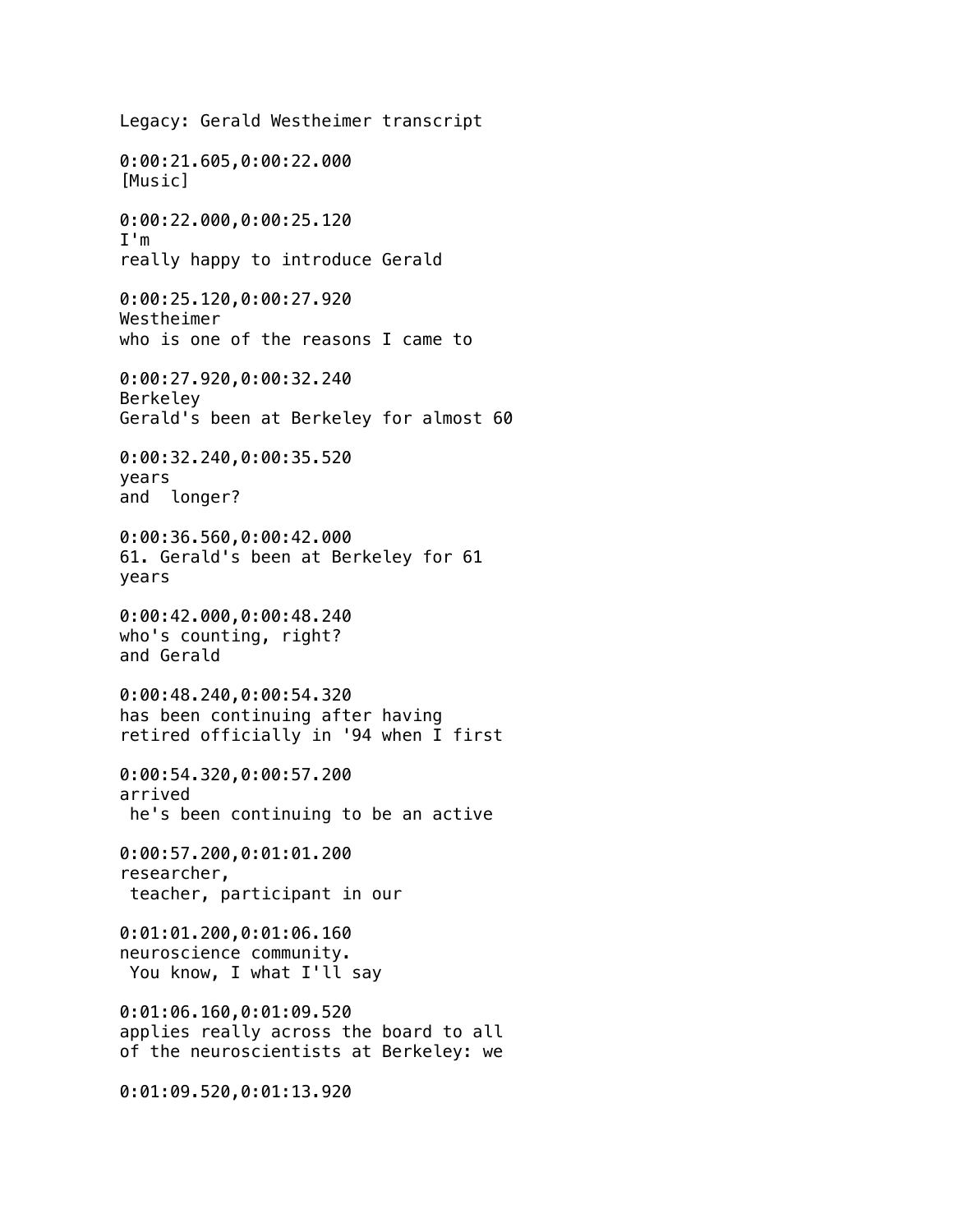Legacy: Gerald Westheimer transcript

0:00:21.605,0:00:22.000
[Music]

0:00:22.000,0:00:25.120
I'm
really happy to introduce Gerald

0:00:25.120,0:00:27.920
Westheimer
who is one of the reasons I came to

0:00:27.920,0:00:32.240
Berkeley
Gerald's been at Berkeley for almost 60

0:00:32.240,0:00:35.520
years
and  longer?

0:00:36.560,0:00:42.000
61. Gerald's been at Berkeley for 61
years

0:00:42.000,0:00:48.240
who's counting, right?
and Gerald

0:00:48.240,0:00:54.320
has been continuing after having
retired officially in '94 when I first

0:00:54.320,0:00:57.200
arrived
 he's been continuing to be an active

0:00:57.200,0:01:01.200
researcher,
 teacher, participant in our

0:01:01.200,0:01:06.160
neuroscience community.
 You know, I what I'll say

0:01:06.160,0:01:09.520
applies really across the board to all
of the neuroscientists at Berkeley: we

0:01:09.520,0:01:13.920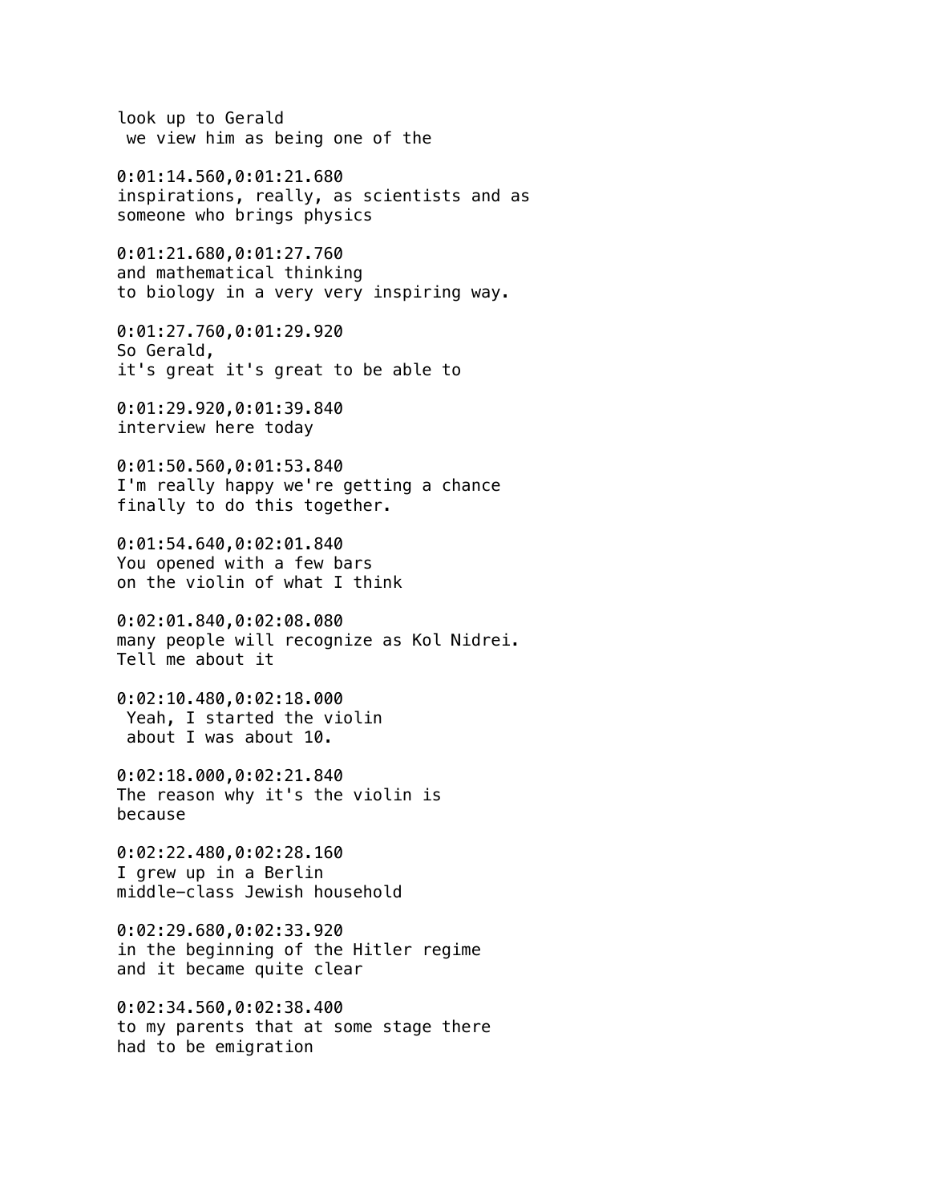look up to Gerald
 we view him as being one of the

0:01:14.560,0:01:21.680
inspirations, really, as scientists and as
someone who brings physics

0:01:21.680,0:01:27.760
and mathematical thinking
to biology in a very very inspiring way.

0:01:27.760,0:01:29.920
So Gerald,
it's great it's great to be able to

0:01:29.920,0:01:39.840
interview here today

0:01:50.560,0:01:53.840
I'm really happy we're getting a chance
finally to do this together.

0:01:54.640,0:02:01.840
You opened with a few bars
on the violin of what I think

0:02:01.840,0:02:08.080
many people will recognize as Kol Nidrei.
Tell me about it

0:02:10.480,0:02:18.000
 Yeah, I started the violin
 about I was about 10.

0:02:18.000,0:02:21.840
The reason why it's the violin is
because

0:02:22.480,0:02:28.160
I grew up in a Berlin
middle-class Jewish household

0:02:29.680,0:02:33.920
in the beginning of the Hitler regime
and it became quite clear

0:02:34.560,0:02:38.400
to my parents that at some stage there
had to be emigration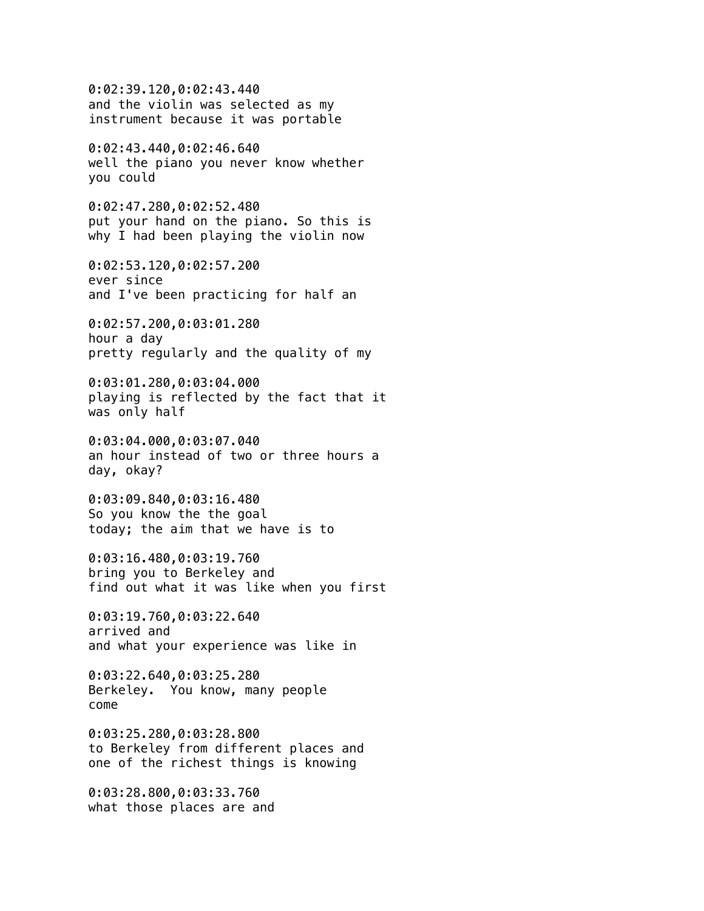0:02:39.120,0:02:43.440
and the violin was selected as my
instrument because it was portable

0:02:43.440,0:02:46.640
well the piano you never know whether
you could

0:02:47.280,0:02:52.480
put your hand on the piano. So this is
why I had been playing the violin now

0:02:53.120,0:02:57.200
ever since
and I've been practicing for half an

0:02:57.200,0:03:01.280
hour a day
pretty regularly and the quality of my

0:03:01.280,0:03:04.000
playing is reflected by the fact that it
was only half

0:03:04.000,0:03:07.040
an hour instead of two or three hours a
day, okay?

0:03:09.840,0:03:16.480
So you know the the goal
today; the aim that we have is to

0:03:16.480,0:03:19.760
bring you to Berkeley and
find out what it was like when you first

0:03:19.760,0:03:22.640
arrived and
and what your experience was like in

0:03:22.640,0:03:25.280
Berkeley.  You know, many people
come

0:03:25.280,0:03:28.800
to Berkeley from different places and
one of the richest things is knowing

0:03:28.800,0:03:33.760
what those places are and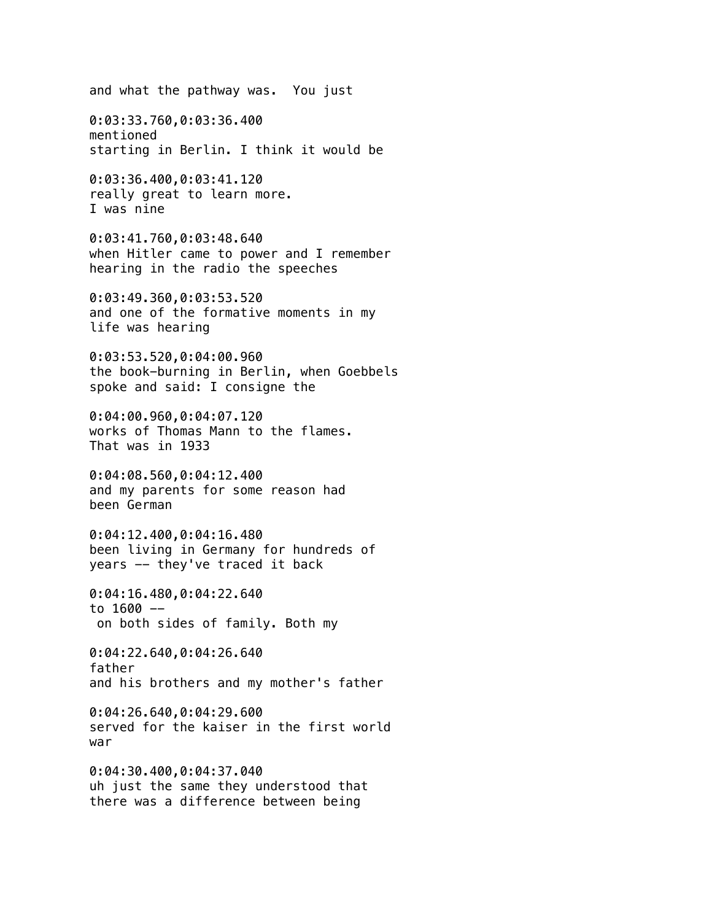and what the pathway was.  You just

0:03:33.760,0:03:36.400
mentioned
starting in Berlin. I think it would be

0:03:36.400,0:03:41.120
really great to learn more.
I was nine

0:03:41.760,0:03:48.640
when Hitler came to power and I remember
hearing in the radio the speeches

0:03:49.360,0:03:53.520
and one of the formative moments in my
life was hearing

0:03:53.520,0:04:00.960
the book-burning in Berlin, when Goebbels
spoke and said: I consigne the

0:04:00.960,0:04:07.120
works of Thomas Mann to the flames.
That was in 1933

0:04:08.560,0:04:12.400
and my parents for some reason had
been German

0:04:12.400,0:04:16.480
been living in Germany for hundreds of
years -- they've traced it back

0:04:16.480,0:04:22.640
to 1600 --
 on both sides of family. Both my

0:04:22.640,0:04:26.640
father
and his brothers and my mother's father

0:04:26.640,0:04:29.600
served for the kaiser in the first world
war

0:04:30.400,0:04:37.040
uh just the same they understood that
there was a difference between being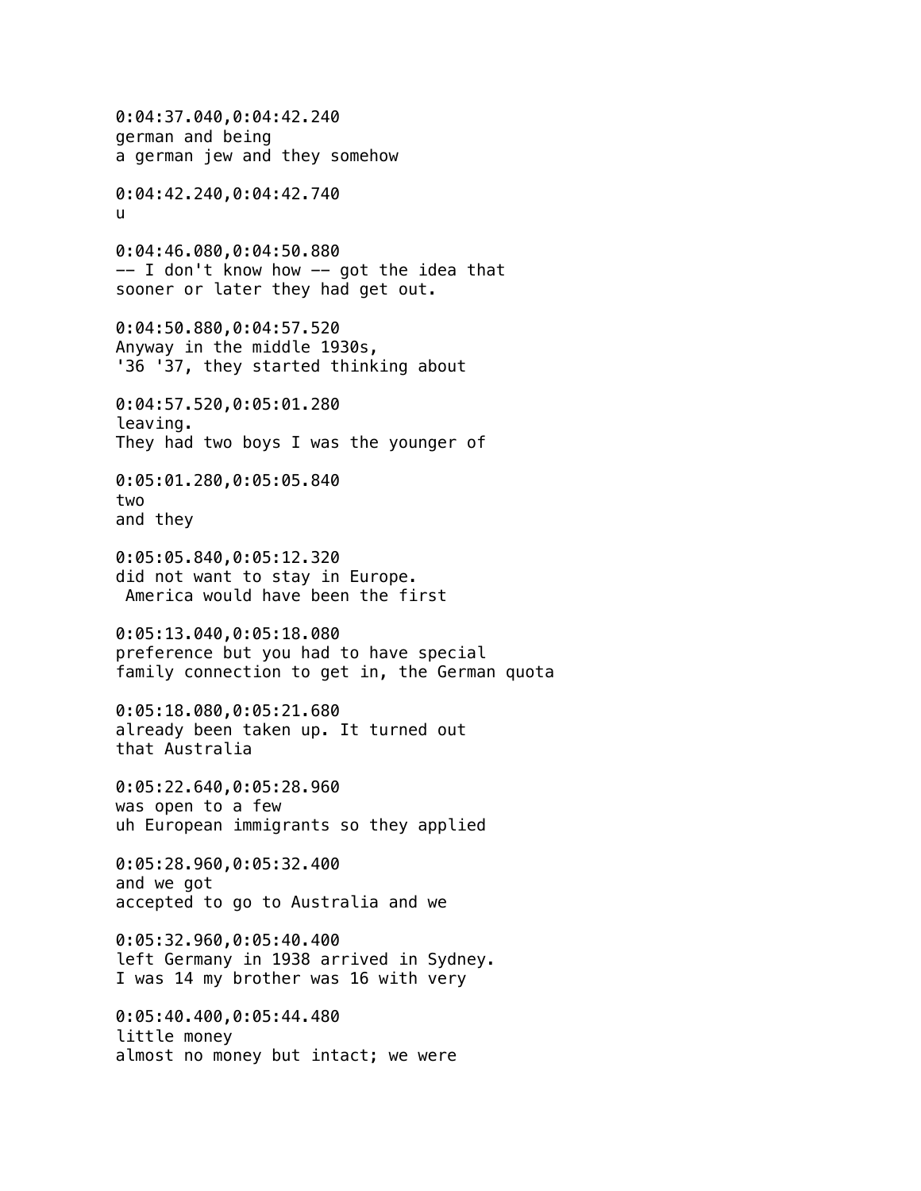0:04:37.040,0:04:42.240
german and being
a german jew and they somehow

0:04:42.240,0:04:42.740
u

0:04:46.080,0:04:50.880
-- I don't know how -- got the idea that
sooner or later they had get out.

0:04:50.880,0:04:57.520
Anyway in the middle 1930s,
'36 '37, they started thinking about

0:04:57.520,0:05:01.280
leaving.
They had two boys I was the younger of

0:05:01.280,0:05:05.840
two
and they

0:05:05.840,0:05:12.320
did not want to stay in Europe.
 America would have been the first

0:05:13.040,0:05:18.080
preference but you had to have special
family connection to get in, the German quota

0:05:18.080,0:05:21.680
already been taken up. It turned out
that Australia

0:05:22.640,0:05:28.960
was open to a few
uh European immigrants so they applied

0:05:28.960,0:05:32.400
and we got
accepted to go to Australia and we

0:05:32.960,0:05:40.400
left Germany in 1938 arrived in Sydney.
I was 14 my brother was 16 with very

0:05:40.400,0:05:44.480
little money
almost no money but intact; we were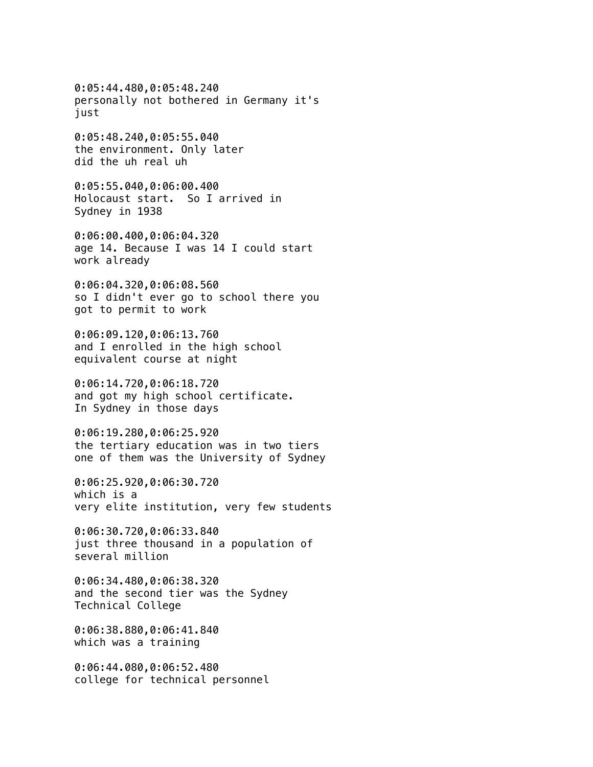0:05:44.480,0:05:48.240
personally not bothered in Germany it's
just

0:05:48.240,0:05:55.040
the environment. Only later
did the uh real uh

0:05:55.040,0:06:00.400
Holocaust start.  So I arrived in
Sydney in 1938

0:06:00.400,0:06:04.320
age 14. Because I was 14 I could start
work already

0:06:04.320,0:06:08.560
so I didn't ever go to school there you
got to permit to work

0:06:09.120,0:06:13.760
and I enrolled in the high school
equivalent course at night

0:06:14.720,0:06:18.720
and got my high school certificate.
In Sydney in those days

0:06:19.280,0:06:25.920
the tertiary education was in two tiers
one of them was the University of Sydney

0:06:25.920,0:06:30.720
which is a
very elite institution, very few students

0:06:30.720,0:06:33.840
just three thousand in a population of
several million

0:06:34.480,0:06:38.320
and the second tier was the Sydney
Technical College

0:06:38.880,0:06:41.840
which was a training

0:06:44.080,0:06:52.480
college for technical personnel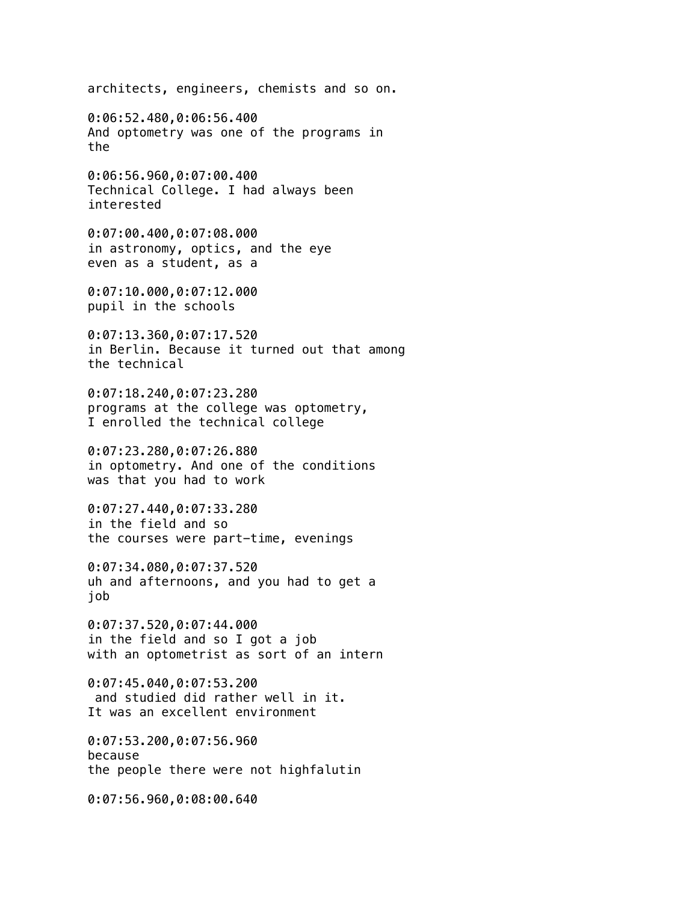architects, engineers, chemists and so on.

0:06:52.480,0:06:56.400
And optometry was one of the programs in
the

0:06:56.960,0:07:00.400
Technical College. I had always been
interested

0:07:00.400,0:07:08.000
in astronomy, optics, and the eye
even as a student, as a

0:07:10.000,0:07:12.000
pupil in the schools

0:07:13.360,0:07:17.520
in Berlin. Because it turned out that among
the technical

0:07:18.240,0:07:23.280
programs at the college was optometry,
I enrolled the technical college

0:07:23.280,0:07:26.880
in optometry. And one of the conditions
was that you had to work

0:07:27.440,0:07:33.280
in the field and so
the courses were part-time, evenings

0:07:34.080,0:07:37.520
uh and afternoons, and you had to get a
job

0:07:37.520,0:07:44.000
in the field and so I got a job
with an optometrist as sort of an intern

0:07:45.040,0:07:53.200
and studied did rather well in it.
It was an excellent environment

0:07:53.200,0:07:56.960
because
the people there were not highfalutin

0:07:56.960,0:08:00.640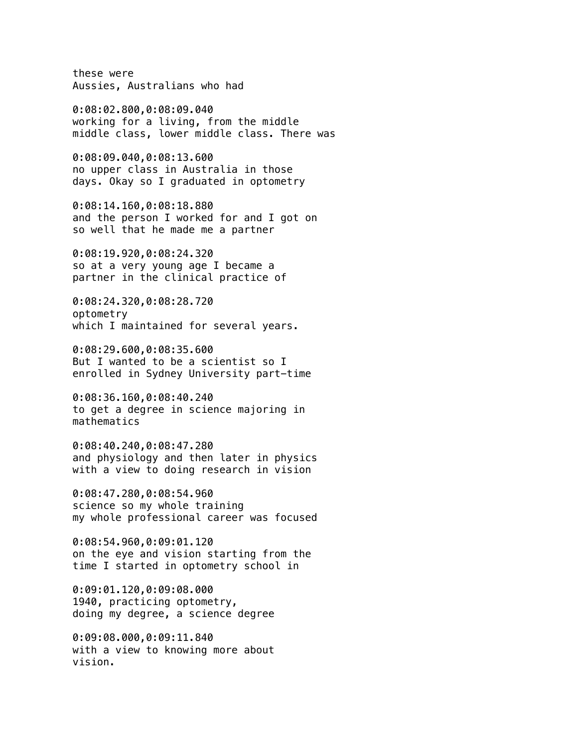these were
Aussies, Australians who had

0:08:02.800,0:08:09.040
working for a living, from the middle
middle class, lower middle class. There was

0:08:09.040,0:08:13.600
no upper class in Australia in those
days. Okay so I graduated in optometry

0:08:14.160,0:08:18.880
and the person I worked for and I got on
so well that he made me a partner

0:08:19.920,0:08:24.320
so at a very young age I became a
partner in the clinical practice of

0:08:24.320,0:08:28.720
optometry
which I maintained for several years.

0:08:29.600,0:08:35.600
But I wanted to be a scientist so I
enrolled in Sydney University part-time

0:08:36.160,0:08:40.240
to get a degree in science majoring in
mathematics

0:08:40.240,0:08:47.280
and physiology and then later in physics
with a view to doing research in vision

0:08:47.280,0:08:54.960
science so my whole training
my whole professional career was focused

0:08:54.960,0:09:01.120
on the eye and vision starting from the
time I started in optometry school in

0:09:01.120,0:09:08.000
1940, practicing optometry,
doing my degree, a science degree

0:09:08.000,0:09:11.840
with a view to knowing more about
vision.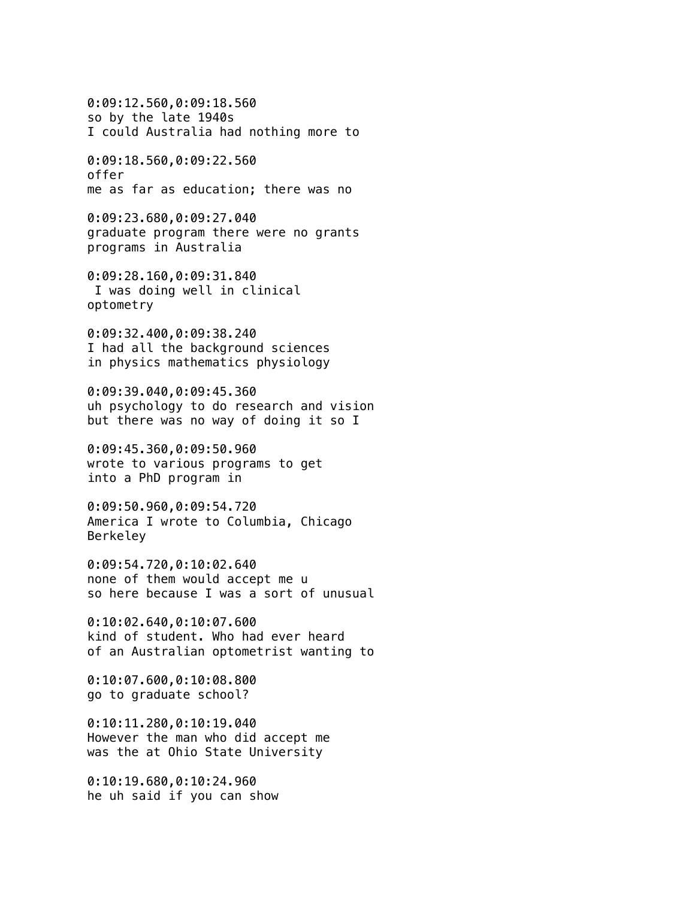0:09:12.560,0:09:18.560
so by the late 1940s
I could Australia had nothing more to

0:09:18.560,0:09:22.560
offer
me as far as education; there was no

0:09:23.680,0:09:27.040
graduate program there were no grants
programs in Australia

0:09:28.160,0:09:31.840
I was doing well in clinical
optometry

0:09:32.400,0:09:38.240
I had all the background sciences
in physics mathematics physiology

0:09:39.040,0:09:45.360
uh psychology to do research and vision
but there was no way of doing it so I

0:09:45.360,0:09:50.960
wrote to various programs to get
into a PhD program in

0:09:50.960,0:09:54.720
America I wrote to Columbia, Chicago
Berkeley

0:09:54.720,0:10:02.640
none of them would accept me u
so here because I was a sort of unusual

0:10:02.640,0:10:07.600
kind of student. Who had ever heard
of an Australian optometrist wanting to

0:10:07.600,0:10:08.800
go to graduate school?

0:10:11.280,0:10:19.040
However the man who did accept me
was the at Ohio State University

0:10:19.680,0:10:24.960
he uh said if you can show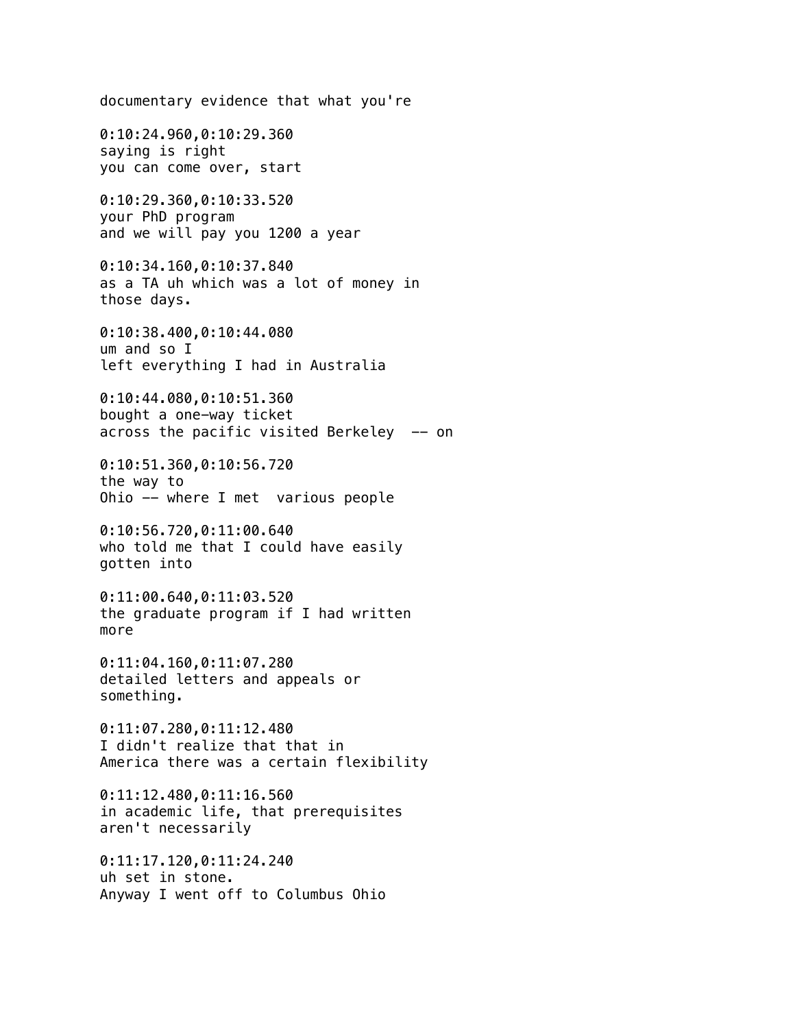documentary evidence that what you're

0:10:24.960,0:10:29.360
saying is right
you can come over, start

0:10:29.360,0:10:33.520
your PhD program
and we will pay you 1200 a year

0:10:34.160,0:10:37.840
as a TA uh which was a lot of money in
those days.

0:10:38.400,0:10:44.080
um and so I
left everything I had in Australia

0:10:44.080,0:10:51.360
bought a one-way ticket
across the pacific visited Berkeley  -- on

0:10:51.360,0:10:56.720
the way to
Ohio -- where I met  various people

0:10:56.720,0:11:00.640
who told me that I could have easily
gotten into

0:11:00.640,0:11:03.520
the graduate program if I had written
more

0:11:04.160,0:11:07.280
detailed letters and appeals or
something.

0:11:07.280,0:11:12.480
I didn't realize that that in
America there was a certain flexibility

0:11:12.480,0:11:16.560
in academic life, that prerequisites
aren't necessarily

0:11:17.120,0:11:24.240
uh set in stone.
Anyway I went off to Columbus Ohio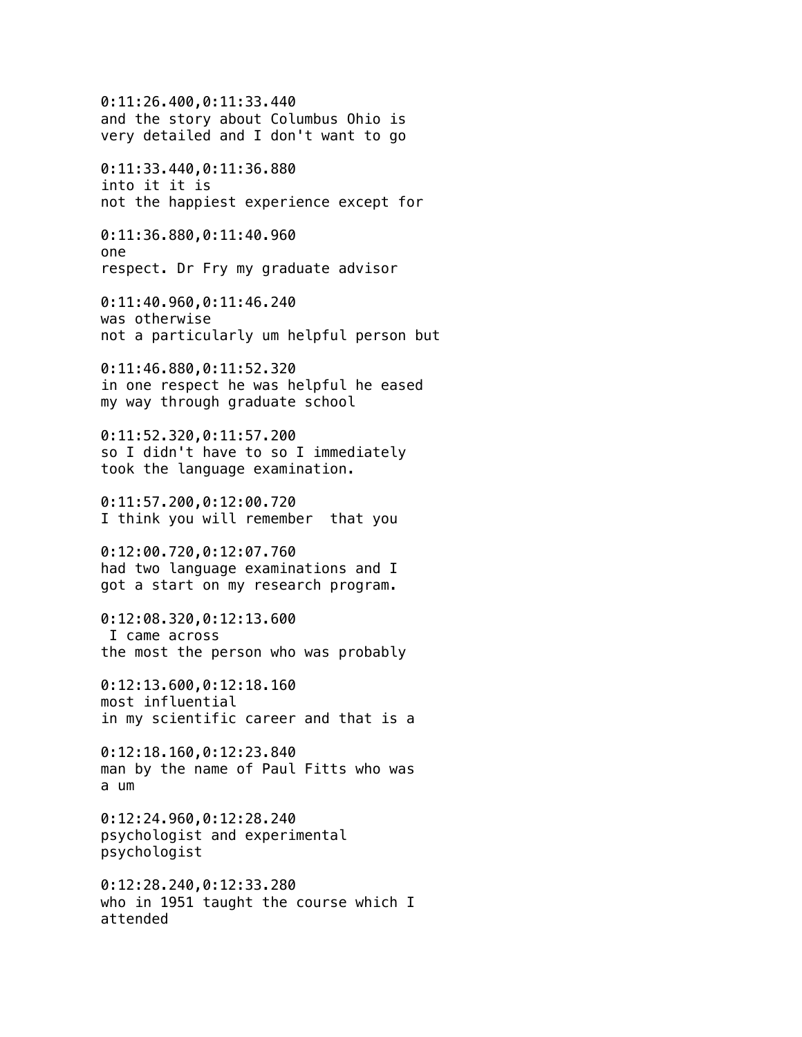0:11:26.400,0:11:33.440
and the story about Columbus Ohio is
very detailed and I don't want to go

0:11:33.440,0:11:36.880
into it it is
not the happiest experience except for

0:11:36.880,0:11:40.960
one
respect. Dr Fry my graduate advisor

0:11:40.960,0:11:46.240
was otherwise
not a particularly um helpful person but

0:11:46.880,0:11:52.320
in one respect he was helpful he eased
my way through graduate school

0:11:52.320,0:11:57.200
so I didn't have to so I immediately
took the language examination.

0:11:57.200,0:12:00.720
I think you will remember  that you

0:12:00.720,0:12:07.760
had two language examinations and I
got a start on my research program.

0:12:08.320,0:12:13.600
I came across
the most the person who was probably

0:12:13.600,0:12:18.160
most influential
in my scientific career and that is a

0:12:18.160,0:12:23.840
man by the name of Paul Fitts who was
a um

0:12:24.960,0:12:28.240
psychologist and experimental
psychologist

0:12:28.240,0:12:33.280
who in 1951 taught the course which I
attended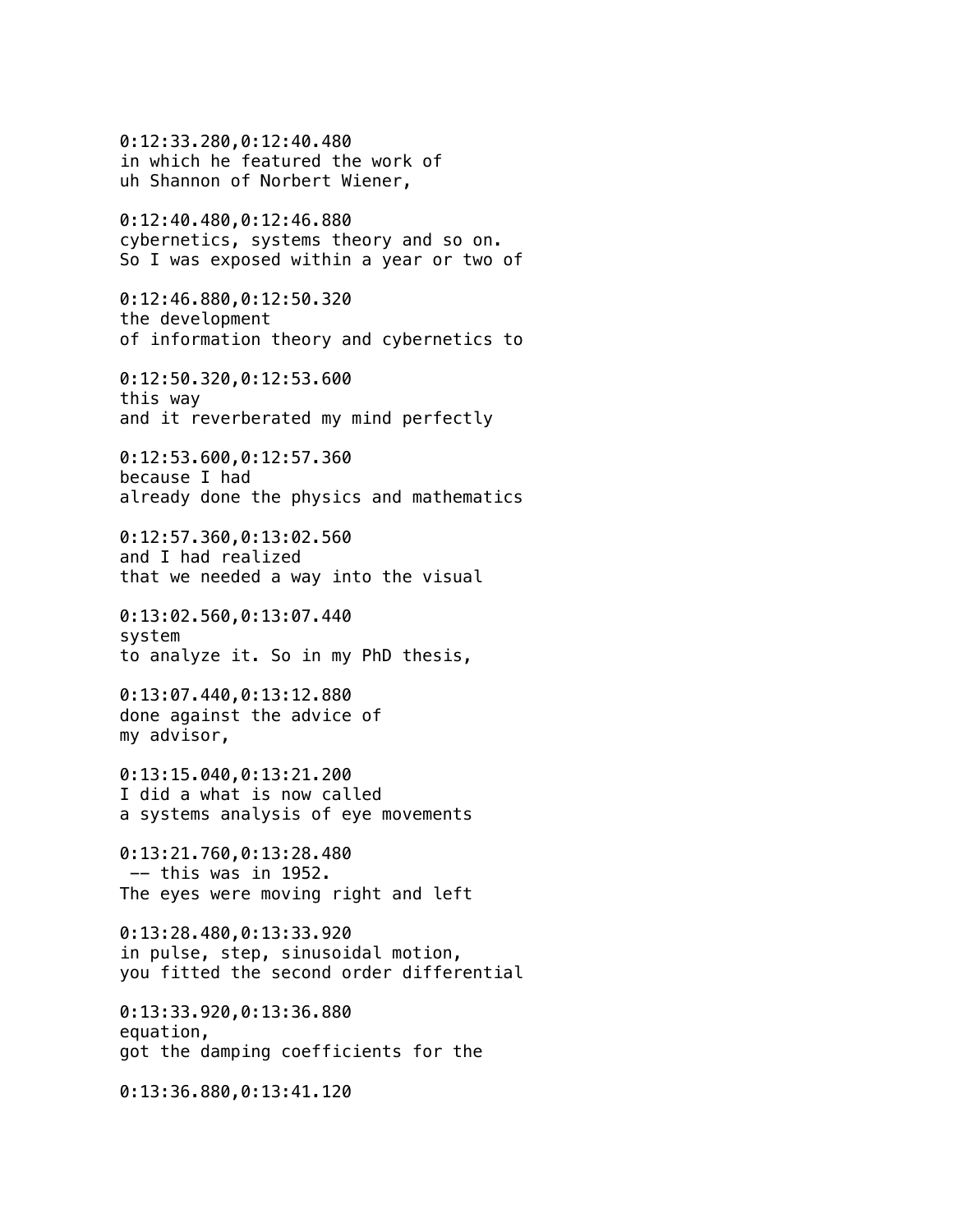0:12:33.280,0:12:40.480
in which he featured the work of
uh Shannon of Norbert Wiener,

0:12:40.480,0:12:46.880
cybernetics, systems theory and so on.
So I was exposed within a year or two of

0:12:46.880,0:12:50.320
the development
of information theory and cybernetics to

0:12:50.320,0:12:53.600
this way
and it reverberated my mind perfectly

0:12:53.600,0:12:57.360
because I had
already done the physics and mathematics

0:12:57.360,0:13:02.560
and I had realized
that we needed a way into the visual

0:13:02.560,0:13:07.440
system
to analyze it. So in my PhD thesis,

0:13:07.440,0:13:12.880
done against the advice of
my advisor,

0:13:15.040,0:13:21.200
I did a what is now called
a systems analysis of eye movements

0:13:21.760,0:13:28.480
-- this was in 1952.
The eyes were moving right and left

0:13:28.480,0:13:33.920
in pulse, step, sinusoidal motion,
you fitted the second order differential

0:13:33.920,0:13:36.880
equation,
got the damping coefficients for the

0:13:36.880,0:13:41.120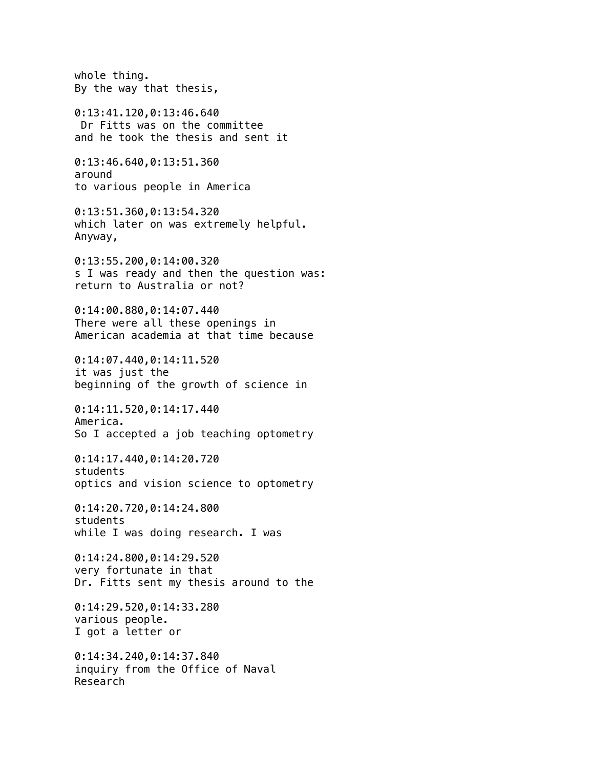whole thing.
By the way that thesis,

0:13:41.120,0:13:46.640
 Dr Fitts was on the committee
and he took the thesis and sent it

0:13:46.640,0:13:51.360
around
to various people in America

0:13:51.360,0:13:54.320
which later on was extremely helpful.
Anyway,

0:13:55.200,0:14:00.320
s I was ready and then the question was:
return to Australia or not?

0:14:00.880,0:14:07.440
There were all these openings in
American academia at that time because

0:14:07.440,0:14:11.520
it was just the
beginning of the growth of science in

0:14:11.520,0:14:17.440
America.
So I accepted a job teaching optometry

0:14:17.440,0:14:20.720
students
optics and vision science to optometry

0:14:20.720,0:14:24.800
students
while I was doing research. I was

0:14:24.800,0:14:29.520
very fortunate in that
Dr. Fitts sent my thesis around to the

0:14:29.520,0:14:33.280
various people.
I got a letter or

0:14:34.240,0:14:37.840
inquiry from the Office of Naval
Research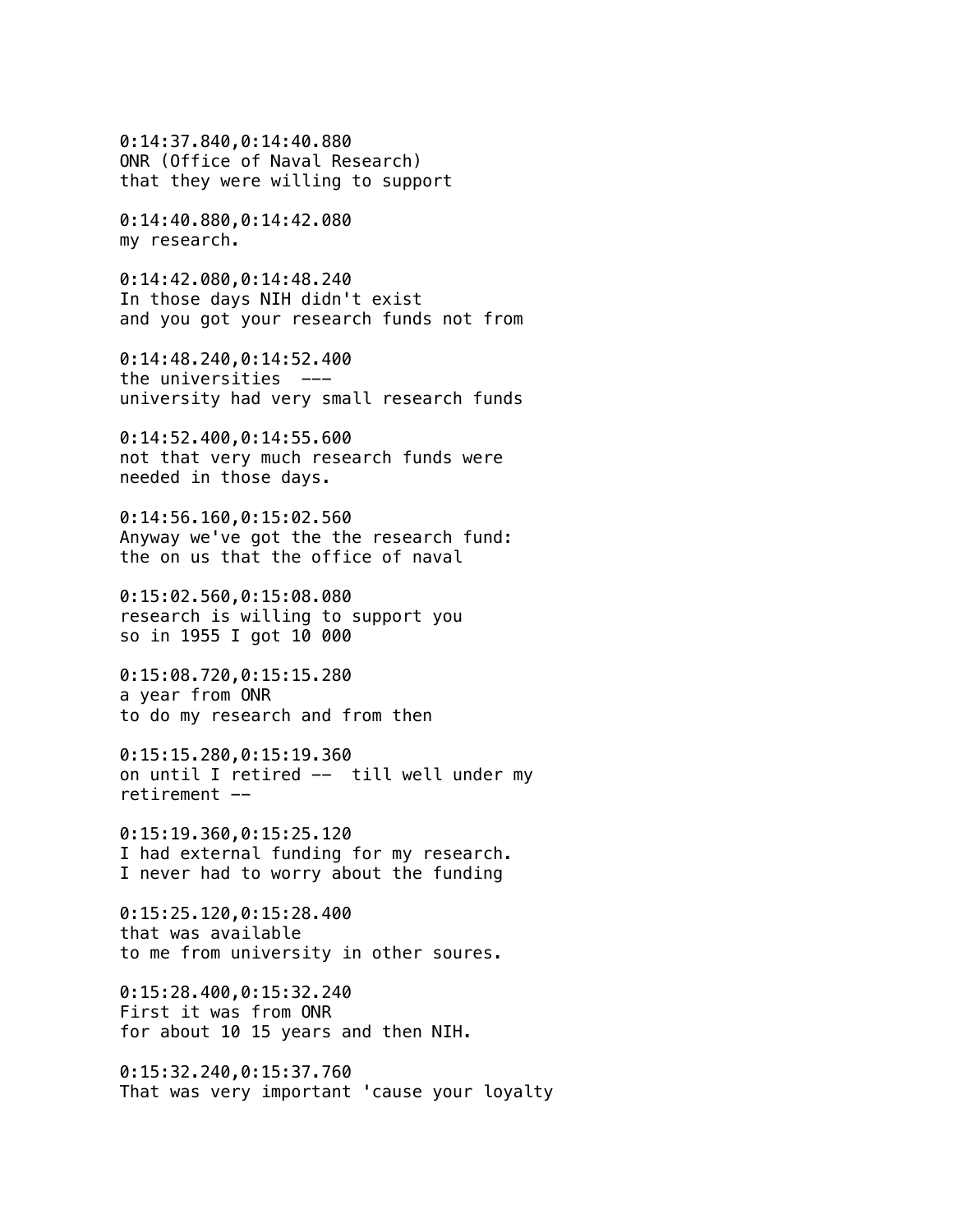0:14:37.840,0:14:40.880
ONR (Office of Naval Research)
that they were willing to support

0:14:40.880,0:14:42.080
my research.

0:14:42.080,0:14:48.240
In those days NIH didn't exist
and you got your research funds not from

0:14:48.240,0:14:52.400
the universities  ---
university had very small research funds

0:14:52.400,0:14:55.600
not that very much research funds were
needed in those days.

0:14:56.160,0:15:02.560
Anyway we've got the the research fund:
the on us that the office of naval

0:15:02.560,0:15:08.080
research is willing to support you
so in 1955 I got 10 000

0:15:08.720,0:15:15.280
a year from ONR
to do my research and from then

0:15:15.280,0:15:19.360
on until I retired --  till well under my
retirement --

0:15:19.360,0:15:25.120
I had external funding for my research.
I never had to worry about the funding

0:15:25.120,0:15:28.400
that was available
to me from university in other soures.

0:15:28.400,0:15:32.240
First it was from ONR
for about 10 15 years and then NIH.

0:15:32.240,0:15:37.760
That was very important 'cause your loyalty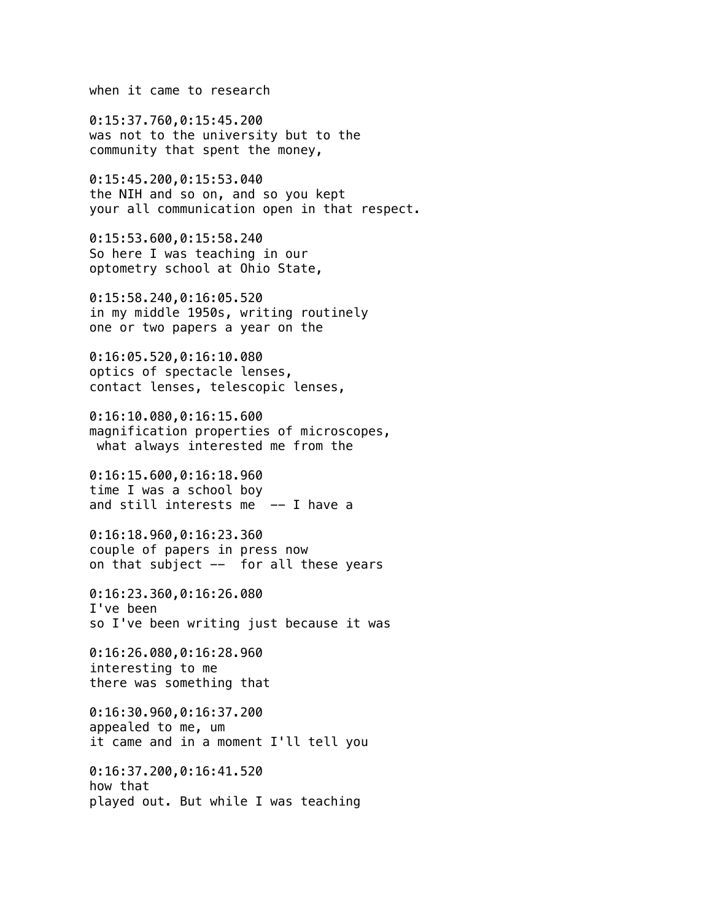when it came to research

0:15:37.760,0:15:45.200
was not to the university but to the
community that spent the money,

0:15:45.200,0:15:53.040
the NIH and so on, and so you kept
your all communication open in that respect.

0:15:53.600,0:15:58.240
So here I was teaching in our
optometry school at Ohio State,

0:15:58.240,0:16:05.520
in my middle 1950s, writing routinely
one or two papers a year on the

0:16:05.520,0:16:10.080
optics of spectacle lenses,
contact lenses, telescopic lenses,

0:16:10.080,0:16:15.600
magnification properties of microscopes,
 what always interested me from the

0:16:15.600,0:16:18.960
time I was a school boy
and still interests me  -- I have a

0:16:18.960,0:16:23.360
couple of papers in press now
on that subject --  for all these years

0:16:23.360,0:16:26.080
I've been
so I've been writing just because it was

0:16:26.080,0:16:28.960
interesting to me
there was something that

0:16:30.960,0:16:37.200
appealed to me, um
it came and in a moment I'll tell you

0:16:37.200,0:16:41.520
how that
played out. But while I was teaching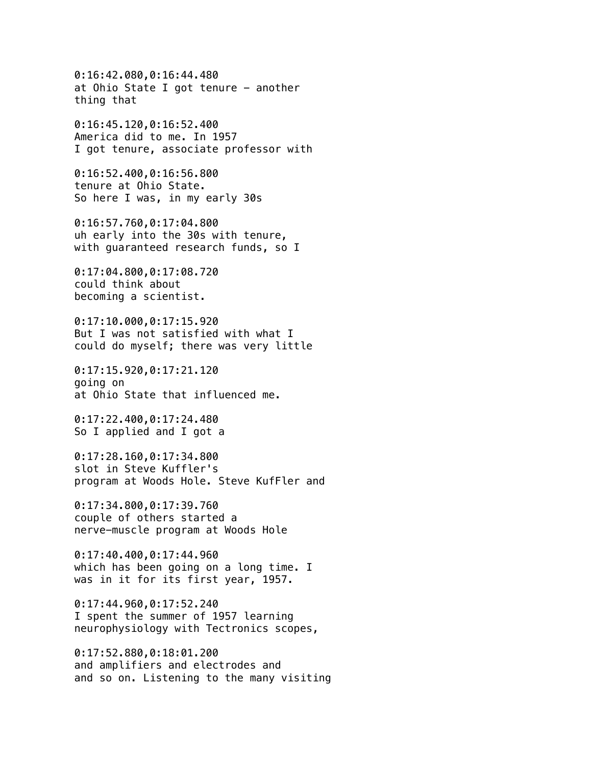0:16:42.080,0:16:44.480
at Ohio State I got tenure - another
thing that

0:16:45.120,0:16:52.400
America did to me. In 1957
I got tenure, associate professor with

0:16:52.400,0:16:56.800
tenure at Ohio State.
So here I was, in my early 30s

0:16:57.760,0:17:04.800
uh early into the 30s with tenure,
with guaranteed research funds, so I

0:17:04.800,0:17:08.720
could think about
becoming a scientist.

0:17:10.000,0:17:15.920
But I was not satisfied with what I
could do myself; there was very little

0:17:15.920,0:17:21.120
going on
at Ohio State that influenced me.

0:17:22.400,0:17:24.480
So I applied and I got a

0:17:28.160,0:17:34.800
slot in Steve Kuffler's
program at Woods Hole. Steve KufFler and

0:17:34.800,0:17:39.760
couple of others started a
nerve–muscle program at Woods Hole

0:17:40.400,0:17:44.960
which has been going on a long time. I
was in it for its first year, 1957.

0:17:44.960,0:17:52.240
I spent the summer of 1957 learning
neurophysiology with Tectronics scopes,

0:17:52.880,0:18:01.200
and amplifiers and electrodes and
and so on. Listening to the many visiting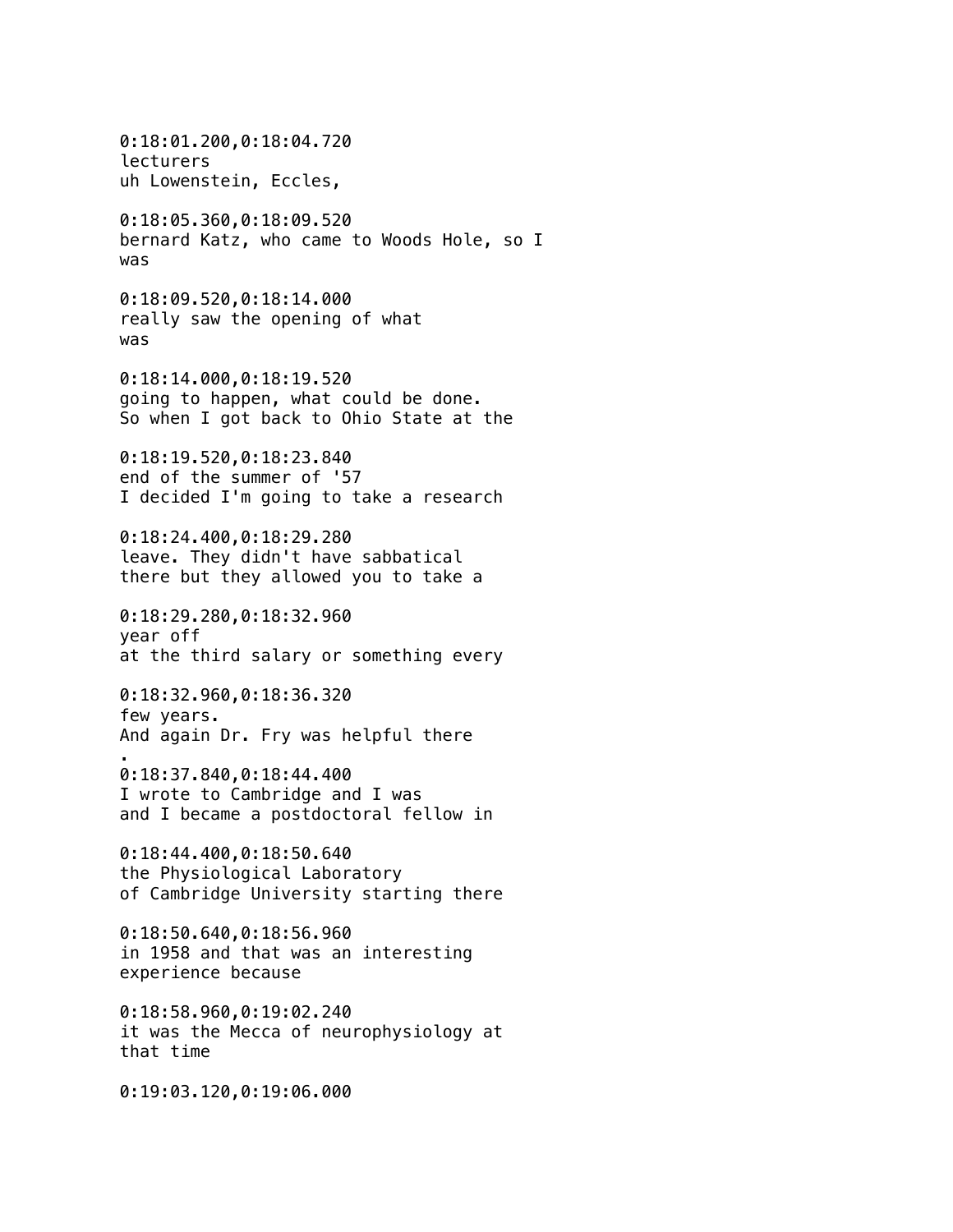0:18:01.200,0:18:04.720
lecturers
uh Lowenstein, Eccles,

0:18:05.360,0:18:09.520
bernard Katz, who came to Woods Hole, so I
was

0:18:09.520,0:18:14.000
really saw the opening of what
was

0:18:14.000,0:18:19.520
going to happen, what could be done.
So when I got back to Ohio State at the

0:18:19.520,0:18:23.840
end of the summer of '57
I decided I'm going to take a research

0:18:24.400,0:18:29.280
leave. They didn't have sabbatical
there but they allowed you to take a

0:18:29.280,0:18:32.960
year off
at the third salary or something every

0:18:32.960,0:18:36.320
few years.
And again Dr. Fry was helpful there
.
0:18:37.840,0:18:44.400
I wrote to Cambridge and I was
and I became a postdoctoral fellow in

0:18:44.400,0:18:50.640
the Physiological Laboratory
of Cambridge University starting there

0:18:50.640,0:18:56.960
in 1958 and that was an interesting
experience because

0:18:58.960,0:19:02.240
it was the Mecca of neurophysiology at
that time

0:19:03.120,0:19:06.000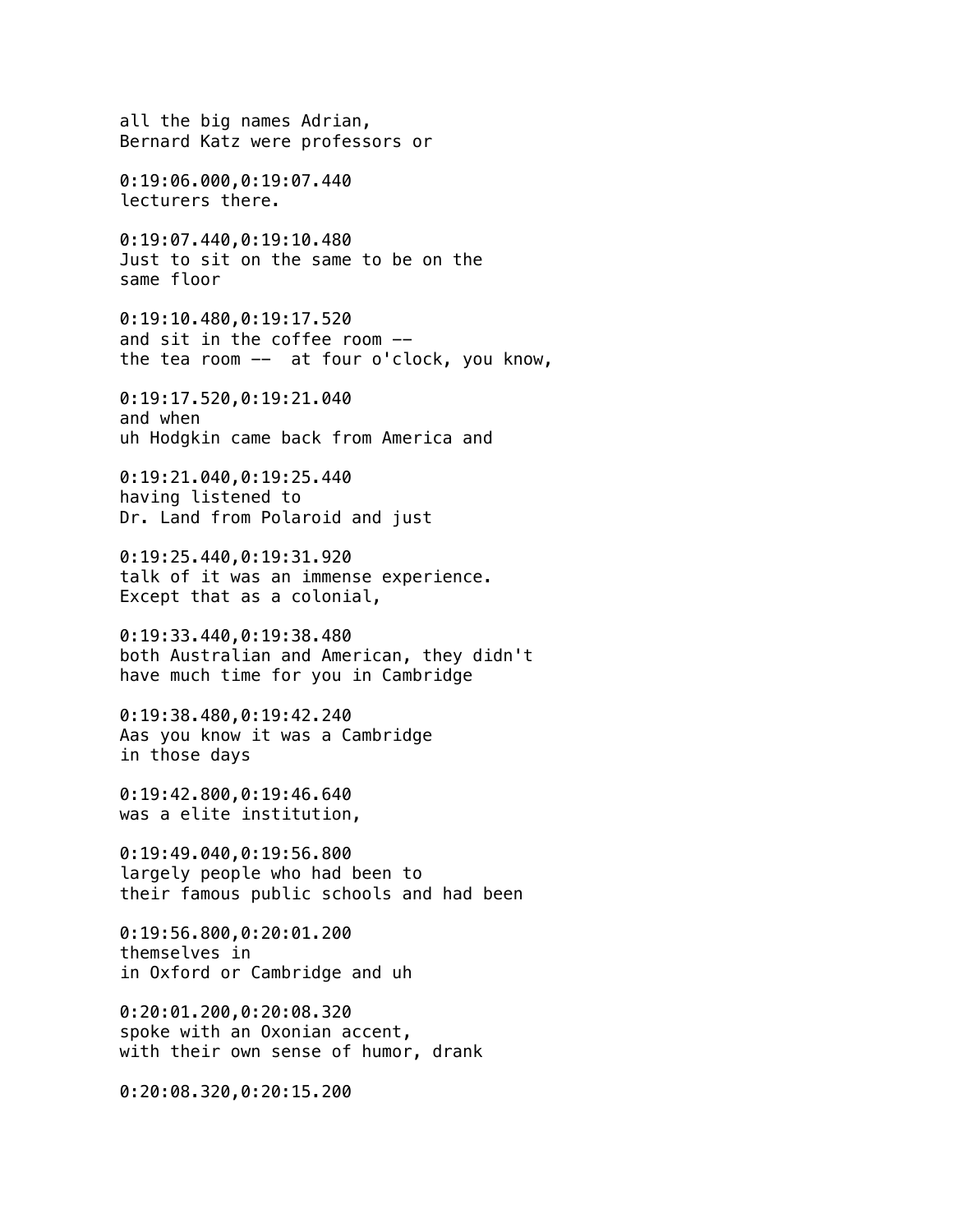all the big names Adrian,
Bernard Katz were professors or

0:19:06.000,0:19:07.440
lecturers there.

0:19:07.440,0:19:10.480
Just to sit on the same to be on the
same floor

0:19:10.480,0:19:17.520
and sit in the coffee room --
the tea room -- at four o'clock, you know,

0:19:17.520,0:19:21.040
and when
uh Hodgkin came back from America and

0:19:21.040,0:19:25.440
having listened to
Dr. Land from Polaroid and just

0:19:25.440,0:19:31.920
talk of it was an immense experience.
Except that as a colonial,

0:19:33.440,0:19:38.480
both Australian and American, they didn't
have much time for you in Cambridge

0:19:38.480,0:19:42.240
Aas you know it was a Cambridge
in those days

0:19:42.800,0:19:46.640
was a elite institution,

0:19:49.040,0:19:56.800
largely people who had been to
their famous public schools and had been

0:19:56.800,0:20:01.200
themselves in
in Oxford or Cambridge and uh

0:20:01.200,0:20:08.320
spoke with an Oxonian accent,
with their own sense of humor, drank

0:20:08.320,0:20:15.200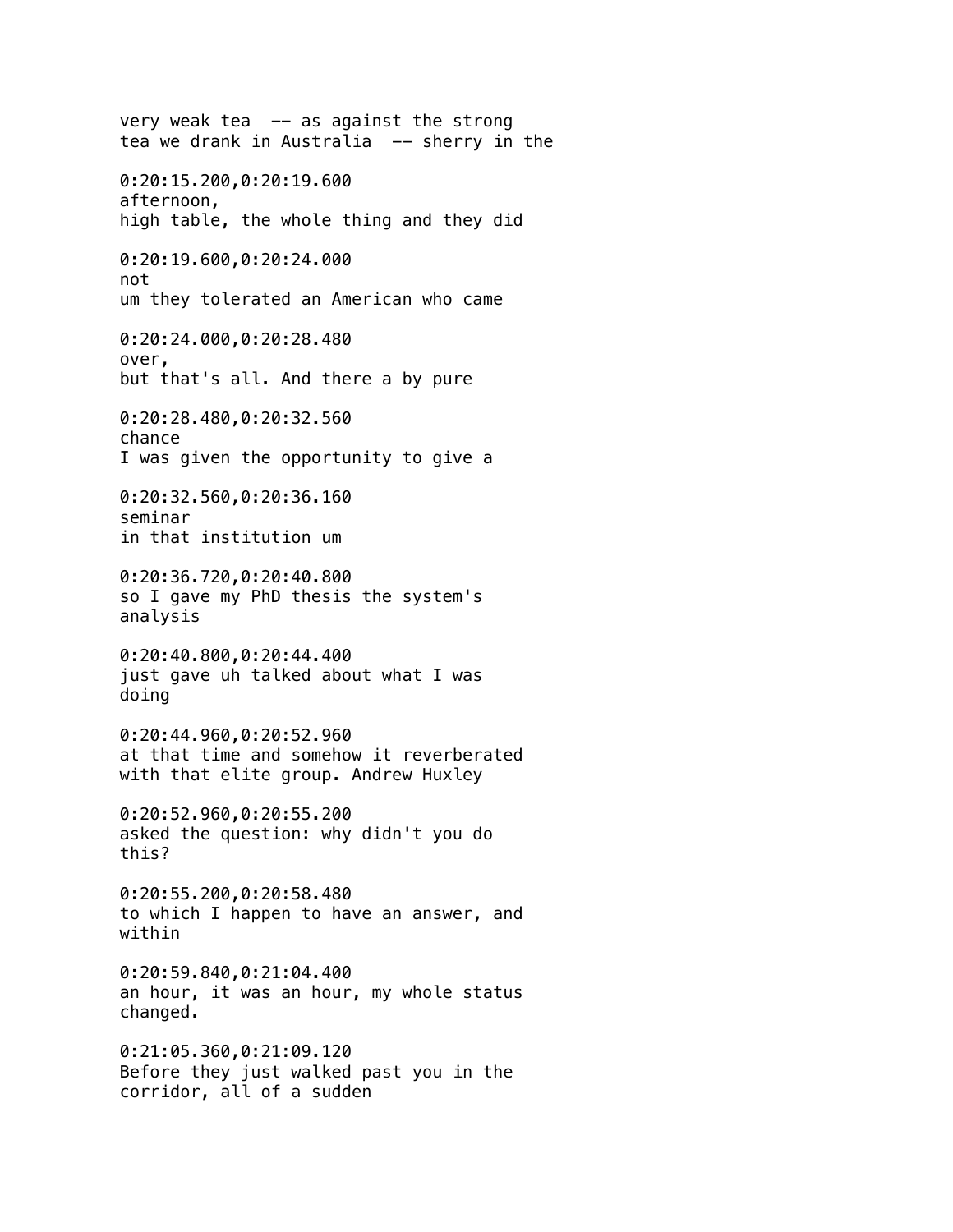very weak tea  -- as against the strong
tea we drank in Australia  -- sherry in the

0:20:15.200,0:20:19.600
afternoon,
high table, the whole thing and they did

0:20:19.600,0:20:24.000
not
um they tolerated an American who came

0:20:24.000,0:20:28.480
over,
but that's all. And there a by pure

0:20:28.480,0:20:32.560
chance
I was given the opportunity to give a

0:20:32.560,0:20:36.160
seminar
in that institution um

0:20:36.720,0:20:40.800
so I gave my PhD thesis the system's
analysis

0:20:40.800,0:20:44.400
just gave uh talked about what I was
doing

0:20:44.960,0:20:52.960
at that time and somehow it reverberated
with that elite group. Andrew Huxley

0:20:52.960,0:20:55.200
asked the question: why didn't you do
this?

0:20:55.200,0:20:58.480
to which I happen to have an answer, and
within

0:20:59.840,0:21:04.400
an hour, it was an hour, my whole status
changed.

0:21:05.360,0:21:09.120
Before they just walked past you in the
corridor, all of a sudden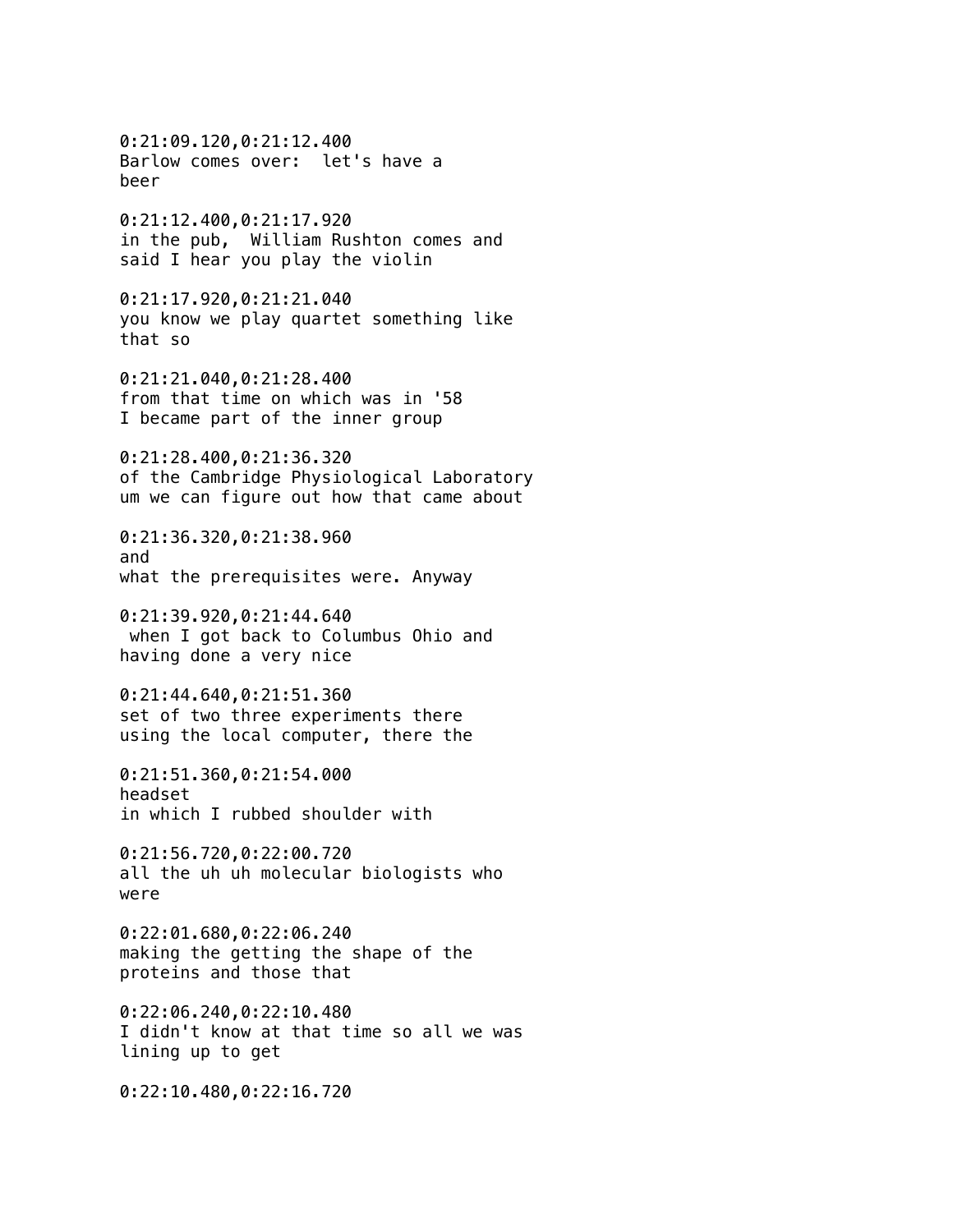0:21:09.120,0:21:12.400
Barlow comes over:  let's have a
beer

0:21:12.400,0:21:17.920
in the pub,  William Rushton comes and
said I hear you play the violin

0:21:17.920,0:21:21.040
you know we play quartet something like
that so

0:21:21.040,0:21:28.400
from that time on which was in '58
I became part of the inner group

0:21:28.400,0:21:36.320
of the Cambridge Physiological Laboratory
um we can figure out how that came about

0:21:36.320,0:21:38.960
and
what the prerequisites were. Anyway

0:21:39.920,0:21:44.640
 when I got back to Columbus Ohio and
having done a very nice

0:21:44.640,0:21:51.360
set of two three experiments there
using the local computer, there the

0:21:51.360,0:21:54.000
headset
in which I rubbed shoulder with

0:21:56.720,0:22:00.720
all the uh uh molecular biologists who
were

0:22:01.680,0:22:06.240
making the getting the shape of the
proteins and those that

0:22:06.240,0:22:10.480
I didn't know at that time so all we was
lining up to get

0:22:10.480,0:22:16.720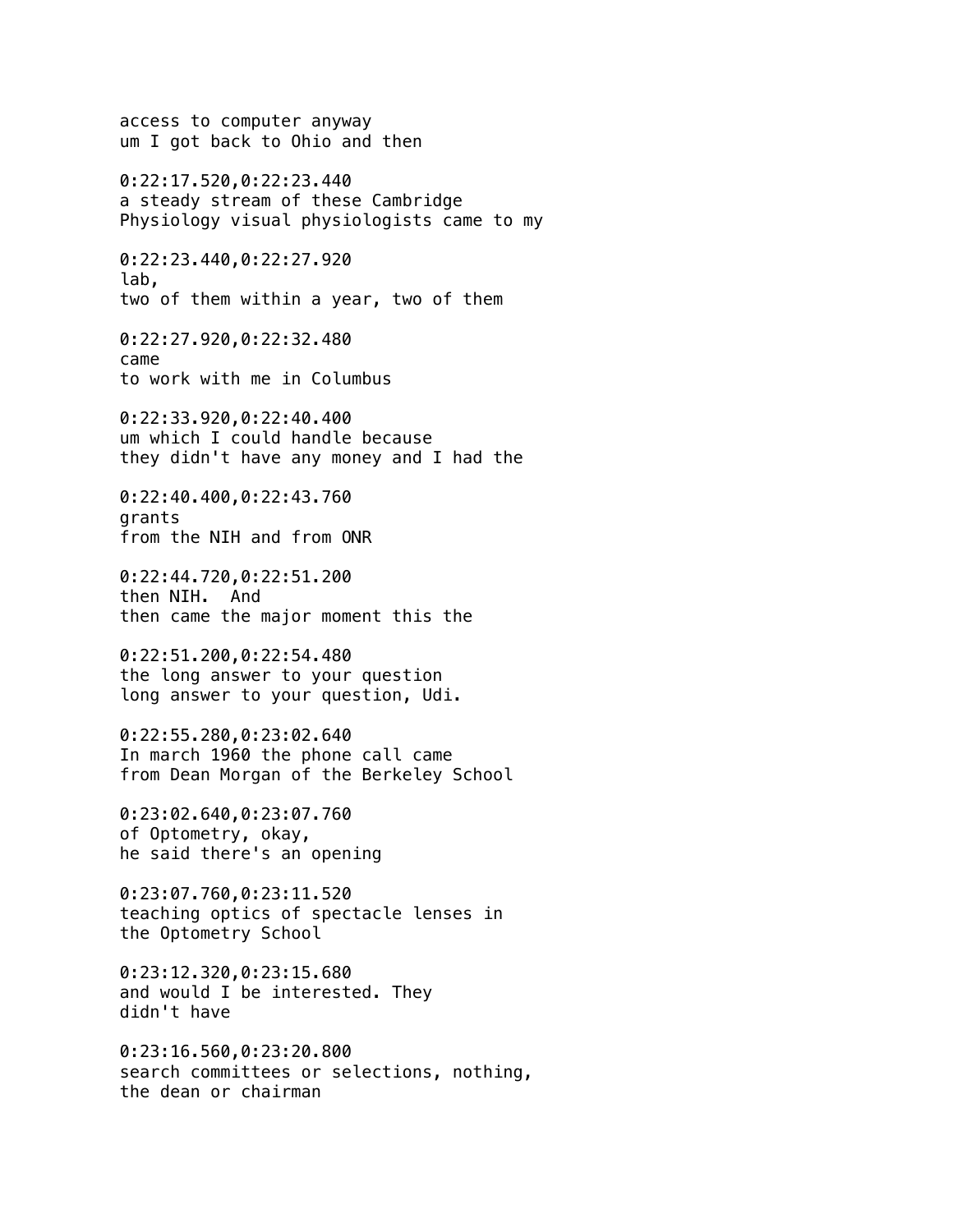access to computer anyway
um I got back to Ohio and then

0:22:17.520,0:22:23.440
a steady stream of these Cambridge
Physiology visual physiologists came to my

0:22:23.440,0:22:27.920
lab,
two of them within a year, two of them

0:22:27.920,0:22:32.480
came
to work with me in Columbus

0:22:33.920,0:22:40.400
um which I could handle because
they didn't have any money and I had the

0:22:40.400,0:22:43.760
grants
from the NIH and from ONR

0:22:44.720,0:22:51.200
then NIH.  And
then came the major moment this the

0:22:51.200,0:22:54.480
the long answer to your question
long answer to your question, Udi.

0:22:55.280,0:23:02.640
In march 1960 the phone call came
from Dean Morgan of the Berkeley School

0:23:02.640,0:23:07.760
of Optometry, okay,
he said there's an opening

0:23:07.760,0:23:11.520
teaching optics of spectacle lenses in
the Optometry School

0:23:12.320,0:23:15.680
and would I be interested. They
didn't have

0:23:16.560,0:23:20.800
search committees or selections, nothing,
the dean or chairman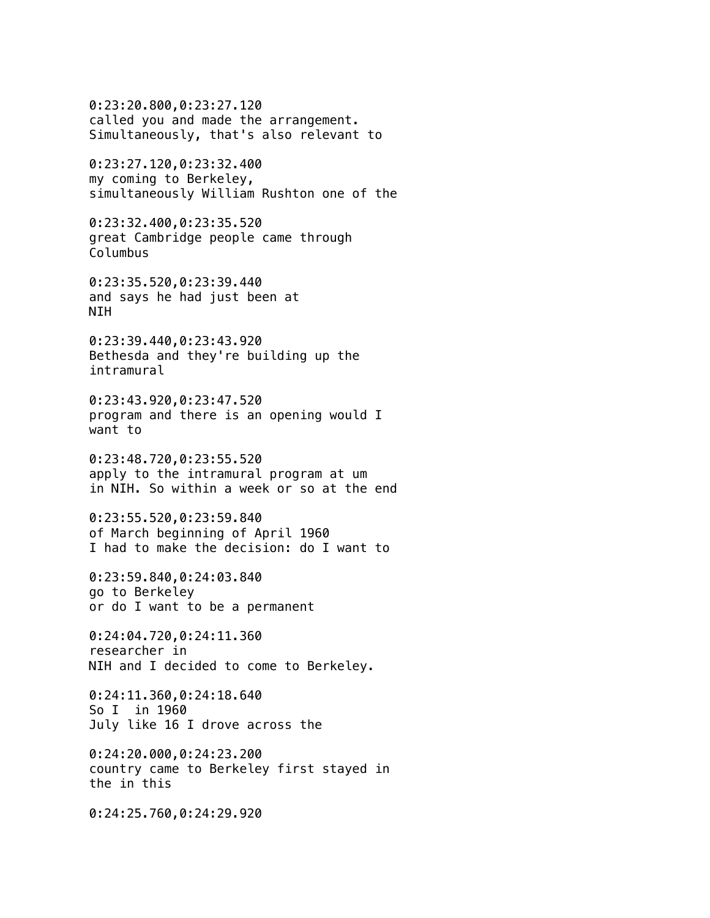0:23:20.800,0:23:27.120
called you and made the arrangement.
Simultaneously, that's also relevant to

0:23:27.120,0:23:32.400
my coming to Berkeley,
simultaneously William Rushton one of the

0:23:32.400,0:23:35.520
great Cambridge people came through
Columbus

0:23:35.520,0:23:39.440
and says he had just been at
NIH

0:23:39.440,0:23:43.920
Bethesda and they're building up the
intramural

0:23:43.920,0:23:47.520
program and there is an opening would I
want to

0:23:48.720,0:23:55.520
apply to the intramural program at um
in NIH. So within a week or so at the end

0:23:55.520,0:23:59.840
of March beginning of April 1960
I had to make the decision: do I want to

0:23:59.840,0:24:03.840
go to Berkeley
or do I want to be a permanent

0:24:04.720,0:24:11.360
researcher in
NIH and I decided to come to Berkeley.

0:24:11.360,0:24:18.640
So I  in 1960
July like 16 I drove across the

0:24:20.000,0:24:23.200
country came to Berkeley first stayed in
the in this

0:24:25.760,0:24:29.920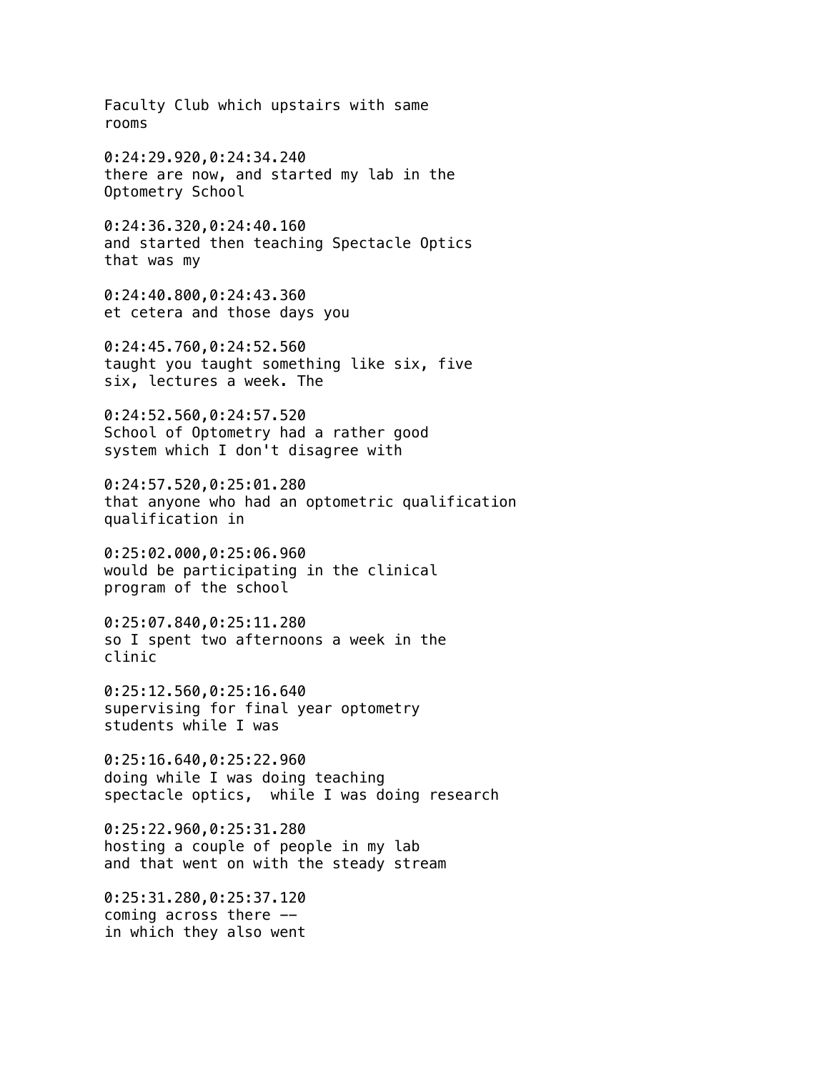Faculty Club which upstairs with same
rooms

0:24:29.920,0:24:34.240
there are now, and started my lab in the
Optometry School

0:24:36.320,0:24:40.160
and started then teaching Spectacle Optics
that was my

0:24:40.800,0:24:43.360
et cetera and those days you

0:24:45.760,0:24:52.560
taught you taught something like six, five
six, lectures a week. The

0:24:52.560,0:24:57.520
School of Optometry had a rather good
system which I don't disagree with

0:24:57.520,0:25:01.280
that anyone who had an optometric qualification
qualification in

0:25:02.000,0:25:06.960
would be participating in the clinical
program of the school

0:25:07.840,0:25:11.280
so I spent two afternoons a week in the
clinic

0:25:12.560,0:25:16.640
supervising for final year optometry
students while I was

0:25:16.640,0:25:22.960
doing while I was doing teaching
spectacle optics,  while I was doing research

0:25:22.960,0:25:31.280
hosting a couple of people in my lab
and that went on with the steady stream

0:25:31.280,0:25:37.120
coming across there --
in which they also went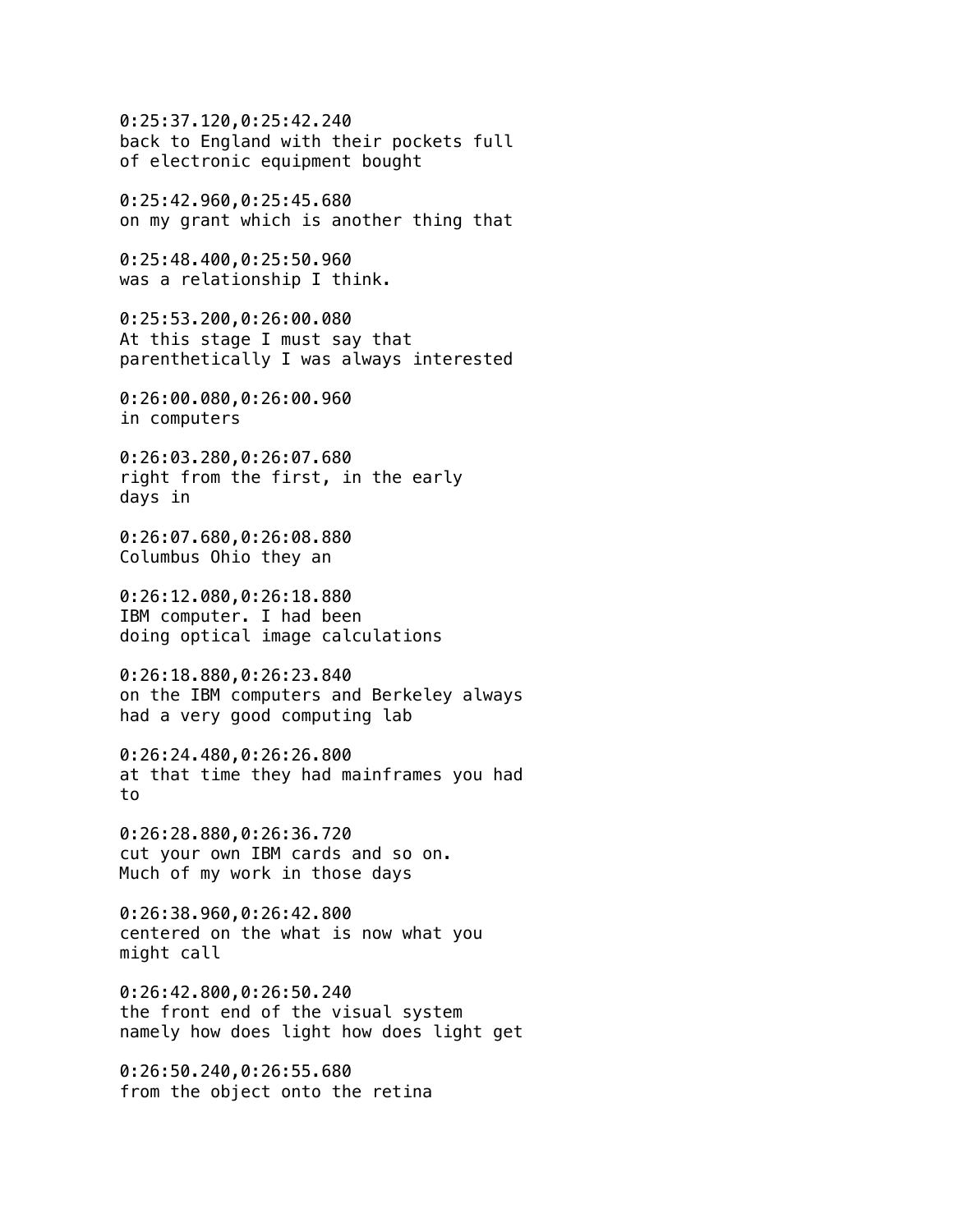0:25:37.120,0:25:42.240
back to England with their pockets full
of electronic equipment bought

0:25:42.960,0:25:45.680
on my grant which is another thing that

0:25:48.400,0:25:50.960
was a relationship I think.

0:25:53.200,0:26:00.080
At this stage I must say that
parenthetically I was always interested

0:26:00.080,0:26:00.960
in computers

0:26:03.280,0:26:07.680
right from the first, in the early
days in

0:26:07.680,0:26:08.880
Columbus Ohio they an

0:26:12.080,0:26:18.880
IBM computer. I had been
doing optical image calculations

0:26:18.880,0:26:23.840
on the IBM computers and Berkeley always
had a very good computing lab

0:26:24.480,0:26:26.800
at that time they had mainframes you had
to

0:26:28.880,0:26:36.720
cut your own IBM cards and so on.
Much of my work in those days

0:26:38.960,0:26:42.800
centered on the what is now what you
might call

0:26:42.800,0:26:50.240
the front end of the visual system
namely how does light how does light get

0:26:50.240,0:26:55.680
from the object onto the retina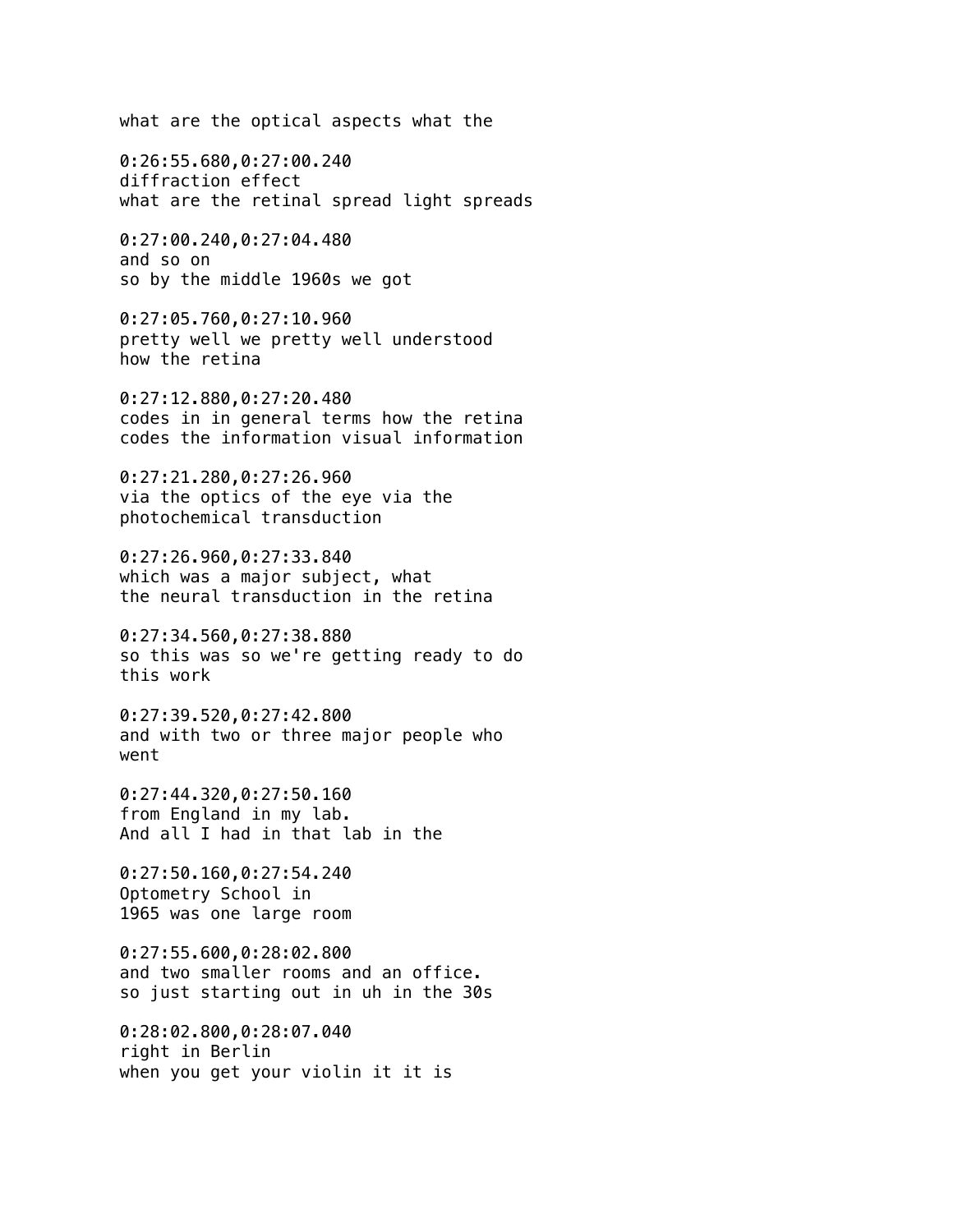what are the optical aspects what the

0:26:55.680,0:27:00.240
diffraction effect
what are the retinal spread light spreads

0:27:00.240,0:27:04.480
and so on
so by the middle 1960s we got

0:27:05.760,0:27:10.960
pretty well we pretty well understood
how the retina

0:27:12.880,0:27:20.480
codes in in general terms how the retina
codes the information visual information

0:27:21.280,0:27:26.960
via the optics of the eye via the
photochemical transduction

0:27:26.960,0:27:33.840
which was a major subject, what
the neural transduction in the retina

0:27:34.560,0:27:38.880
so this was so we're getting ready to do
this work

0:27:39.520,0:27:42.800
and with two or three major people who
went

0:27:44.320,0:27:50.160
from England in my lab.
And all I had in that lab in the

0:27:50.160,0:27:54.240
Optometry School in
1965 was one large room

0:27:55.600,0:28:02.800
and two smaller rooms and an office.
so just starting out in uh in the 30s

0:28:02.800,0:28:07.040
right in Berlin
when you get your violin it it is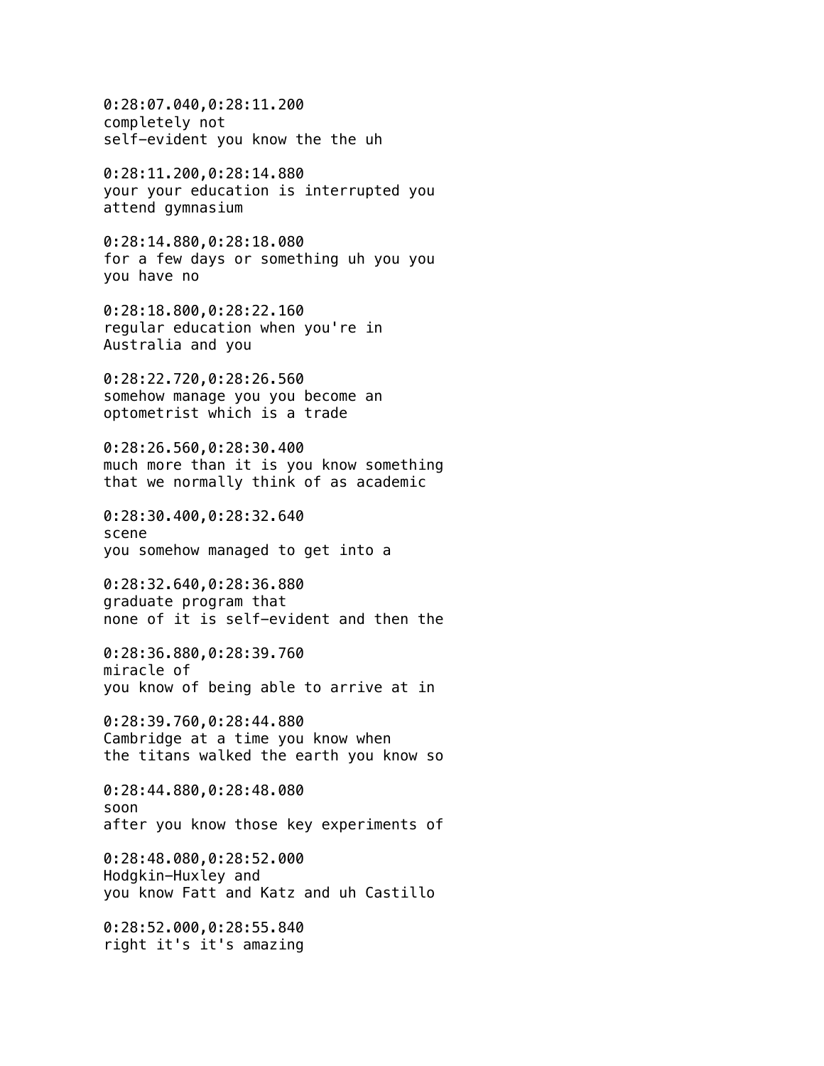0:28:07.040,0:28:11.200
completely not
self-evident you know the the uh

0:28:11.200,0:28:14.880
your your education is interrupted you
attend gymnasium

0:28:14.880,0:28:18.080
for a few days or something uh you you
you have no

0:28:18.800,0:28:22.160
regular education when you're in
Australia and you

0:28:22.720,0:28:26.560
somehow manage you you become an
optometrist which is a trade

0:28:26.560,0:28:30.400
much more than it is you know something
that we normally think of as academic

0:28:30.400,0:28:32.640
scene
you somehow managed to get into a

0:28:32.640,0:28:36.880
graduate program that
none of it is self-evident and then the

0:28:36.880,0:28:39.760
miracle of
you know of being able to arrive at in

0:28:39.760,0:28:44.880
Cambridge at a time you know when
the titans walked the earth you know so

0:28:44.880,0:28:48.080
soon
after you know those key experiments of

0:28:48.080,0:28:52.000
Hodgkin-Huxley and
you know Fatt and Katz and uh Castillo

0:28:52.000,0:28:55.840
right it's it's amazing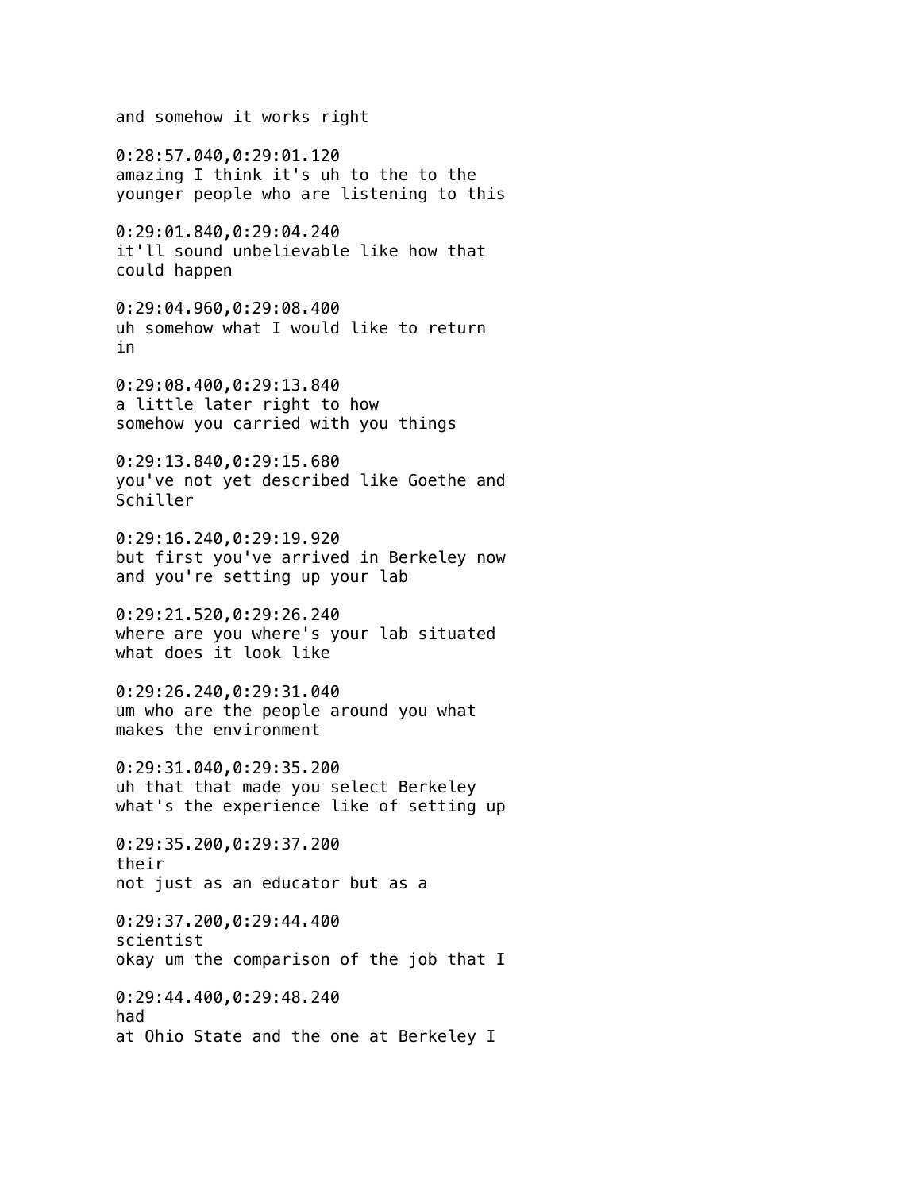and somehow it works right

0:28:57.040,0:29:01.120
amazing I think it's uh to the to the
younger people who are listening to this

0:29:01.840,0:29:04.240
it'll sound unbelievable like how that
could happen

0:29:04.960,0:29:08.400
uh somehow what I would like to return
in

0:29:08.400,0:29:13.840
a little later right to how
somehow you carried with you things

0:29:13.840,0:29:15.680
you've not yet described like Goethe and
Schiller

0:29:16.240,0:29:19.920
but first you've arrived in Berkeley now
and you're setting up your lab

0:29:21.520,0:29:26.240
where are you where's your lab situated
what does it look like

0:29:26.240,0:29:31.040
um who are the people around you what
makes the environment

0:29:31.040,0:29:35.200
uh that that made you select Berkeley
what's the experience like of setting up

0:29:35.200,0:29:37.200
their
not just as an educator but as a

0:29:37.200,0:29:44.400
scientist
okay um the comparison of the job that I

0:29:44.400,0:29:48.240
had
at Ohio State and the one at Berkeley I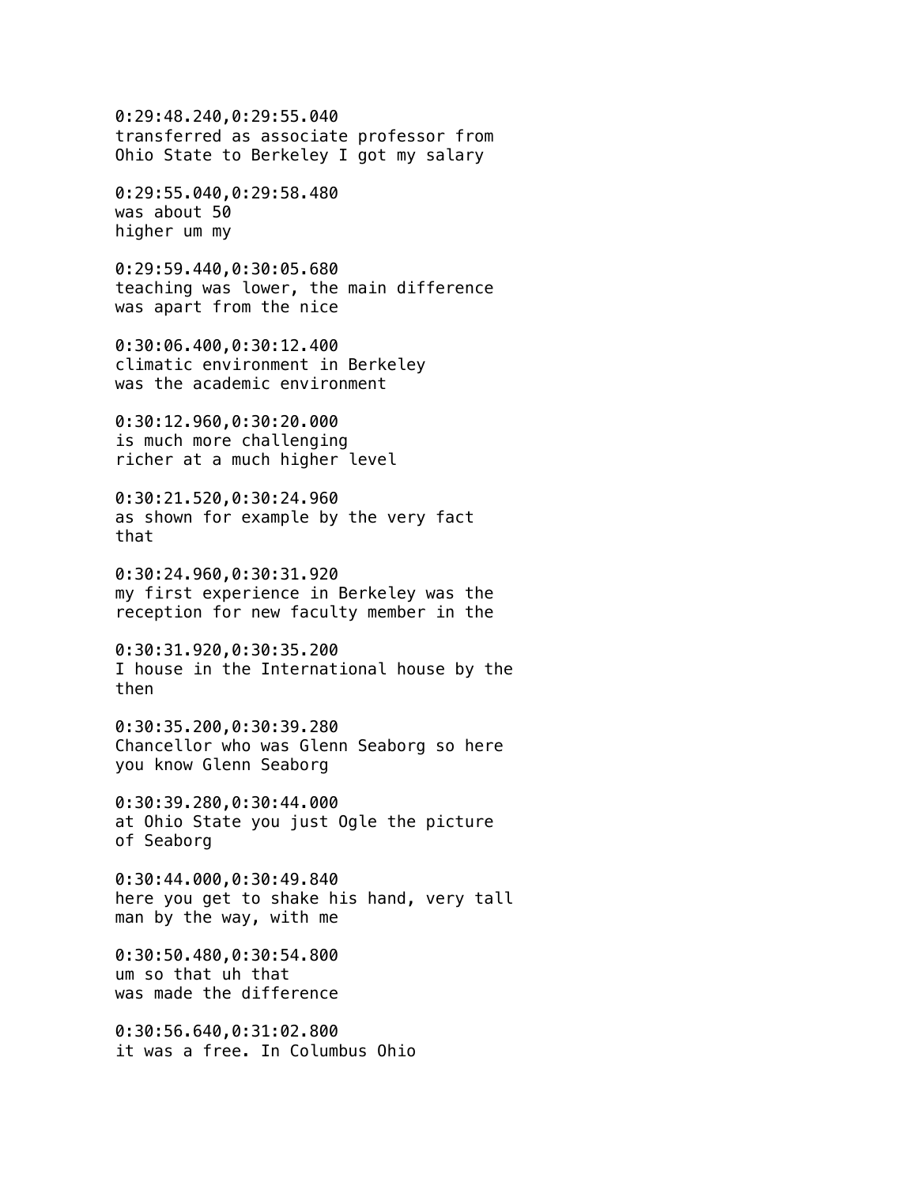0:29:48.240,0:29:55.040
transferred as associate professor from
Ohio State to Berkeley I got my salary

0:29:55.040,0:29:58.480
was about 50
higher um my

0:29:59.440,0:30:05.680
teaching was lower, the main difference
was apart from the nice

0:30:06.400,0:30:12.400
climatic environment in Berkeley
was the academic environment

0:30:12.960,0:30:20.000
is much more challenging
richer at a much higher level

0:30:21.520,0:30:24.960
as shown for example by the very fact
that

0:30:24.960,0:30:31.920
my first experience in Berkeley was the
reception for new faculty member in the

0:30:31.920,0:30:35.200
I house in the International house by the
then

0:30:35.200,0:30:39.280
Chancellor who was Glenn Seaborg so here
you know Glenn Seaborg

0:30:39.280,0:30:44.000
at Ohio State you just Ogle the picture
of Seaborg

0:30:44.000,0:30:49.840
here you get to shake his hand, very tall
man by the way, with me

0:30:50.480,0:30:54.800
um so that uh that
was made the difference

0:30:56.640,0:31:02.800
it was a free. In Columbus Ohio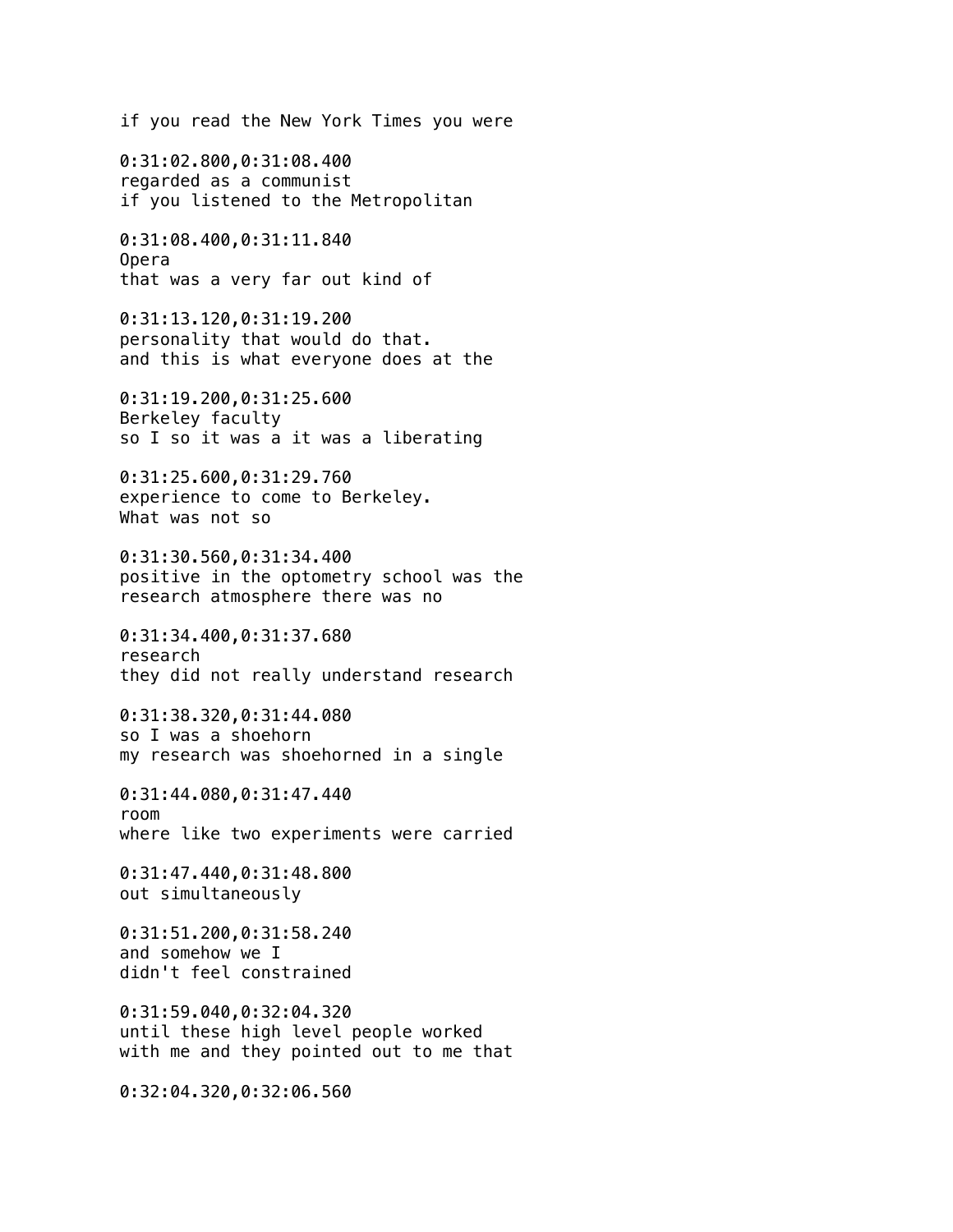if you read the New York Times you were

0:31:02.800,0:31:08.400
regarded as a communist
if you listened to the Metropolitan

0:31:08.400,0:31:11.840
Opera
that was a very far out kind of

0:31:13.120,0:31:19.200
personality that would do that.
and this is what everyone does at the

0:31:19.200,0:31:25.600
Berkeley faculty
so I so it was a it was a liberating

0:31:25.600,0:31:29.760
experience to come to Berkeley.
What was not so

0:31:30.560,0:31:34.400
positive in the optometry school was the
research atmosphere there was no

0:31:34.400,0:31:37.680
research
they did not really understand research

0:31:38.320,0:31:44.080
so I was a shoehorn
my research was shoehorned in a single

0:31:44.080,0:31:47.440
room
where like two experiments were carried

0:31:47.440,0:31:48.800
out simultaneously

0:31:51.200,0:31:58.240
and somehow we I
didn't feel constrained

0:31:59.040,0:32:04.320
until these high level people worked
with me and they pointed out to me that

0:32:04.320,0:32:06.560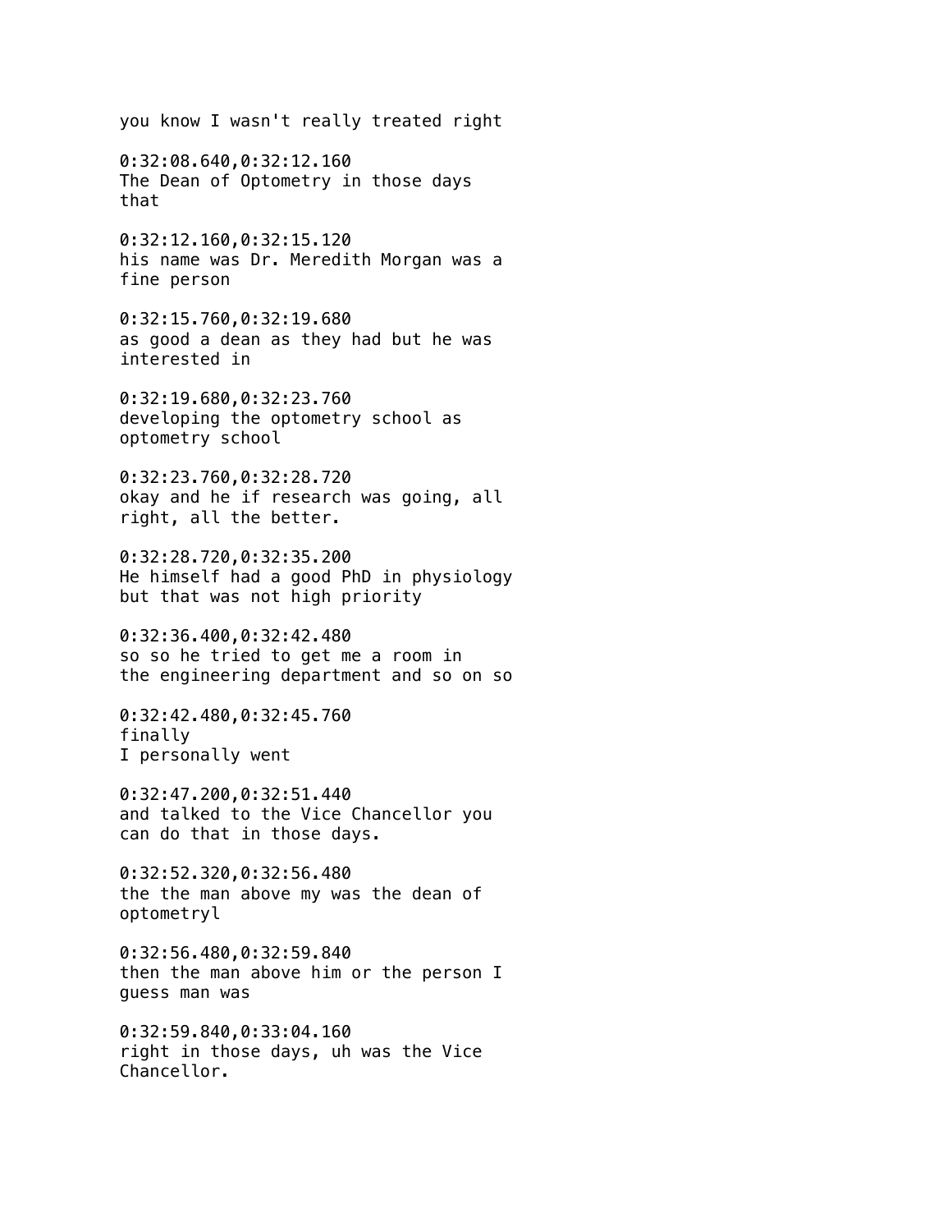you know I wasn't really treated right

0:32:08.640,0:32:12.160
The Dean of Optometry in those days that

0:32:12.160,0:32:15.120
his name was Dr. Meredith Morgan was a fine person

0:32:15.760,0:32:19.680
as good a dean as they had but he was interested in

0:32:19.680,0:32:23.760
developing the optometry school as optometry school

0:32:23.760,0:32:28.720
okay and he if research was going, all right, all the better.

0:32:28.720,0:32:35.200
He himself had a good PhD in physiology but that was not high priority

0:32:36.400,0:32:42.480
so so he tried to get me a room in the engineering department and so on so

0:32:42.480,0:32:45.760
finally
I personally went

0:32:47.200,0:32:51.440
and talked to the Vice Chancellor you can do that in those days.

0:32:52.320,0:32:56.480
the the man above my was the dean of optometryl

0:32:56.480,0:32:59.840
then the man above him or the person I guess man was

0:32:59.840,0:33:04.160
right in those days, uh was the Vice Chancellor.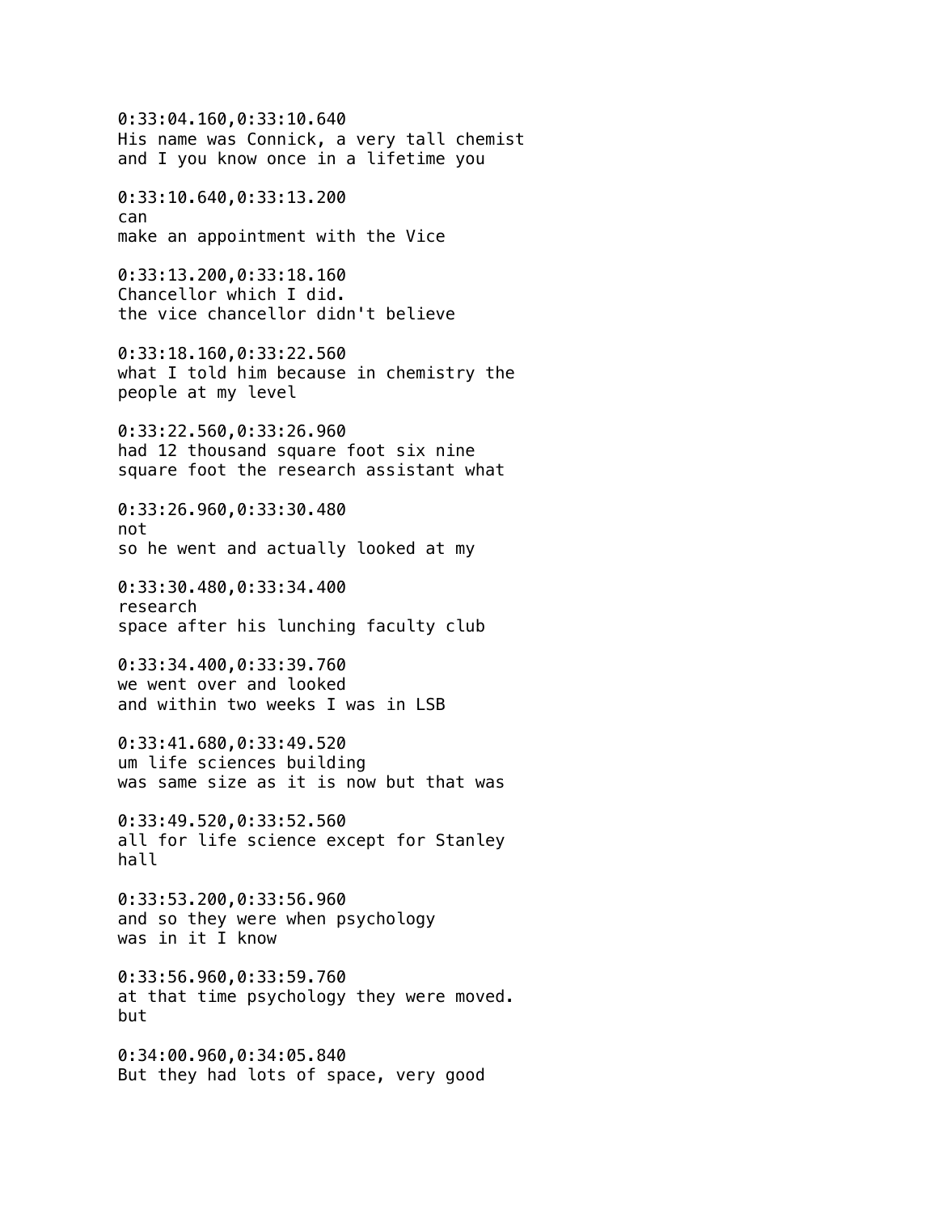0:33:04.160,0:33:10.640
His name was Connick, a very tall chemist
and I you know once in a lifetime you

0:33:10.640,0:33:13.200
can
make an appointment with the Vice

0:33:13.200,0:33:18.160
Chancellor which I did.
the vice chancellor didn't believe

0:33:18.160,0:33:22.560
what I told him because in chemistry the
people at my level

0:33:22.560,0:33:26.960
had 12 thousand square foot six nine
square foot the research assistant what

0:33:26.960,0:33:30.480
not
so he went and actually looked at my

0:33:30.480,0:33:34.400
research
space after his lunching faculty club

0:33:34.400,0:33:39.760
we went over and looked
and within two weeks I was in LSB

0:33:41.680,0:33:49.520
um life sciences building
was same size as it is now but that was

0:33:49.520,0:33:52.560
all for life science except for Stanley
hall

0:33:53.200,0:33:56.960
and so they were when psychology
was in it I know

0:33:56.960,0:33:59.760
at that time psychology they were moved.
but

0:34:00.960,0:34:05.840
But they had lots of space, very good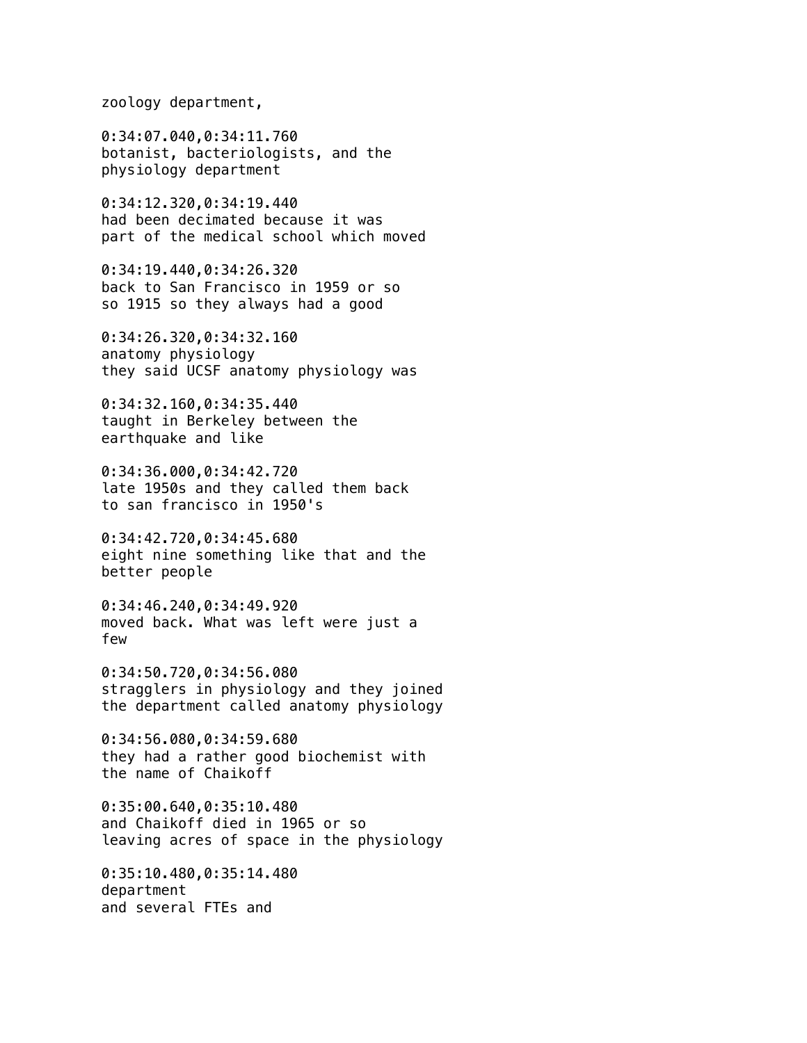zoology department,

0:34:07.040,0:34:11.760
botanist, bacteriologists, and the
physiology department

0:34:12.320,0:34:19.440
had been decimated because it was
part of the medical school which moved

0:34:19.440,0:34:26.320
back to San Francisco in 1959 or so
so 1915 so they always had a good

0:34:26.320,0:34:32.160
anatomy physiology
they said UCSF anatomy physiology was

0:34:32.160,0:34:35.440
taught in Berkeley between the
earthquake and like

0:34:36.000,0:34:42.720
late 1950s and they called them back
to san francisco in 1950's

0:34:42.720,0:34:45.680
eight nine something like that and the
better people

0:34:46.240,0:34:49.920
moved back. What was left were just a
few

0:34:50.720,0:34:56.080
stragglers in physiology and they joined
the department called anatomy physiology

0:34:56.080,0:34:59.680
they had a rather good biochemist with
the name of Chaikoff

0:35:00.640,0:35:10.480
and Chaikoff died in 1965 or so
leaving acres of space in the physiology

0:35:10.480,0:35:14.480
department
and several FTEs and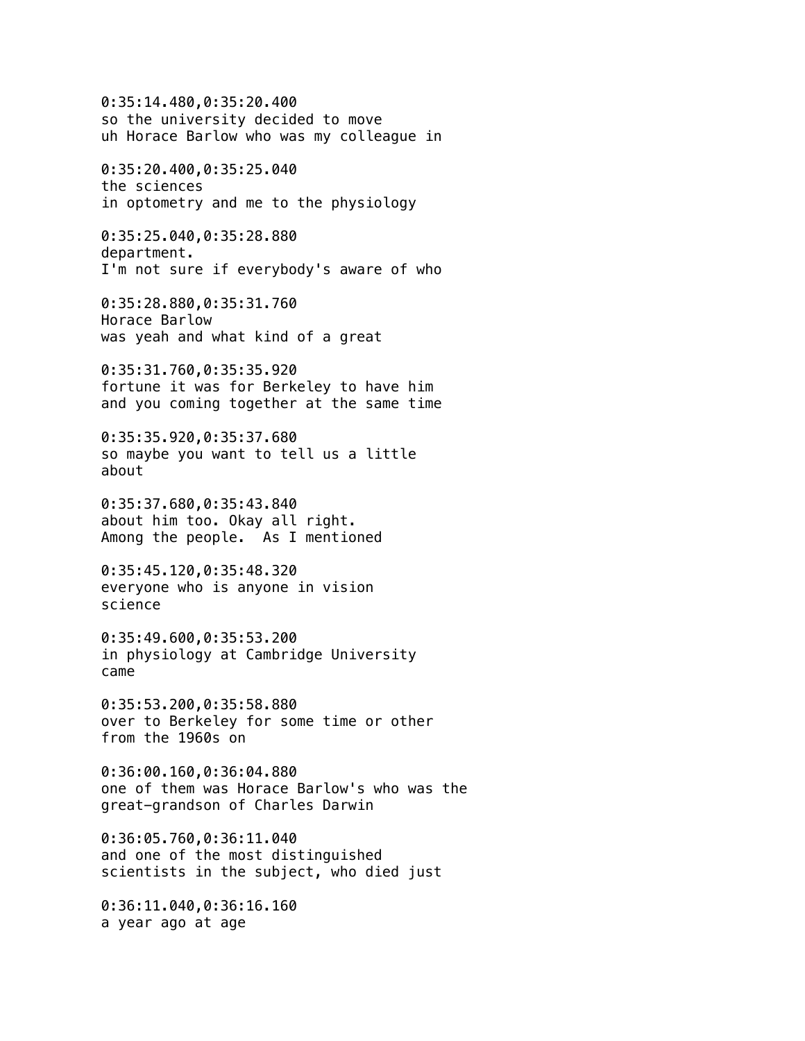0:35:14.480,0:35:20.400
so the university decided to move
uh Horace Barlow who was my colleague in

0:35:20.400,0:35:25.040
the sciences
in optometry and me to the physiology

0:35:25.040,0:35:28.880
department.
I'm not sure if everybody's aware of who

0:35:28.880,0:35:31.760
Horace Barlow
was yeah and what kind of a great

0:35:31.760,0:35:35.920
fortune it was for Berkeley to have him
and you coming together at the same time

0:35:35.920,0:35:37.680
so maybe you want to tell us a little
about

0:35:37.680,0:35:43.840
about him too. Okay all right.
Among the people.  As I mentioned

0:35:45.120,0:35:48.320
everyone who is anyone in vision
science

0:35:49.600,0:35:53.200
in physiology at Cambridge University
came

0:35:53.200,0:35:58.880
over to Berkeley for some time or other
from the 1960s on

0:36:00.160,0:36:04.880
one of them was Horace Barlow's who was the
great-grandson of Charles Darwin

0:36:05.760,0:36:11.040
and one of the most distinguished
scientists in the subject, who died just

0:36:11.040,0:36:16.160
a year ago at age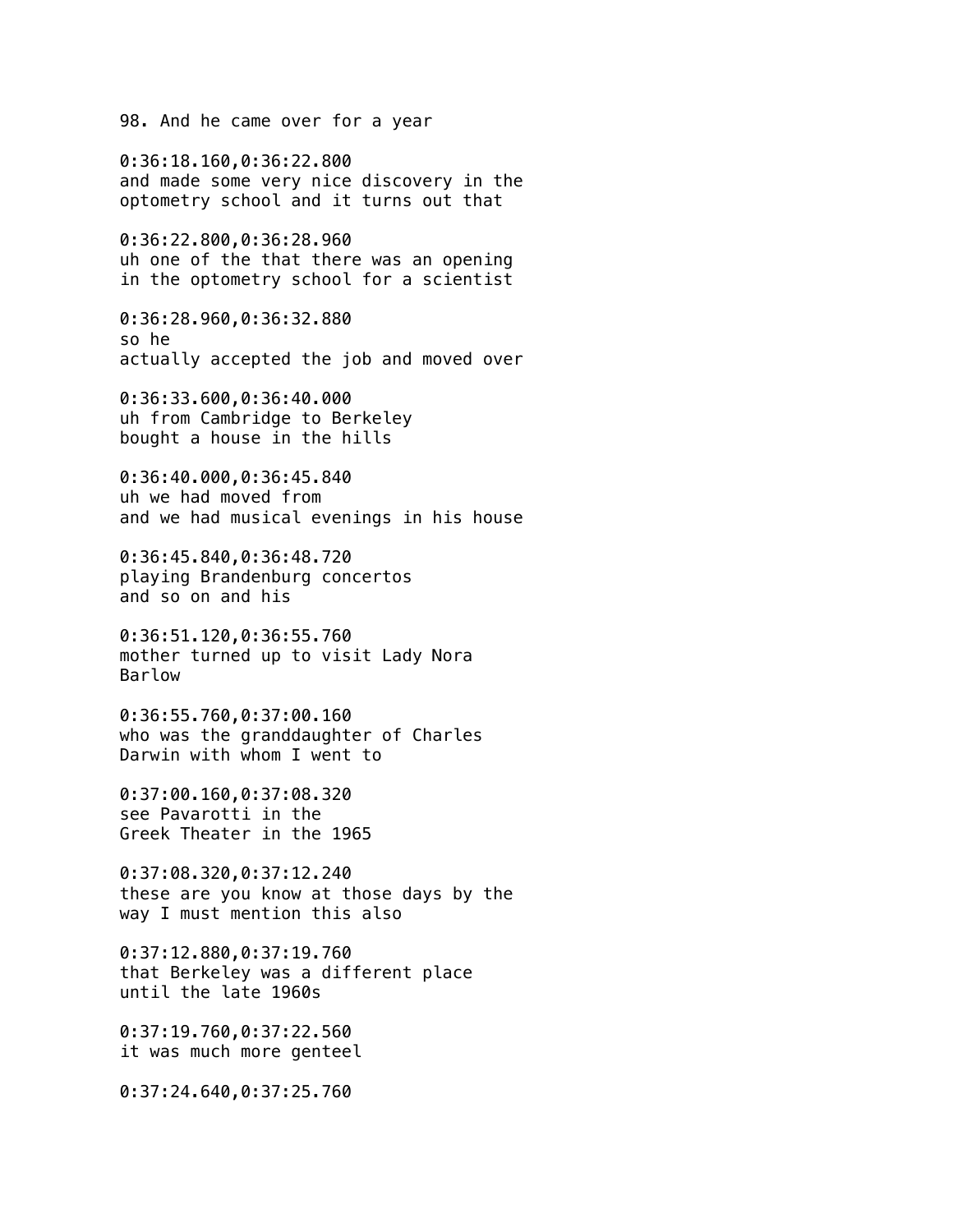98. And he came over for a year

0:36:18.160,0:36:22.800
and made some very nice discovery in the
optometry school and it turns out that

0:36:22.800,0:36:28.960
uh one of the that there was an opening
in the optometry school for a scientist

0:36:28.960,0:36:32.880
so he
actually accepted the job and moved over

0:36:33.600,0:36:40.000
uh from Cambridge to Berkeley
bought a house in the hills

0:36:40.000,0:36:45.840
uh we had moved from
and we had musical evenings in his house

0:36:45.840,0:36:48.720
playing Brandenburg concertos
and so on and his

0:36:51.120,0:36:55.760
mother turned up to visit Lady Nora
Barlow

0:36:55.760,0:37:00.160
who was the granddaughter of Charles
Darwin with whom I went to

0:37:00.160,0:37:08.320
see Pavarotti in the
Greek Theater in the 1965

0:37:08.320,0:37:12.240
these are you know at those days by the
way I must mention this also

0:37:12.880,0:37:19.760
that Berkeley was a different place
until the late 1960s

0:37:19.760,0:37:22.560
it was much more genteel

0:37:24.640,0:37:25.760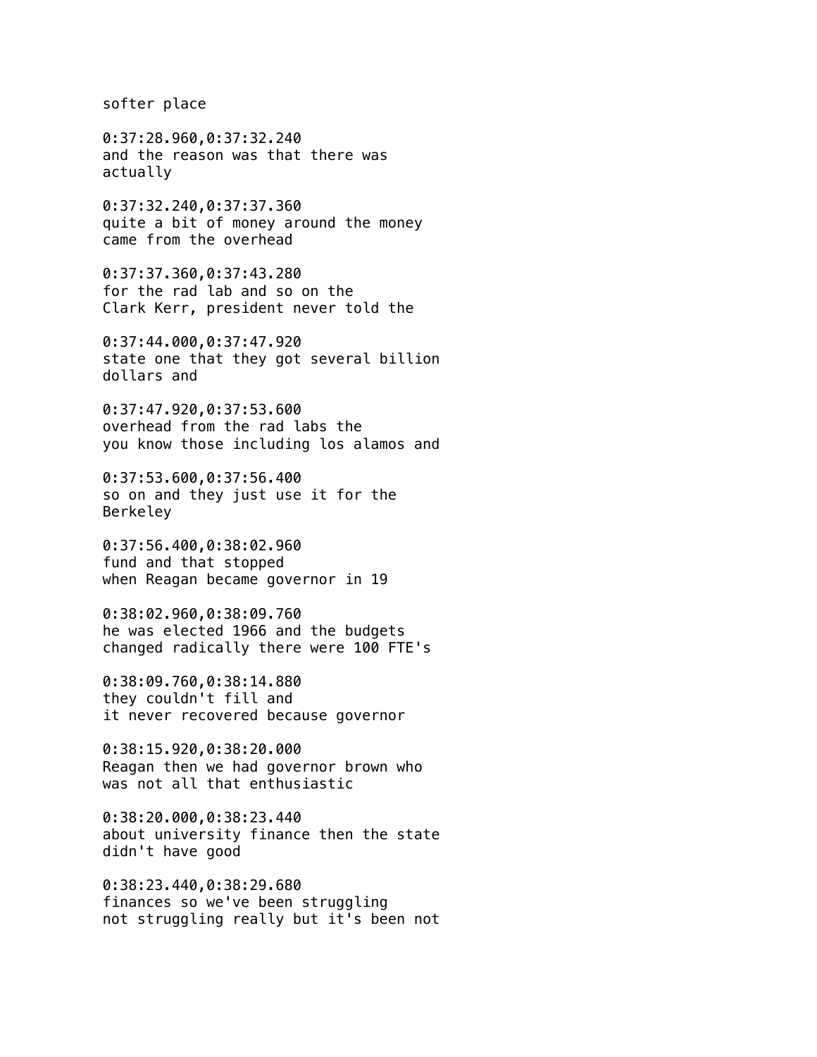softer place

0:37:28.960,0:37:32.240
and the reason was that there was
actually

0:37:32.240,0:37:37.360
quite a bit of money around the money
came from the overhead

0:37:37.360,0:37:43.280
for the rad lab and so on the
Clark Kerr, president never told the

0:37:44.000,0:37:47.920
state one that they got several billion
dollars and

0:37:47.920,0:37:53.600
overhead from the rad labs the
you know those including los alamos and

0:37:53.600,0:37:56.400
so on and they just use it for the
Berkeley

0:37:56.400,0:38:02.960
fund and that stopped
when Reagan became governor in 19

0:38:02.960,0:38:09.760
he was elected 1966 and the budgets
changed radically there were 100 FTE's

0:38:09.760,0:38:14.880
they couldn't fill and
it never recovered because governor

0:38:15.920,0:38:20.000
Reagan then we had governor brown who
was not all that enthusiastic

0:38:20.000,0:38:23.440
about university finance then the state
didn't have good

0:38:23.440,0:38:29.680
finances so we've been struggling
not struggling really but it's been not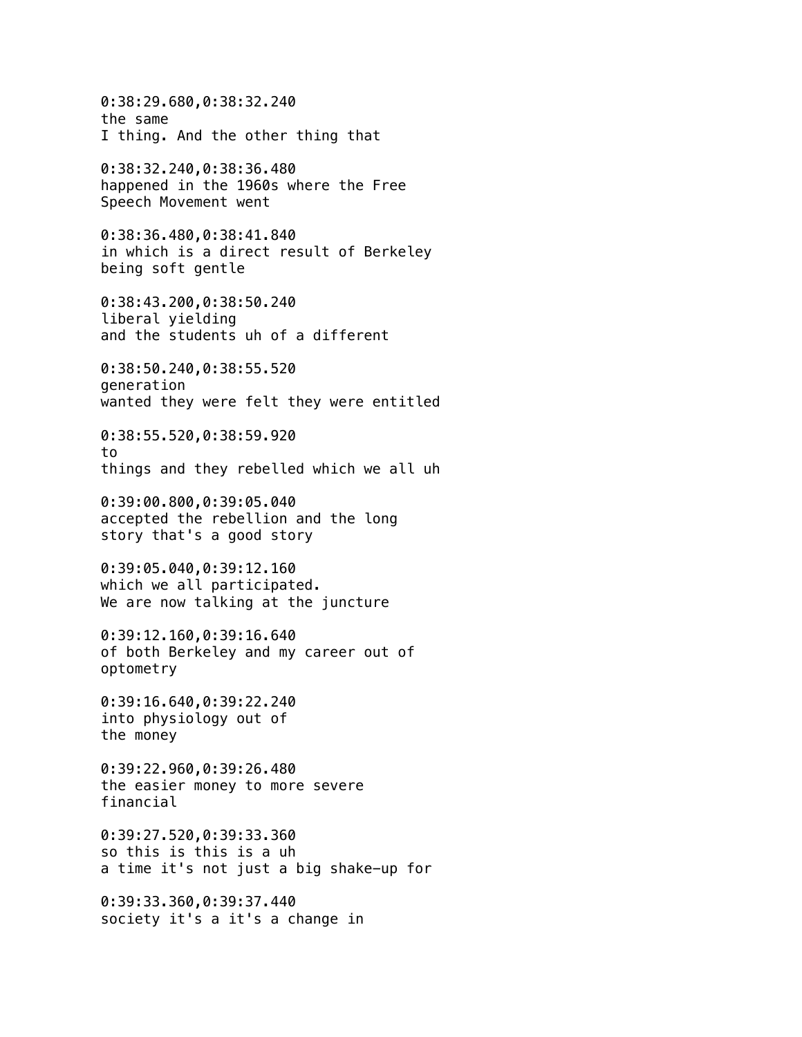0:38:29.680,0:38:32.240
the same
I thing. And the other thing that

0:38:32.240,0:38:36.480
happened in the 1960s where the Free
Speech Movement went

0:38:36.480,0:38:41.840
in which is a direct result of Berkeley
being soft gentle

0:38:43.200,0:38:50.240
liberal yielding
and the students uh of a different

0:38:50.240,0:38:55.520
generation
wanted they were felt they were entitled

0:38:55.520,0:38:59.920
to
things and they rebelled which we all uh

0:39:00.800,0:39:05.040
accepted the rebellion and the long
story that's a good story

0:39:05.040,0:39:12.160
which we all participated.
We are now talking at the juncture

0:39:12.160,0:39:16.640
of both Berkeley and my career out of
optometry

0:39:16.640,0:39:22.240
into physiology out of
the money

0:39:22.960,0:39:26.480
the easier money to more severe
financial

0:39:27.520,0:39:33.360
so this is this is a uh
a time it's not just a big shake-up for

0:39:33.360,0:39:37.440
society it's a it's a change in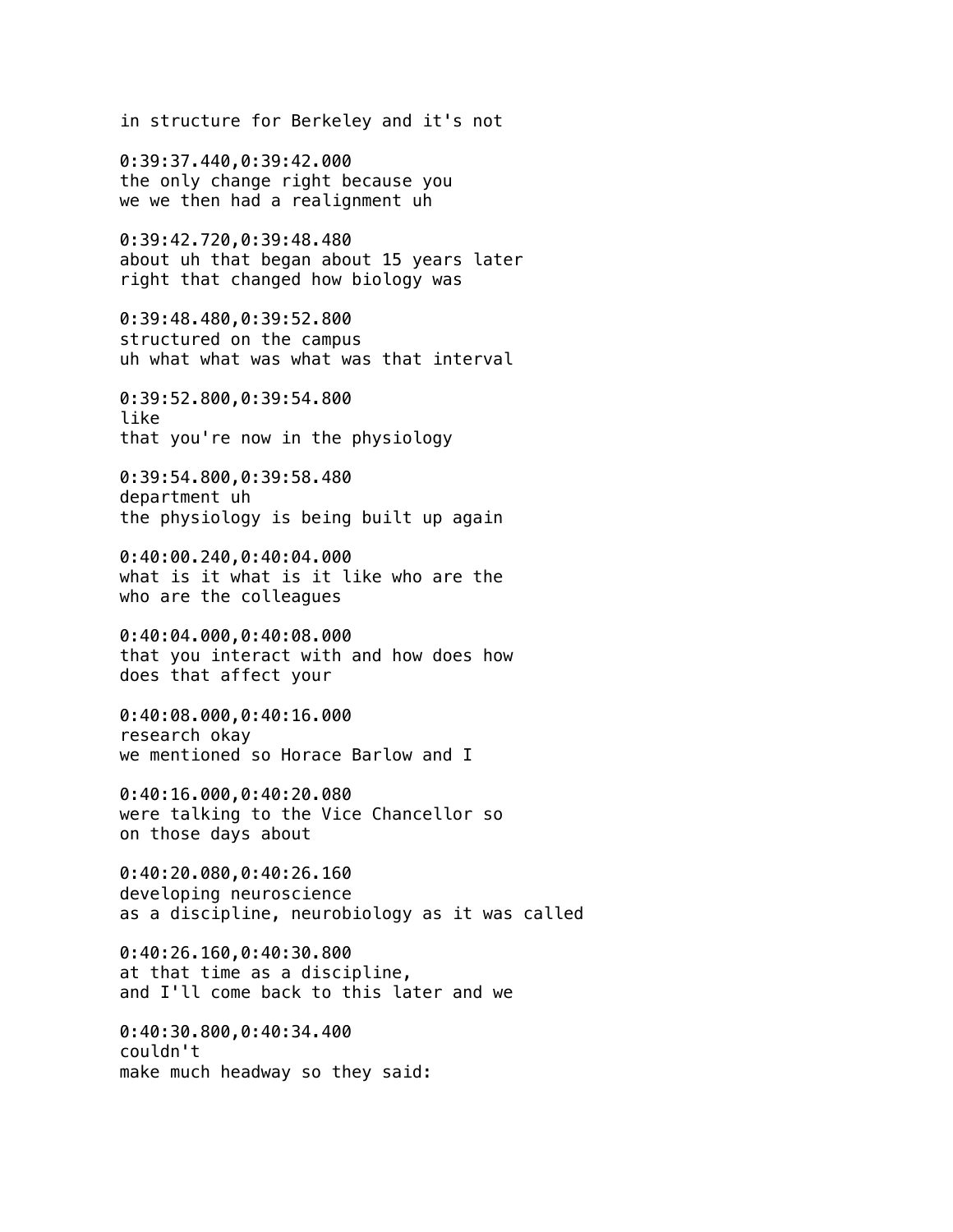in structure for Berkeley and it's not

0:39:37.440,0:39:42.000
the only change right because you
we we then had a realignment uh

0:39:42.720,0:39:48.480
about uh that began about 15 years later
right that changed how biology was

0:39:48.480,0:39:52.800
structured on the campus
uh what what was what was that interval

0:39:52.800,0:39:54.800
like
that you're now in the physiology

0:39:54.800,0:39:58.480
department uh
the physiology is being built up again

0:40:00.240,0:40:04.000
what is it what is it like who are the
who are the colleagues

0:40:04.000,0:40:08.000
that you interact with and how does how
does that affect your

0:40:08.000,0:40:16.000
research okay
we mentioned so Horace Barlow and I

0:40:16.000,0:40:20.080
were talking to the Vice Chancellor so
on those days about

0:40:20.080,0:40:26.160
developing neuroscience
as a discipline, neurobiology as it was called

0:40:26.160,0:40:30.800
at that time as a discipline,
and I'll come back to this later and we

0:40:30.800,0:40:34.400
couldn't
make much headway so they said: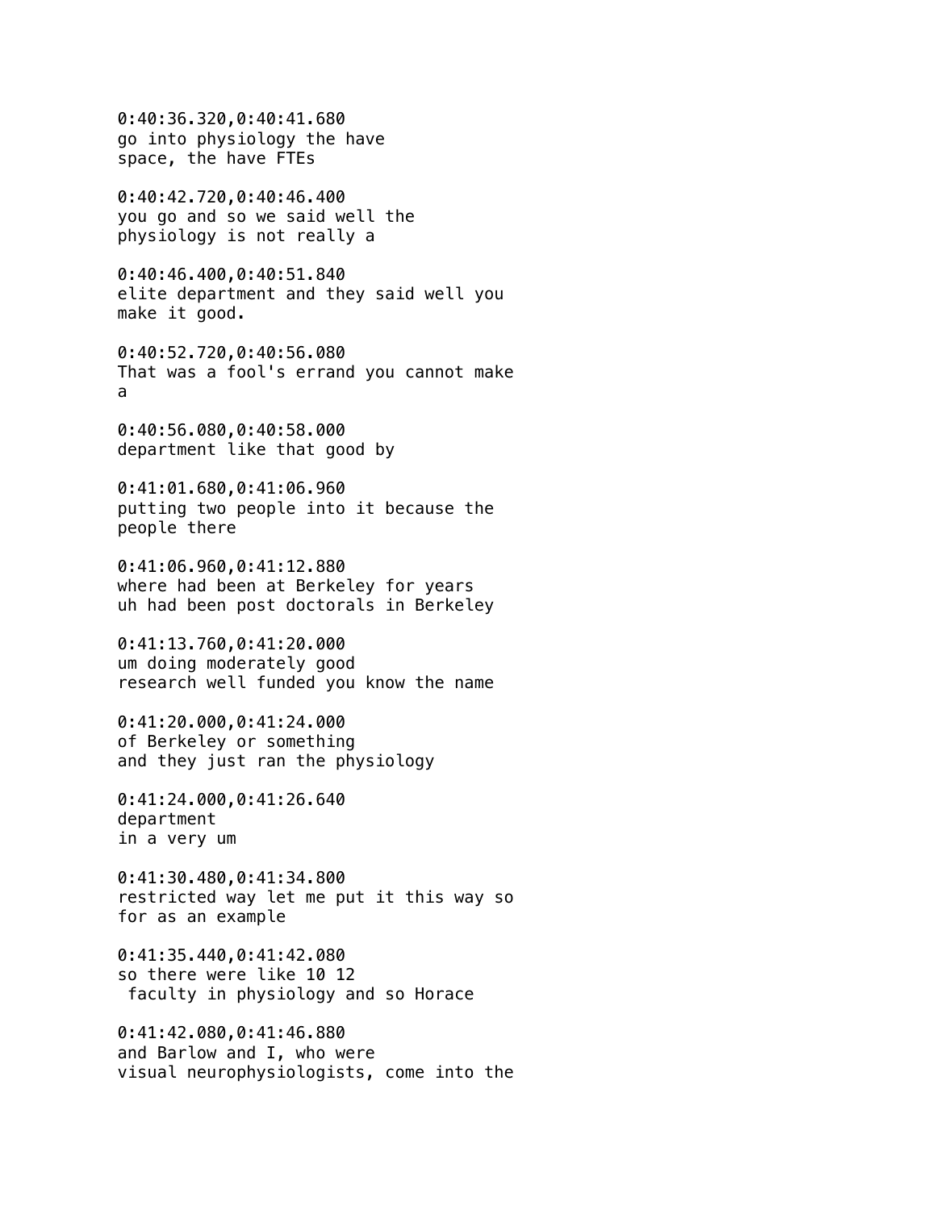0:40:36.320,0:40:41.680
go into physiology the have
space, the have FTEs

0:40:42.720,0:40:46.400
you go and so we said well the
physiology is not really a

0:40:46.400,0:40:51.840
elite department and they said well you
make it good.

0:40:52.720,0:40:56.080
That was a fool's errand you cannot make
a

0:40:56.080,0:40:58.000
department like that good by

0:41:01.680,0:41:06.960
putting two people into it because the
people there

0:41:06.960,0:41:12.880
where had been at Berkeley for years
uh had been post doctorals in Berkeley

0:41:13.760,0:41:20.000
um doing moderately good
research well funded you know the name

0:41:20.000,0:41:24.000
of Berkeley or something
and they just ran the physiology

0:41:24.000,0:41:26.640
department
in a very um

0:41:30.480,0:41:34.800
restricted way let me put it this way so
for as an example

0:41:35.440,0:41:42.080
so there were like 10 12
faculty in physiology and so Horace

0:41:42.080,0:41:46.880
and Barlow and I, who were
visual neurophysiologists, come into the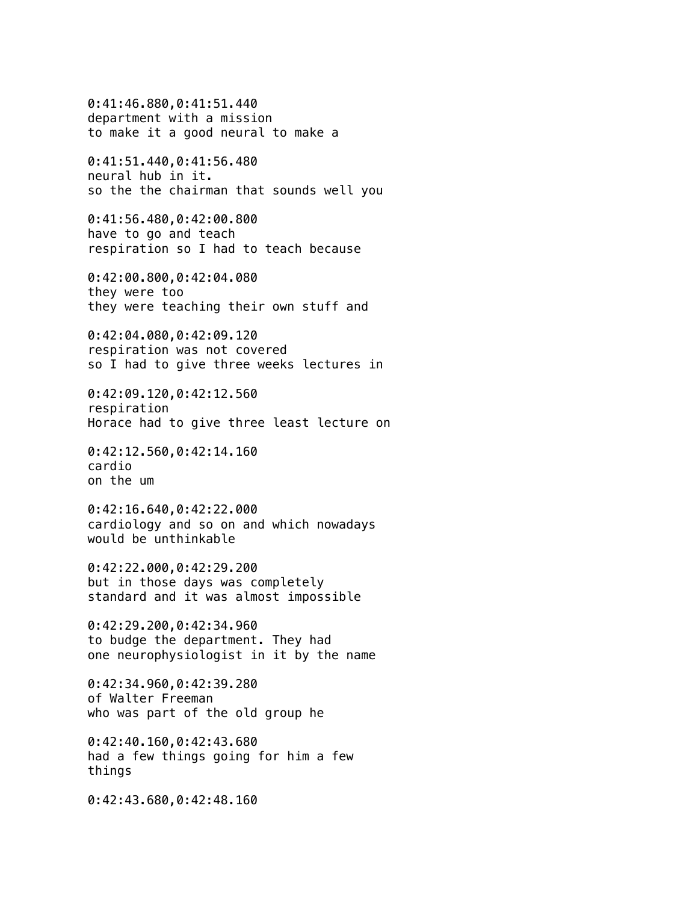0:41:46.880,0:41:51.440
department with a mission
to make it a good neural to make a

0:41:51.440,0:41:56.480
neural hub in it.
so the the chairman that sounds well you

0:41:56.480,0:42:00.800
have to go and teach
respiration so I had to teach because

0:42:00.800,0:42:04.080
they were too
they were teaching their own stuff and

0:42:04.080,0:42:09.120
respiration was not covered
so I had to give three weeks lectures in

0:42:09.120,0:42:12.560
respiration
Horace had to give three least lecture on

0:42:12.560,0:42:14.160
cardio
on the um

0:42:16.640,0:42:22.000
cardiology and so on and which nowadays
would be unthinkable

0:42:22.000,0:42:29.200
but in those days was completely
standard and it was almost impossible

0:42:29.200,0:42:34.960
to budge the department. They had
one neurophysiologist in it by the name

0:42:34.960,0:42:39.280
of Walter Freeman
who was part of the old group he

0:42:40.160,0:42:43.680
had a few things going for him a few
things

0:42:43.680,0:42:48.160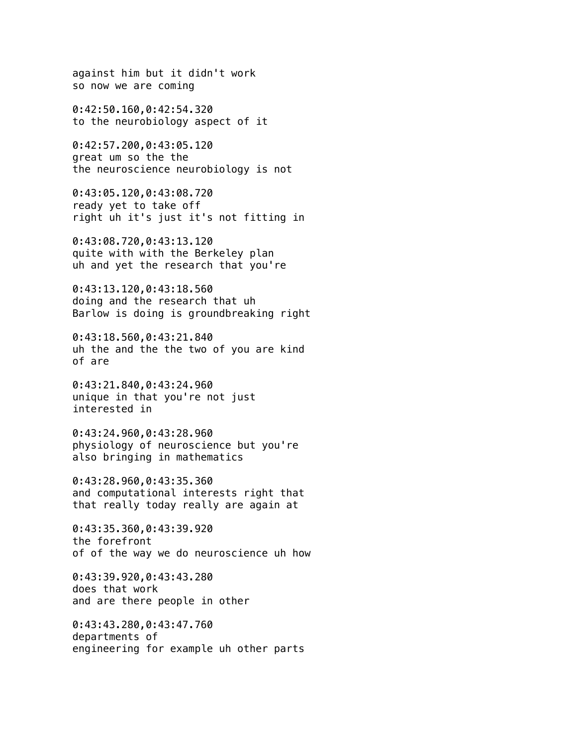against him but it didn't work
so now we are coming

0:42:50.160,0:42:54.320
to the neurobiology aspect of it

0:42:57.200,0:43:05.120
great um so the the
the neuroscience neurobiology is not

0:43:05.120,0:43:08.720
ready yet to take off
right uh it's just it's not fitting in

0:43:08.720,0:43:13.120
quite with with the Berkeley plan
uh and yet the research that you're

0:43:13.120,0:43:18.560
doing and the research that uh
Barlow is doing is groundbreaking right

0:43:18.560,0:43:21.840
uh the and the the two of you are kind
of are

0:43:21.840,0:43:24.960
unique in that you're not just
interested in

0:43:24.960,0:43:28.960
physiology of neuroscience but you're
also bringing in mathematics

0:43:28.960,0:43:35.360
and computational interests right that
that really today really are again at

0:43:35.360,0:43:39.920
the forefront
of of the way we do neuroscience uh how

0:43:39.920,0:43:43.280
does that work
and are there people in other

0:43:43.280,0:43:47.760
departments of
engineering for example uh other parts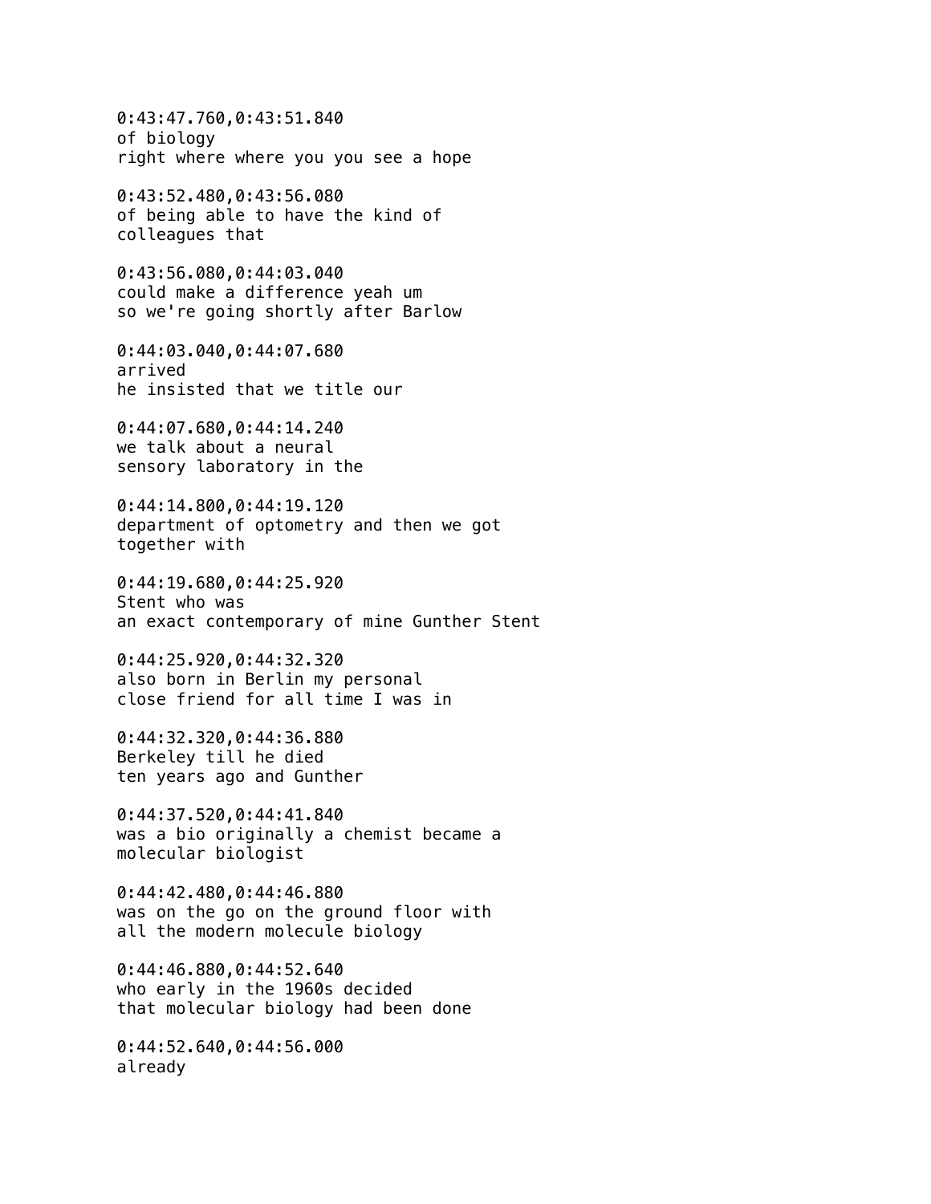0:43:47.760,0:43:51.840
of biology
right where where you you see a hope

0:43:52.480,0:43:56.080
of being able to have the kind of
colleagues that

0:43:56.080,0:44:03.040
could make a difference yeah um
so we're going shortly after Barlow

0:44:03.040,0:44:07.680
arrived
he insisted that we title our

0:44:07.680,0:44:14.240
we talk about a neural
sensory laboratory in the

0:44:14.800,0:44:19.120
department of optometry and then we got
together with

0:44:19.680,0:44:25.920
Stent who was
an exact contemporary of mine Gunther Stent

0:44:25.920,0:44:32.320
also born in Berlin my personal
close friend for all time I was in

0:44:32.320,0:44:36.880
Berkeley till he died
ten years ago and Gunther

0:44:37.520,0:44:41.840
was a bio originally a chemist became a
molecular biologist

0:44:42.480,0:44:46.880
was on the go on the ground floor with
all the modern molecule biology

0:44:46.880,0:44:52.640
who early in the 1960s decided
that molecular biology had been done

0:44:52.640,0:44:56.000
already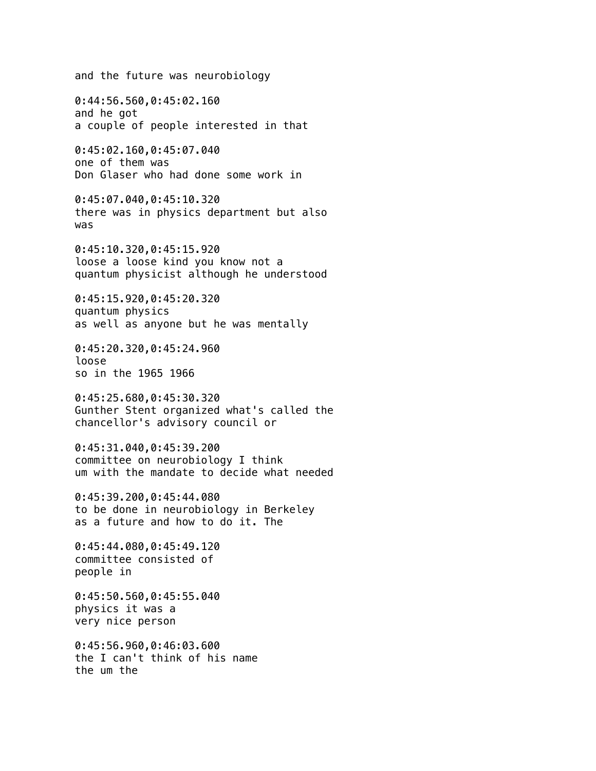and the future was neurobiology

0:44:56.560,0:45:02.160
and he got
a couple of people interested in that

0:45:02.160,0:45:07.040
one of them was
Don Glaser who had done some work in

0:45:07.040,0:45:10.320
there was in physics department but also
was

0:45:10.320,0:45:15.920
loose a loose kind you know not a
quantum physicist although he understood

0:45:15.920,0:45:20.320
quantum physics
as well as anyone but he was mentally

0:45:20.320,0:45:24.960
loose
so in the 1965 1966

0:45:25.680,0:45:30.320
Gunther Stent organized what's called the
chancellor's advisory council or

0:45:31.040,0:45:39.200
committee on neurobiology I think
um with the mandate to decide what needed

0:45:39.200,0:45:44.080
to be done in neurobiology in Berkeley
as a future and how to do it. The

0:45:44.080,0:45:49.120
committee consisted of
people in

0:45:50.560,0:45:55.040
physics it was a
very nice person

0:45:56.960,0:46:03.600
the I can't think of his name
the um the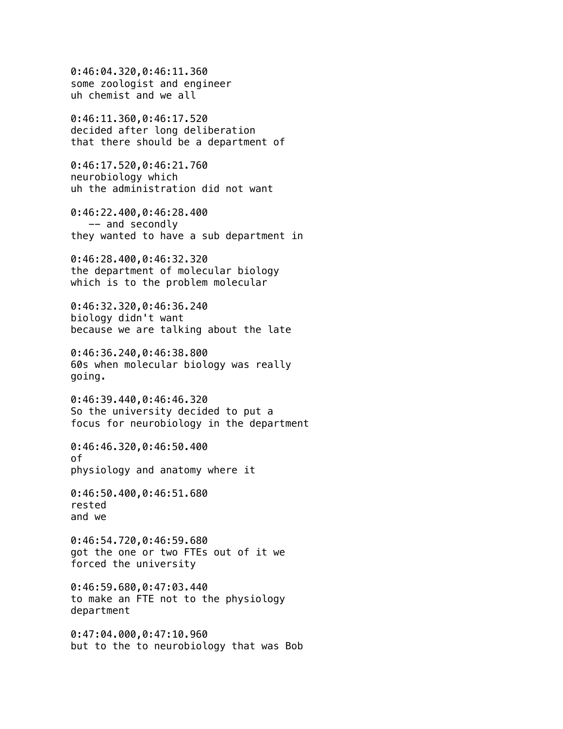0:46:04.320,0:46:11.360
some zoologist and engineer
uh chemist and we all

0:46:11.360,0:46:17.520
decided after long deliberation
that there should be a department of

0:46:17.520,0:46:21.760
neurobiology which
uh the administration did not want

0:46:22.400,0:46:28.400
   -- and secondly
they wanted to have a sub department in

0:46:28.400,0:46:32.320
the department of molecular biology
which is to the problem molecular

0:46:32.320,0:46:36.240
biology didn't want
because we are talking about the late

0:46:36.240,0:46:38.800
60s when molecular biology was really
going.

0:46:39.440,0:46:46.320
So the university decided to put a
focus for neurobiology in the department

0:46:46.320,0:46:50.400
of
physiology and anatomy where it

0:46:50.400,0:46:51.680
rested
and we

0:46:54.720,0:46:59.680
got the one or two FTEs out of it we
forced the university

0:46:59.680,0:47:03.440
to make an FTE not to the physiology
department

0:47:04.000,0:47:10.960
but to the to neurobiology that was Bob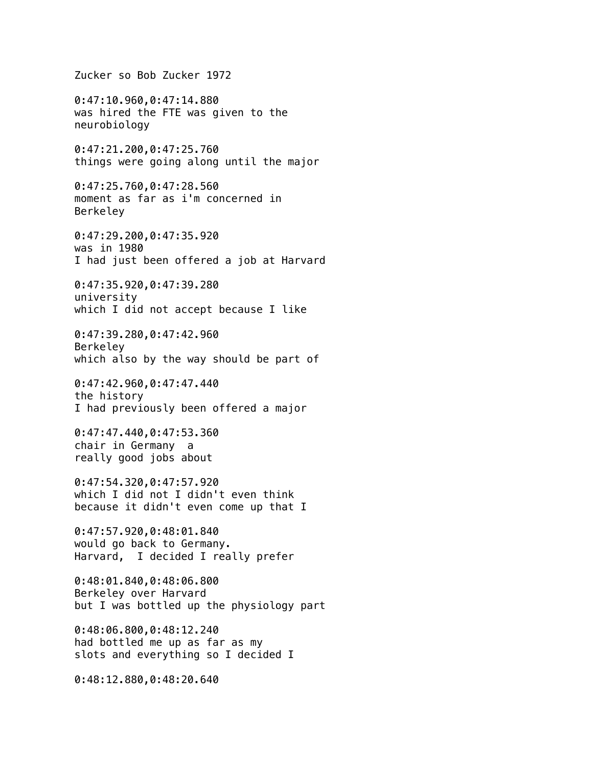Zucker so Bob Zucker 1972

0:47:10.960,0:47:14.880
was hired the FTE was given to the neurobiology

0:47:21.200,0:47:25.760
things were going along until the major

0:47:25.760,0:47:28.560
moment as far as i'm concerned in Berkeley

0:47:29.200,0:47:35.920
was in 1980
I had just been offered a job at Harvard

0:47:35.920,0:47:39.280
university
which I did not accept because I like

0:47:39.280,0:47:42.960
Berkeley
which also by the way should be part of

0:47:42.960,0:47:47.440
the history
I had previously been offered a major

0:47:47.440,0:47:53.360
chair in Germany  a
really good jobs about

0:47:54.320,0:47:57.920
which I did not I didn't even think
because it didn't even come up that I

0:47:57.920,0:48:01.840
would go back to Germany.
Harvard,  I decided I really prefer

0:48:01.840,0:48:06.800
Berkeley over Harvard
but I was bottled up the physiology part

0:48:06.800,0:48:12.240
had bottled me up as far as my
slots and everything so I decided I

0:48:12.880,0:48:20.640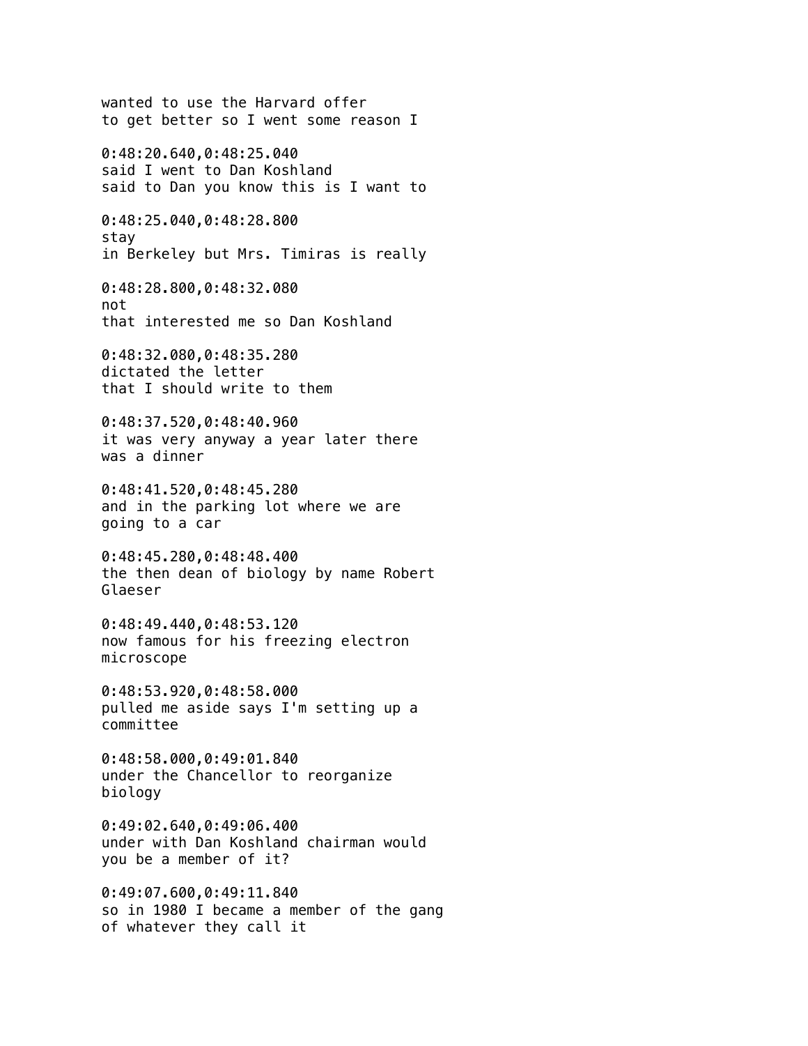wanted to use the Harvard offer
to get better so I went some reason I

0:48:20.640,0:48:25.040
said I went to Dan Koshland
said to Dan you know this is I want to

0:48:25.040,0:48:28.800
stay
in Berkeley but Mrs. Timiras is really

0:48:28.800,0:48:32.080
not
that interested me so Dan Koshland

0:48:32.080,0:48:35.280
dictated the letter
that I should write to them

0:48:37.520,0:48:40.960
it was very anyway a year later there
was a dinner

0:48:41.520,0:48:45.280
and in the parking lot where we are
going to a car

0:48:45.280,0:48:48.400
the then dean of biology by name Robert
Glaeser

0:48:49.440,0:48:53.120
now famous for his freezing electron
microscope

0:48:53.920,0:48:58.000
pulled me aside says I'm setting up a
committee

0:48:58.000,0:49:01.840
under the Chancellor to reorganize
biology

0:49:02.640,0:49:06.400
under with Dan Koshland chairman would
you be a member of it?

0:49:07.600,0:49:11.840
so in 1980 I became a member of the gang
of whatever they call it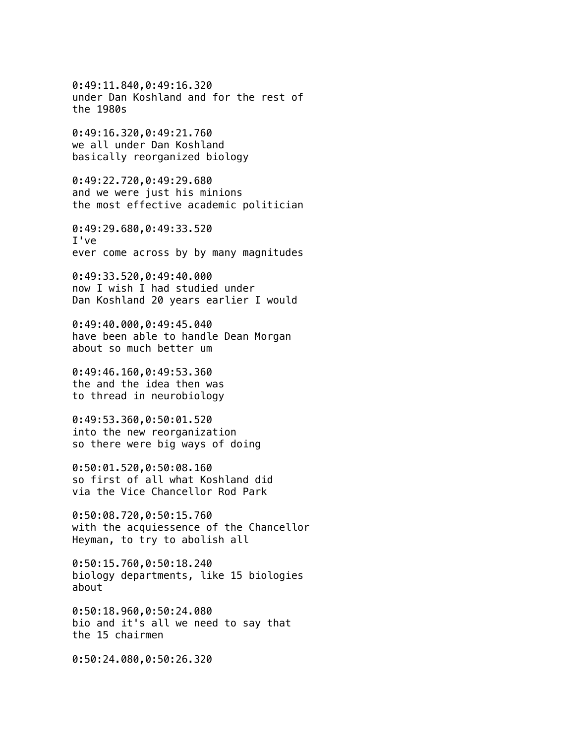0:49:11.840,0:49:16.320
under Dan Koshland and for the rest of
the 1980s

0:49:16.320,0:49:21.760
we all under Dan Koshland
basically reorganized biology

0:49:22.720,0:49:29.680
and we were just his minions
the most effective academic politician

0:49:29.680,0:49:33.520
I've
ever come across by by many magnitudes

0:49:33.520,0:49:40.000
now I wish I had studied under
Dan Koshland 20 years earlier I would

0:49:40.000,0:49:45.040
have been able to handle Dean Morgan
about so much better um

0:49:46.160,0:49:53.360
the and the idea then was
to thread in neurobiology

0:49:53.360,0:50:01.520
into the new reorganization
so there were big ways of doing

0:50:01.520,0:50:08.160
so first of all what Koshland did
via the Vice Chancellor Rod Park

0:50:08.720,0:50:15.760
with the acquiessence of the Chancellor
Heyman, to try to abolish all

0:50:15.760,0:50:18.240
biology departments, like 15 biologies
about

0:50:18.960,0:50:24.080
bio and it's all we need to say that
the 15 chairmen

0:50:24.080,0:50:26.320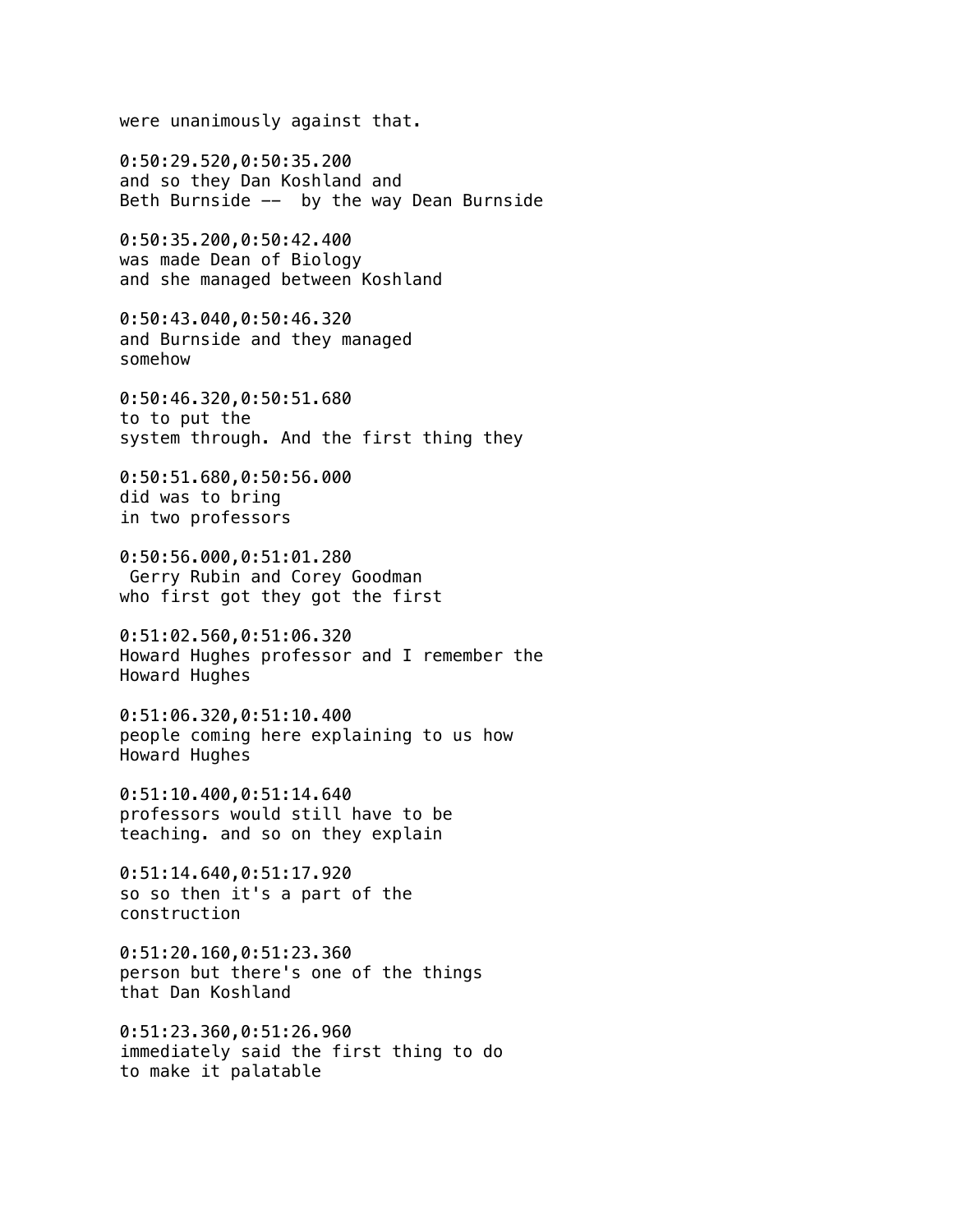were unanimously against that.

0:50:29.520,0:50:35.200
and so they Dan Koshland and
Beth Burnside --  by the way Dean Burnside

0:50:35.200,0:50:42.400
was made Dean of Biology
and she managed between Koshland

0:50:43.040,0:50:46.320
and Burnside and they managed
somehow

0:50:46.320,0:50:51.680
to to put the
system through. And the first thing they

0:50:51.680,0:50:56.000
did was to bring
in two professors

0:50:56.000,0:51:01.280
 Gerry Rubin and Corey Goodman
who first got they got the first

0:51:02.560,0:51:06.320
Howard Hughes professor and I remember the
Howard Hughes

0:51:06.320,0:51:10.400
people coming here explaining to us how
Howard Hughes

0:51:10.400,0:51:14.640
professors would still have to be
teaching. and so on they explain

0:51:14.640,0:51:17.920
so so then it's a part of the
construction

0:51:20.160,0:51:23.360
person but there's one of the things
that Dan Koshland

0:51:23.360,0:51:26.960
immediately said the first thing to do
to make it palatable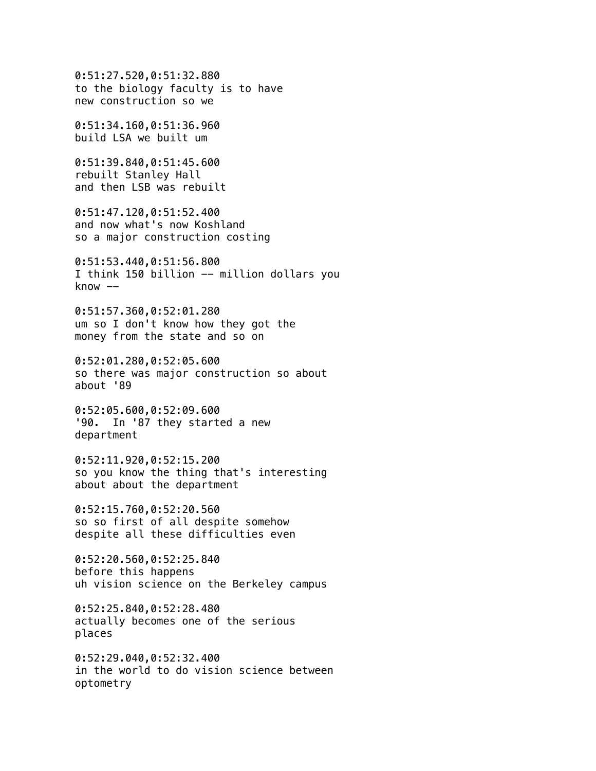0:51:27.520,0:51:32.880
to the biology faculty is to have
new construction so we

0:51:34.160,0:51:36.960
build LSA we built um

0:51:39.840,0:51:45.600
rebuilt Stanley Hall
and then LSB was rebuilt

0:51:47.120,0:51:52.400
and now what's now Koshland
so a major construction costing

0:51:53.440,0:51:56.800
I think 150 billion -- million dollars you
know --

0:51:57.360,0:52:01.280
um so I don't know how they got the
money from the state and so on

0:52:01.280,0:52:05.600
so there was major construction so about
about '89

0:52:05.600,0:52:09.600
'90.  In '87 they started a new
department

0:52:11.920,0:52:15.200
so you know the thing that's interesting
about about the department

0:52:15.760,0:52:20.560
so so first of all despite somehow
despite all these difficulties even

0:52:20.560,0:52:25.840
before this happens
uh vision science on the Berkeley campus

0:52:25.840,0:52:28.480
actually becomes one of the serious
places

0:52:29.040,0:52:32.400
in the world to do vision science between
optometry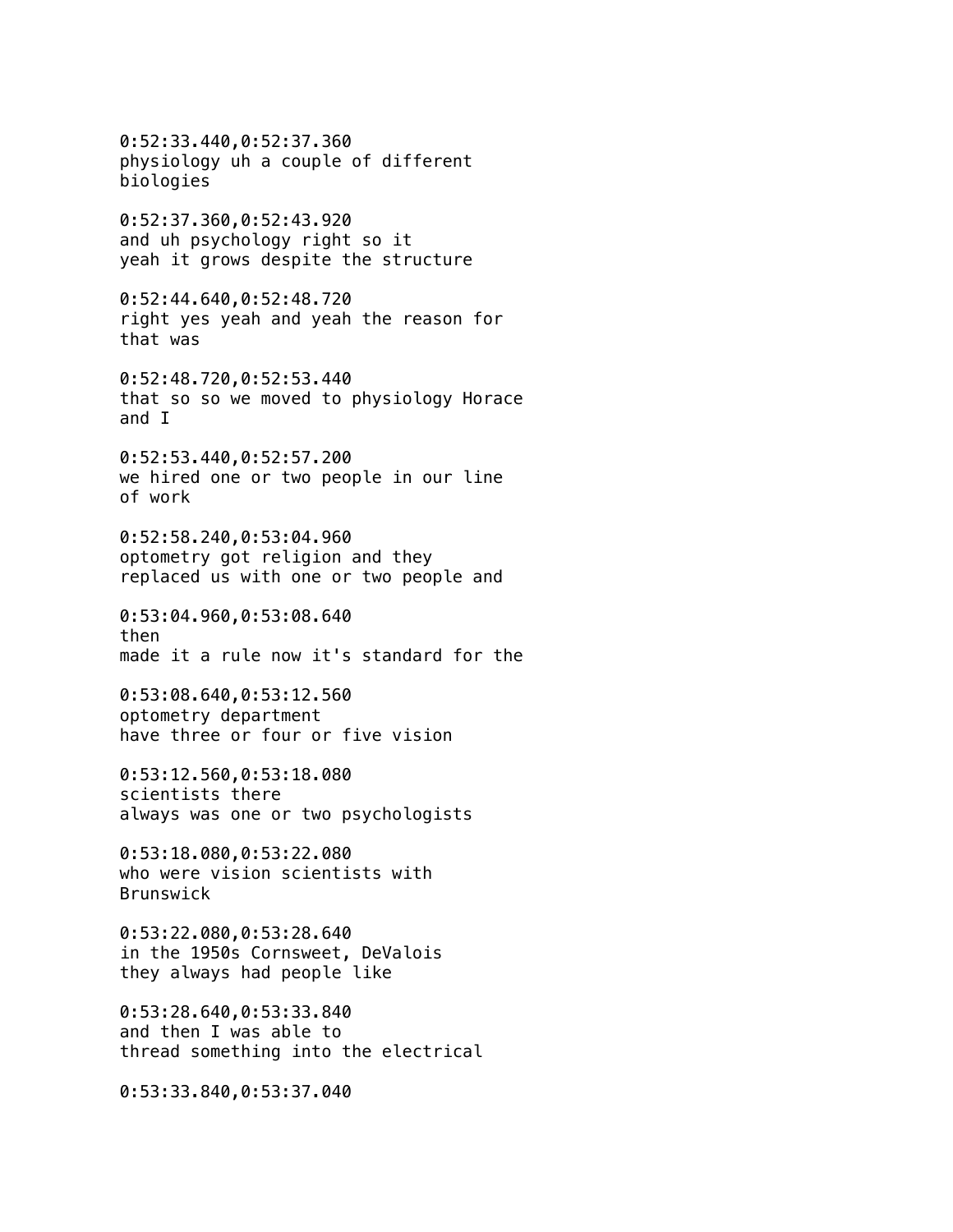0:52:33.440,0:52:37.360
physiology uh a couple of different
biologies

0:52:37.360,0:52:43.920
and uh psychology right so it
yeah it grows despite the structure

0:52:44.640,0:52:48.720
right yes yeah and yeah the reason for
that was

0:52:48.720,0:52:53.440
that so so we moved to physiology Horace
and I

0:52:53.440,0:52:57.200
we hired one or two people in our line
of work

0:52:58.240,0:53:04.960
optometry got religion and they
replaced us with one or two people and

0:53:04.960,0:53:08.640
then
made it a rule now it's standard for the

0:53:08.640,0:53:12.560
optometry department
have three or four or five vision

0:53:12.560,0:53:18.080
scientists there
always was one or two psychologists

0:53:18.080,0:53:22.080
who were vision scientists with
Brunswick

0:53:22.080,0:53:28.640
in the 1950s Cornsweet, DeValois
they always had people like

0:53:28.640,0:53:33.840
and then I was able to
thread something into the electrical

0:53:33.840,0:53:37.040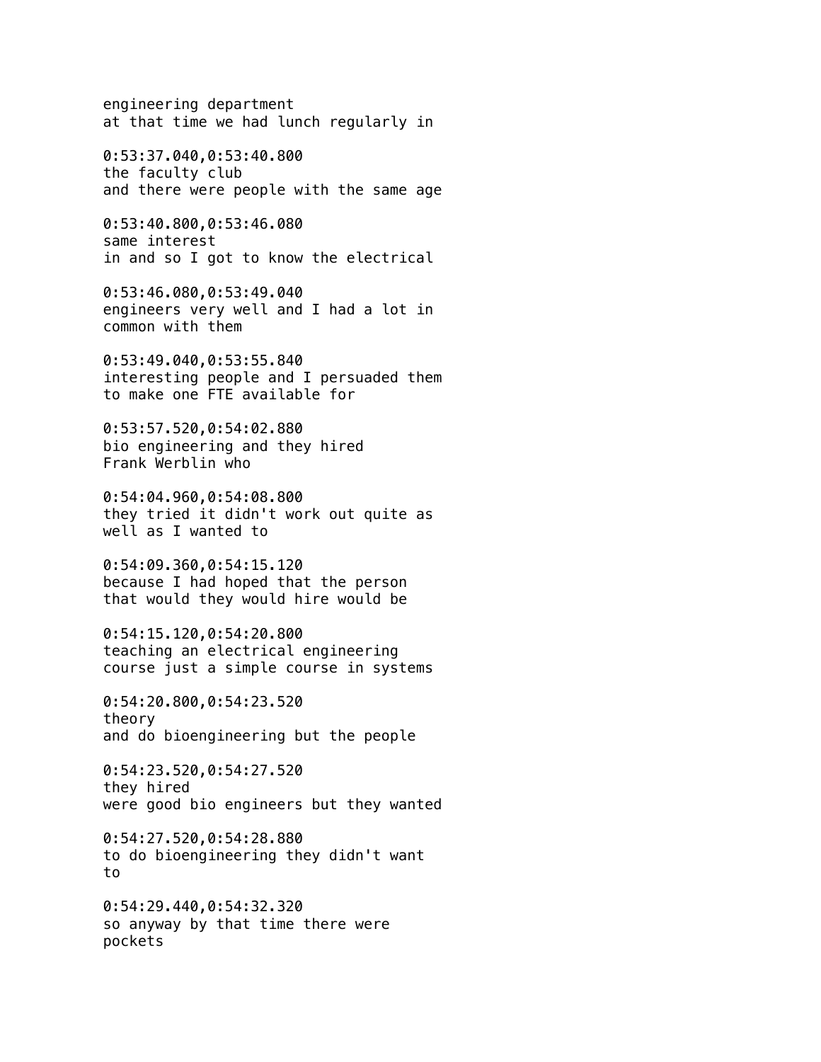engineering department
at that time we had lunch regularly in

0:53:37.040,0:53:40.800
the faculty club
and there were people with the same age

0:53:40.800,0:53:46.080
same interest
in and so I got to know the electrical

0:53:46.080,0:53:49.040
engineers very well and I had a lot in
common with them

0:53:49.040,0:53:55.840
interesting people and I persuaded them
to make one FTE available for

0:53:57.520,0:54:02.880
bio engineering and they hired
Frank Werblin who

0:54:04.960,0:54:08.800
they tried it didn't work out quite as
well as I wanted to

0:54:09.360,0:54:15.120
because I had hoped that the person
that would they would hire would be

0:54:15.120,0:54:20.800
teaching an electrical engineering
course just a simple course in systems

0:54:20.800,0:54:23.520
theory
and do bioengineering but the people

0:54:23.520,0:54:27.520
they hired
were good bio engineers but they wanted

0:54:27.520,0:54:28.880
to do bioengineering they didn't want
to

0:54:29.440,0:54:32.320
so anyway by that time there were
pockets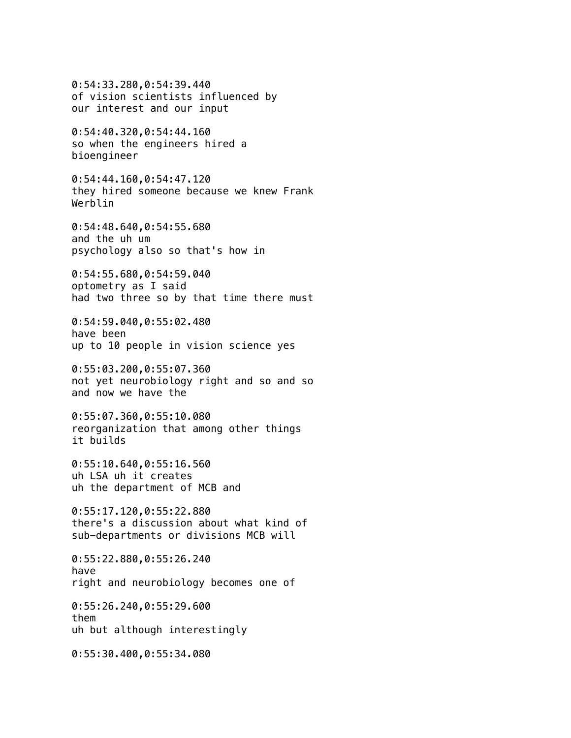0:54:33.280,0:54:39.440
of vision scientists influenced by
our interest and our input

0:54:40.320,0:54:44.160
so when the engineers hired a
bioengineer

0:54:44.160,0:54:47.120
they hired someone because we knew Frank
Werblin

0:54:48.640,0:54:55.680
and the uh um
psychology also so that's how in

0:54:55.680,0:54:59.040
optometry as I said
had two three so by that time there must

0:54:59.040,0:55:02.480
have been
up to 10 people in vision science yes

0:55:03.200,0:55:07.360
not yet neurobiology right and so and so
and now we have the

0:55:07.360,0:55:10.080
reorganization that among other things
it builds

0:55:10.640,0:55:16.560
uh LSA uh it creates
uh the department of MCB and

0:55:17.120,0:55:22.880
there's a discussion about what kind of
sub-departments or divisions MCB will

0:55:22.880,0:55:26.240
have
right and neurobiology becomes one of

0:55:26.240,0:55:29.600
them
uh but although interestingly

0:55:30.400,0:55:34.080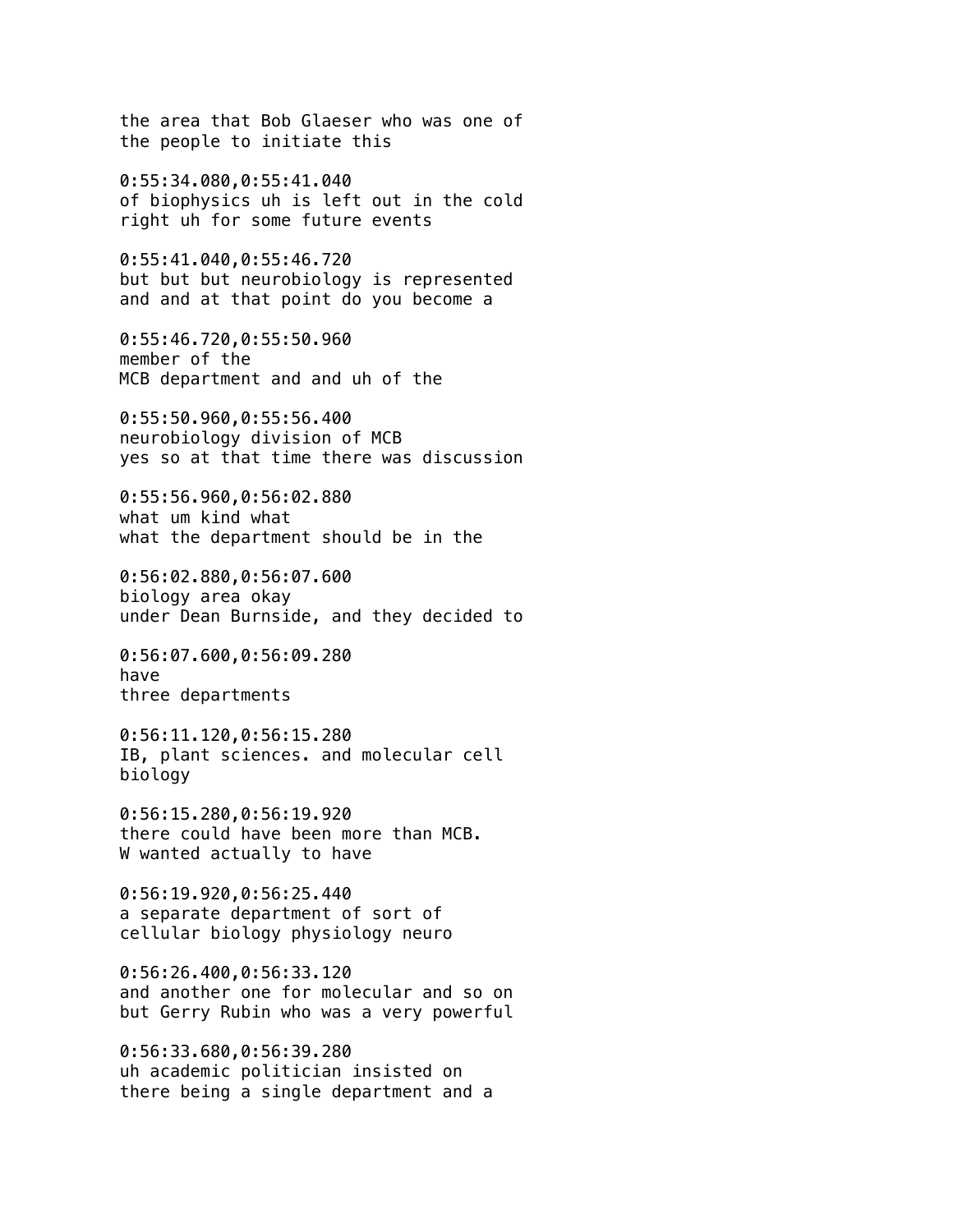the area that Bob Glaeser who was one of
the people to initiate this

0:55:34.080,0:55:41.040
of biophysics uh is left out in the cold
right uh for some future events

0:55:41.040,0:55:46.720
but but but neurobiology is represented
and and at that point do you become a

0:55:46.720,0:55:50.960
member of the
MCB department and and uh of the

0:55:50.960,0:55:56.400
neurobiology division of MCB
yes so at that time there was discussion

0:55:56.960,0:56:02.880
what um kind what
what the department should be in the

0:56:02.880,0:56:07.600
biology area okay
under Dean Burnside, and they decided to

0:56:07.600,0:56:09.280
have
three departments

0:56:11.120,0:56:15.280
IB, plant sciences. and molecular cell
biology

0:56:15.280,0:56:19.920
there could have been more than MCB.
W wanted actually to have

0:56:19.920,0:56:25.440
a separate department of sort of
cellular biology physiology neuro

0:56:26.400,0:56:33.120
and another one for molecular and so on
but Gerry Rubin who was a very powerful

0:56:33.680,0:56:39.280
uh academic politician insisted on
there being a single department and a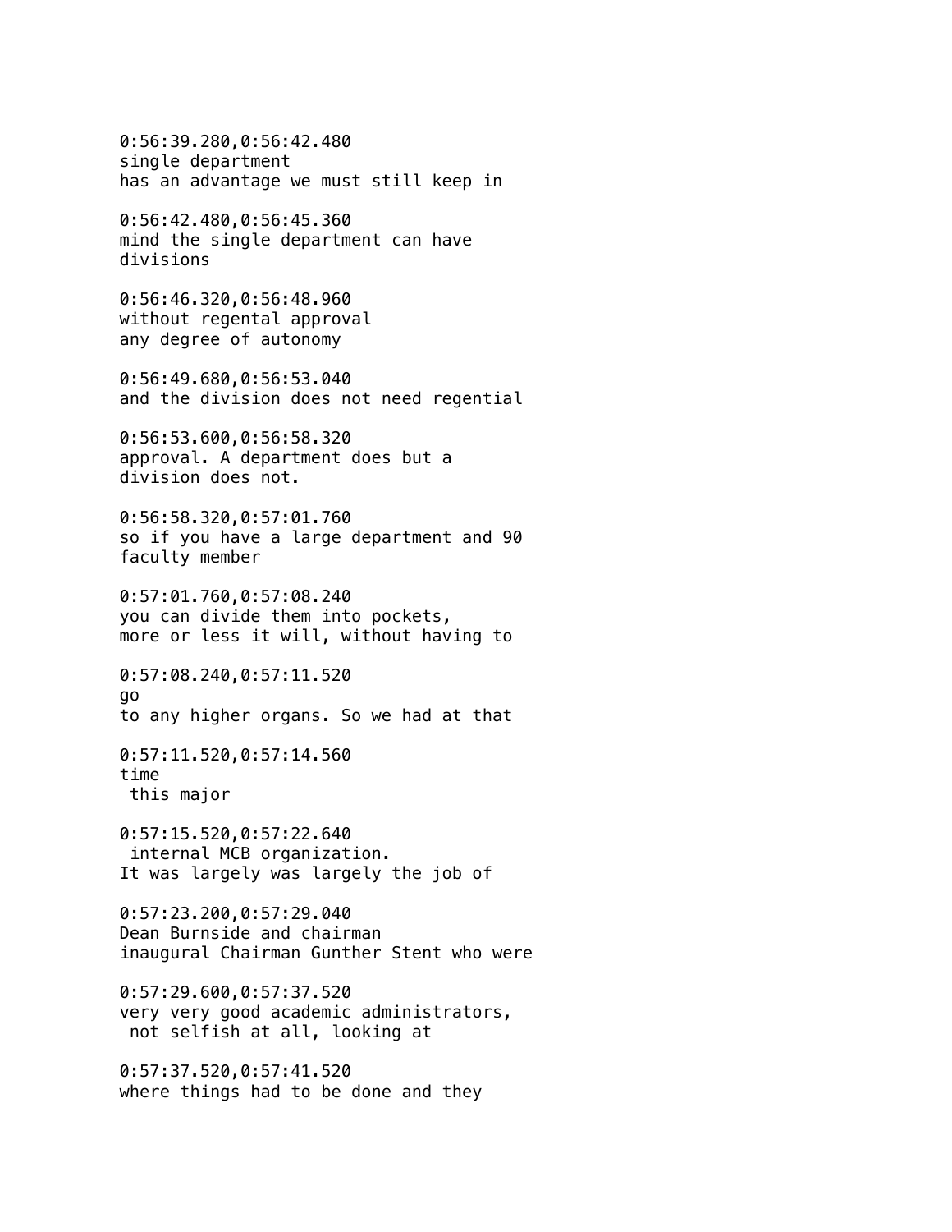0:56:39.280,0:56:42.480
single department
has an advantage we must still keep in

0:56:42.480,0:56:45.360
mind the single department can have
divisions

0:56:46.320,0:56:48.960
without regental approval
any degree of autonomy

0:56:49.680,0:56:53.040
and the division does not need regential

0:56:53.600,0:56:58.320
approval. A department does but a
division does not.

0:56:58.320,0:57:01.760
so if you have a large department and 90
faculty member

0:57:01.760,0:57:08.240
you can divide them into pockets,
more or less it will, without having to

0:57:08.240,0:57:11.520
go
to any higher organs. So we had at that

0:57:11.520,0:57:14.560
time
this major

0:57:15.520,0:57:22.640
internal MCB organization.
It was largely was largely the job of

0:57:23.200,0:57:29.040
Dean Burnside and chairman
inaugural Chairman Gunther Stent who were

0:57:29.600,0:57:37.520
very very good academic administrators,
not selfish at all, looking at

0:57:37.520,0:57:41.520
where things had to be done and they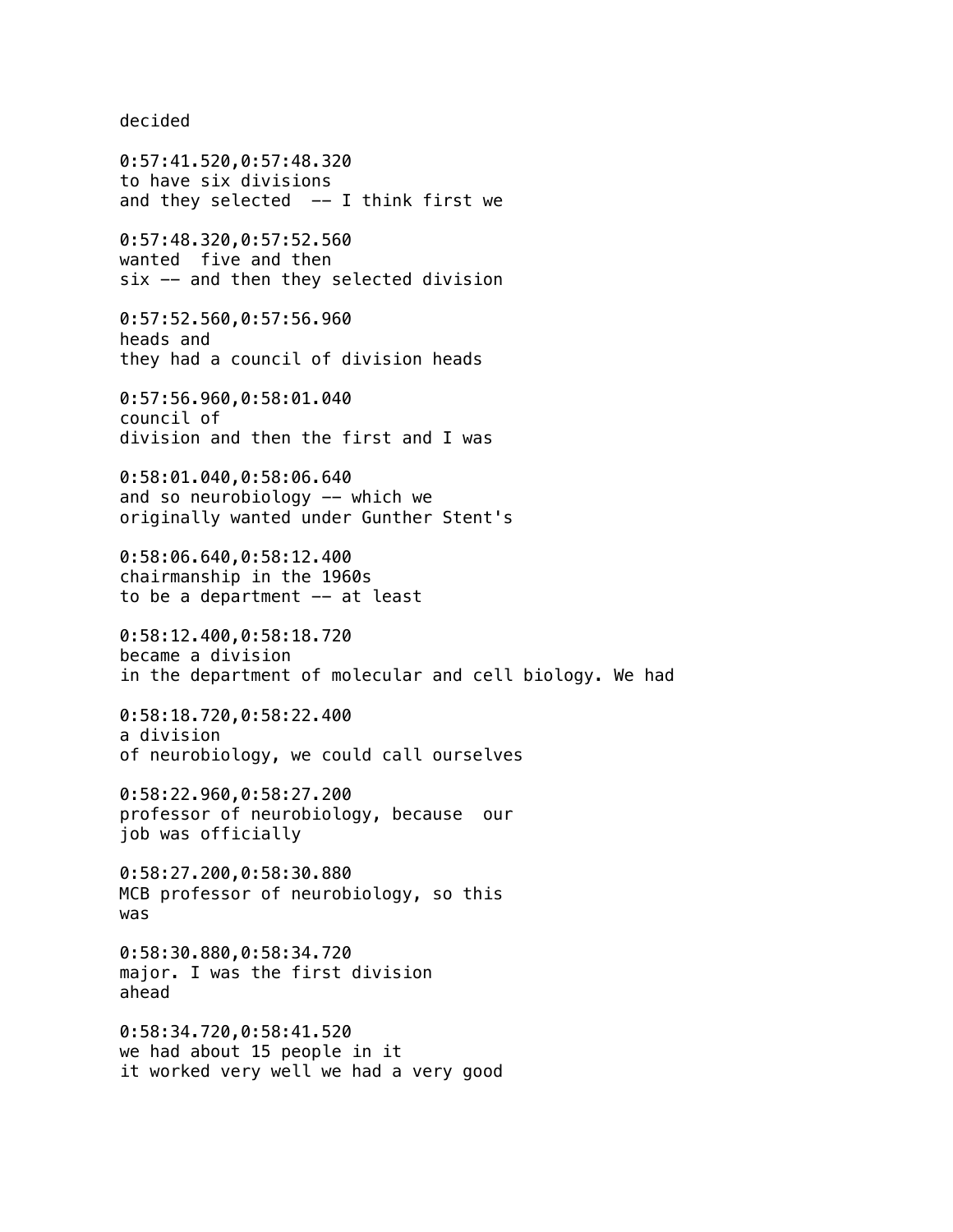decided

0:57:41.520,0:57:48.320
to have six divisions
and they selected  -- I think first we

0:57:48.320,0:57:52.560
wanted  five and then
six -- and then they selected division

0:57:52.560,0:57:56.960
heads and
they had a council of division heads

0:57:56.960,0:58:01.040
council of
division and then the first and I was

0:58:01.040,0:58:06.640
and so neurobiology -- which we
originally wanted under Gunther Stent's

0:58:06.640,0:58:12.400
chairmanship in the 1960s
to be a department -- at least

0:58:12.400,0:58:18.720
became a division
in the department of molecular and cell biology. We had

0:58:18.720,0:58:22.400
a division
of neurobiology, we could call ourselves

0:58:22.960,0:58:27.200
professor of neurobiology, because  our
job was officially

0:58:27.200,0:58:30.880
MCB professor of neurobiology, so this
was

0:58:30.880,0:58:34.720
major. I was the first division
ahead

0:58:34.720,0:58:41.520
we had about 15 people in it
it worked very well we had a very good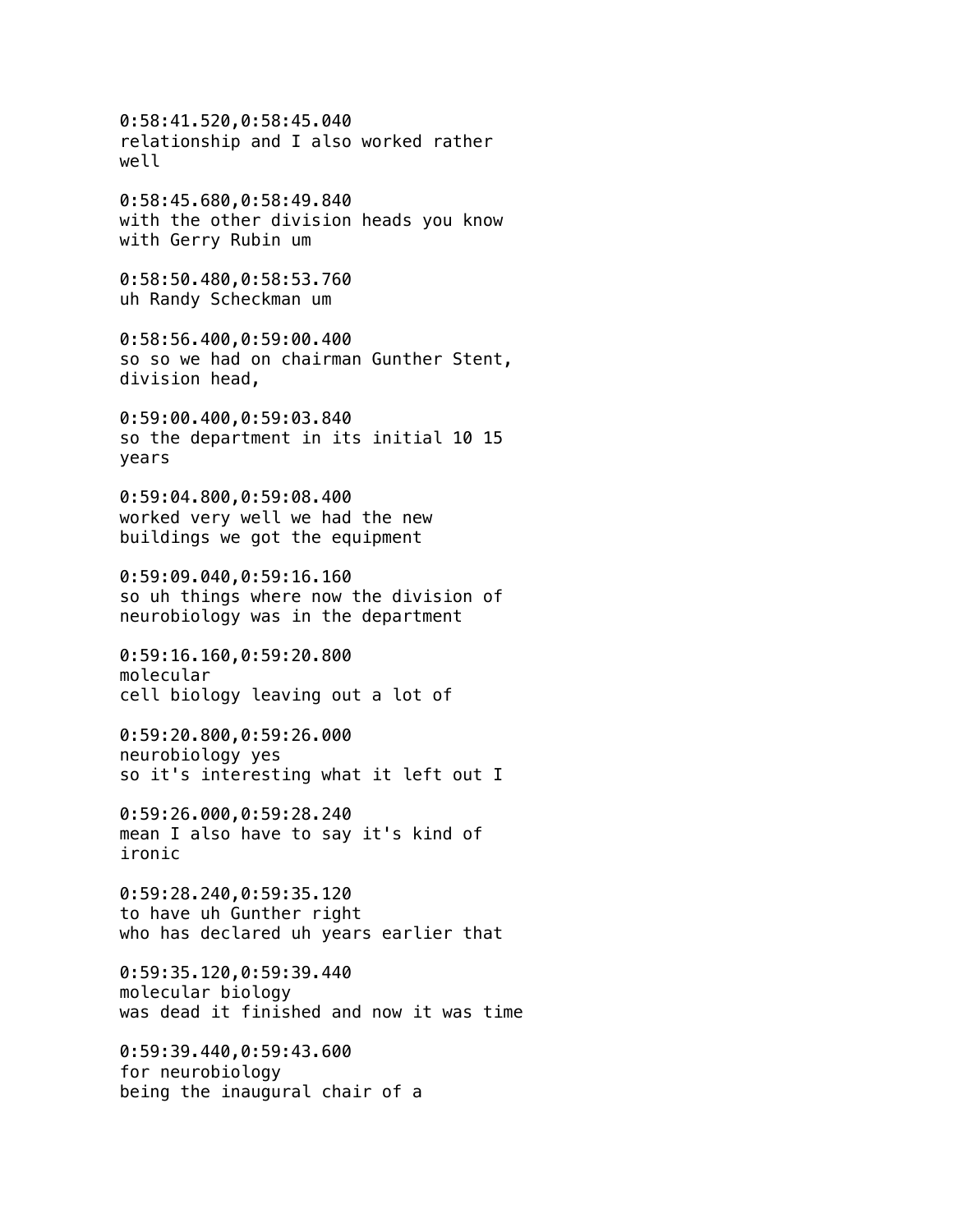0:58:41.520,0:58:45.040
relationship and I also worked rather well

0:58:45.680,0:58:49.840
with the other division heads you know with Gerry Rubin um

0:58:50.480,0:58:53.760
uh Randy Scheckman um

0:58:56.400,0:59:00.400
so so we had on chairman Gunther Stent, division head,

0:59:00.400,0:59:03.840
so the department in its initial 10 15 years

0:59:04.800,0:59:08.400
worked very well we had the new buildings we got the equipment

0:59:09.040,0:59:16.160
so uh things where now the division of neurobiology was in the department

0:59:16.160,0:59:20.800
molecular
cell biology leaving out a lot of

0:59:20.800,0:59:26.000
neurobiology yes
so it's interesting what it left out I

0:59:26.000,0:59:28.240
mean I also have to say it's kind of ironic

0:59:28.240,0:59:35.120
to have uh Gunther right
who has declared uh years earlier that

0:59:35.120,0:59:39.440
molecular biology
was dead it finished and now it was time

0:59:39.440,0:59:43.600
for neurobiology
being the inaugural chair of a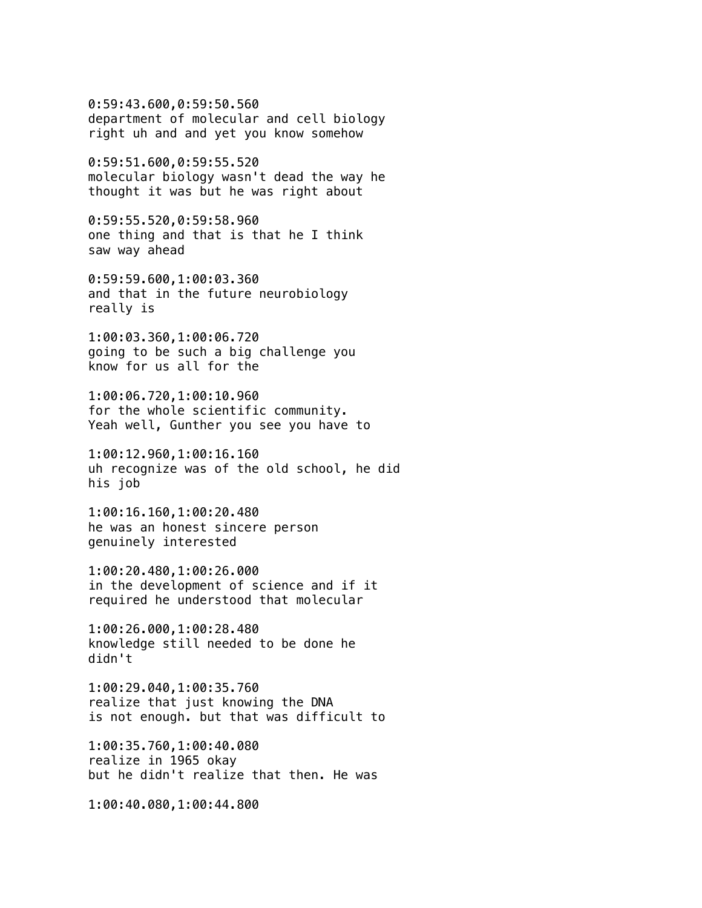0:59:43.600,0:59:50.560
department of molecular and cell biology
right uh and and yet you know somehow

0:59:51.600,0:59:55.520
molecular biology wasn't dead the way he
thought it was but he was right about

0:59:55.520,0:59:58.960
one thing and that is that he I think
saw way ahead

0:59:59.600,1:00:03.360
and that in the future neurobiology
really is

1:00:03.360,1:00:06.720
going to be such a big challenge you
know for us all for the

1:00:06.720,1:00:10.960
for the whole scientific community.
Yeah well, Gunther you see you have to

1:00:12.960,1:00:16.160
uh recognize was of the old school, he did
his job

1:00:16.160,1:00:20.480
he was an honest sincere person
genuinely interested

1:00:20.480,1:00:26.000
in the development of science and if it
required he understood that molecular

1:00:26.000,1:00:28.480
knowledge still needed to be done he
didn't

1:00:29.040,1:00:35.760
realize that just knowing the DNA
is not enough. but that was difficult to

1:00:35.760,1:00:40.080
realize in 1965 okay
but he didn't realize that then. He was

1:00:40.080,1:00:44.800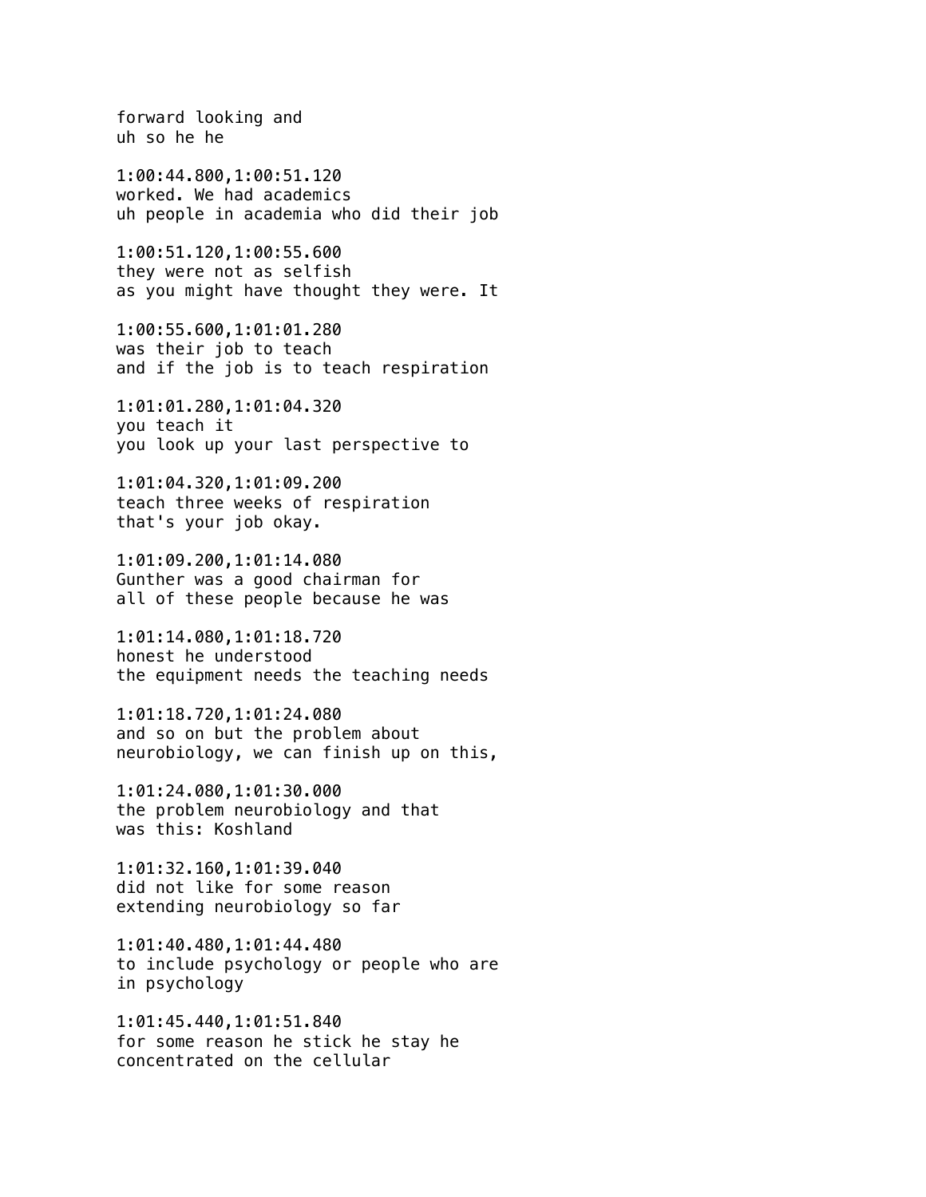forward looking and
uh so he he

1:00:44.800,1:00:51.120
worked. We had academics
uh people in academia who did their job

1:00:51.120,1:00:55.600
they were not as selfish
as you might have thought they were. It

1:00:55.600,1:01:01.280
was their job to teach
and if the job is to teach respiration

1:01:01.280,1:01:04.320
you teach it
you look up your last perspective to

1:01:04.320,1:01:09.200
teach three weeks of respiration
that's your job okay.

1:01:09.200,1:01:14.080
Gunther was a good chairman for
all of these people because he was

1:01:14.080,1:01:18.720
honest he understood
the equipment needs the teaching needs

1:01:18.720,1:01:24.080
and so on but the problem about
neurobiology, we can finish up on this,

1:01:24.080,1:01:30.000
the problem neurobiology and that
was this: Koshland

1:01:32.160,1:01:39.040
did not like for some reason
extending neurobiology so far

1:01:40.480,1:01:44.480
to include psychology or people who are
in psychology

1:01:45.440,1:01:51.840
for some reason he stick he stay he
concentrated on the cellular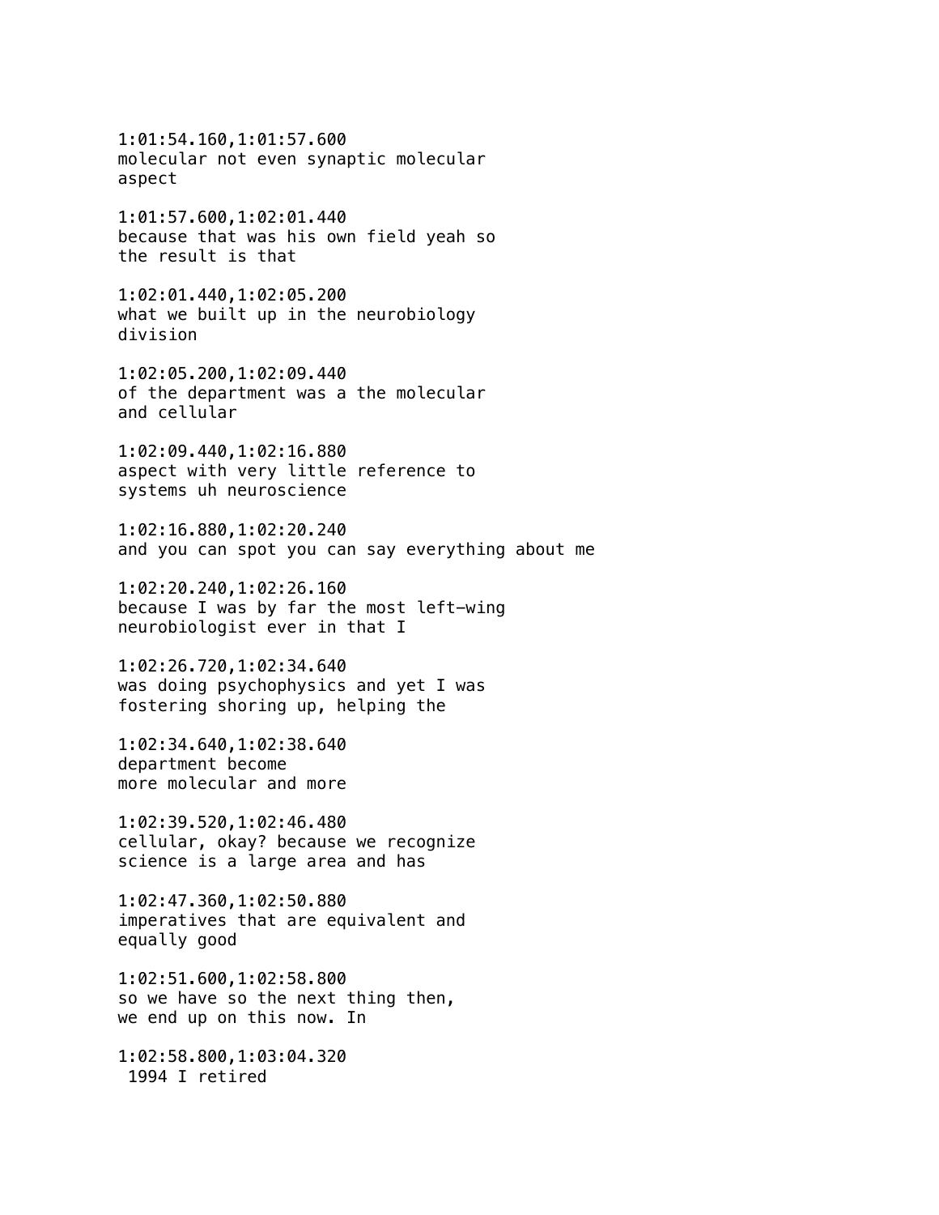1:01:54.160,1:01:57.600
molecular not even synaptic molecular
aspect

1:01:57.600,1:02:01.440
because that was his own field yeah so
the result is that

1:02:01.440,1:02:05.200
what we built up in the neurobiology
division

1:02:05.200,1:02:09.440
of the department was a the molecular
and cellular

1:02:09.440,1:02:16.880
aspect with very little reference to
systems uh neuroscience

1:02:16.880,1:02:20.240
and you can spot you can say everything about me

1:02:20.240,1:02:26.160
because I was by far the most left-wing
neurobiologist ever in that I

1:02:26.720,1:02:34.640
was doing psychophysics and yet I was
fostering shoring up, helping the

1:02:34.640,1:02:38.640
department become
more molecular and more

1:02:39.520,1:02:46.480
cellular, okay? because we recognize
science is a large area and has

1:02:47.360,1:02:50.880
imperatives that are equivalent and
equally good

1:02:51.600,1:02:58.800
so we have so the next thing then,
we end up on this now. In

1:02:58.800,1:03:04.320
1994 I retired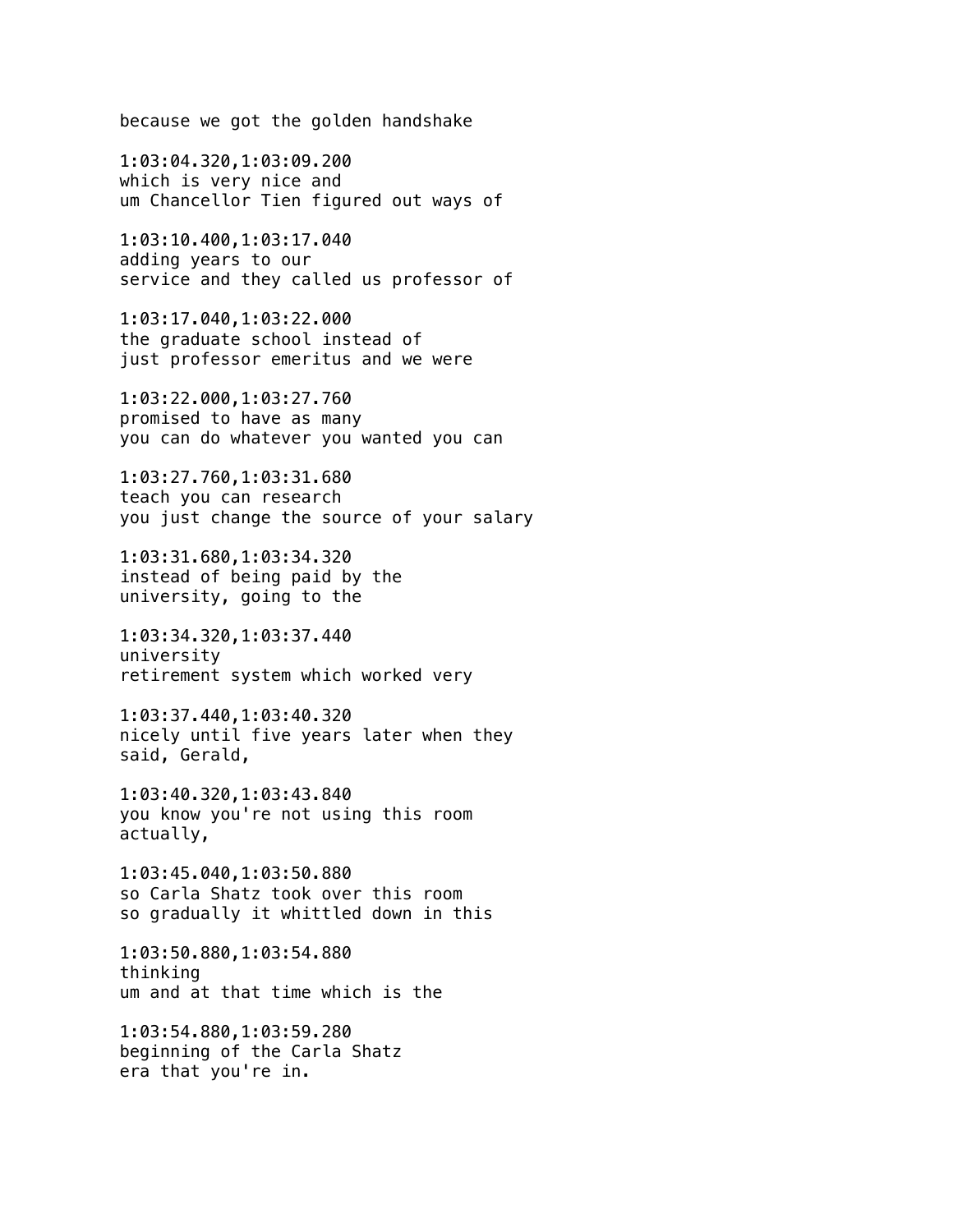because we got the golden handshake

1:03:04.320,1:03:09.200
which is very nice and
um Chancellor Tien figured out ways of

1:03:10.400,1:03:17.040
adding years to our
service and they called us professor of

1:03:17.040,1:03:22.000
the graduate school instead of
just professor emeritus and we were

1:03:22.000,1:03:27.760
promised to have as many
you can do whatever you wanted you can

1:03:27.760,1:03:31.680
teach you can research
you just change the source of your salary

1:03:31.680,1:03:34.320
instead of being paid by the
university, going to the

1:03:34.320,1:03:37.440
university
retirement system which worked very

1:03:37.440,1:03:40.320
nicely until five years later when they
said, Gerald,

1:03:40.320,1:03:43.840
you know you're not using this room
actually,

1:03:45.040,1:03:50.880
so Carla Shatz took over this room
so gradually it whittled down in this

1:03:50.880,1:03:54.880
thinking
um and at that time which is the

1:03:54.880,1:03:59.280
beginning of the Carla Shatz
era that you're in.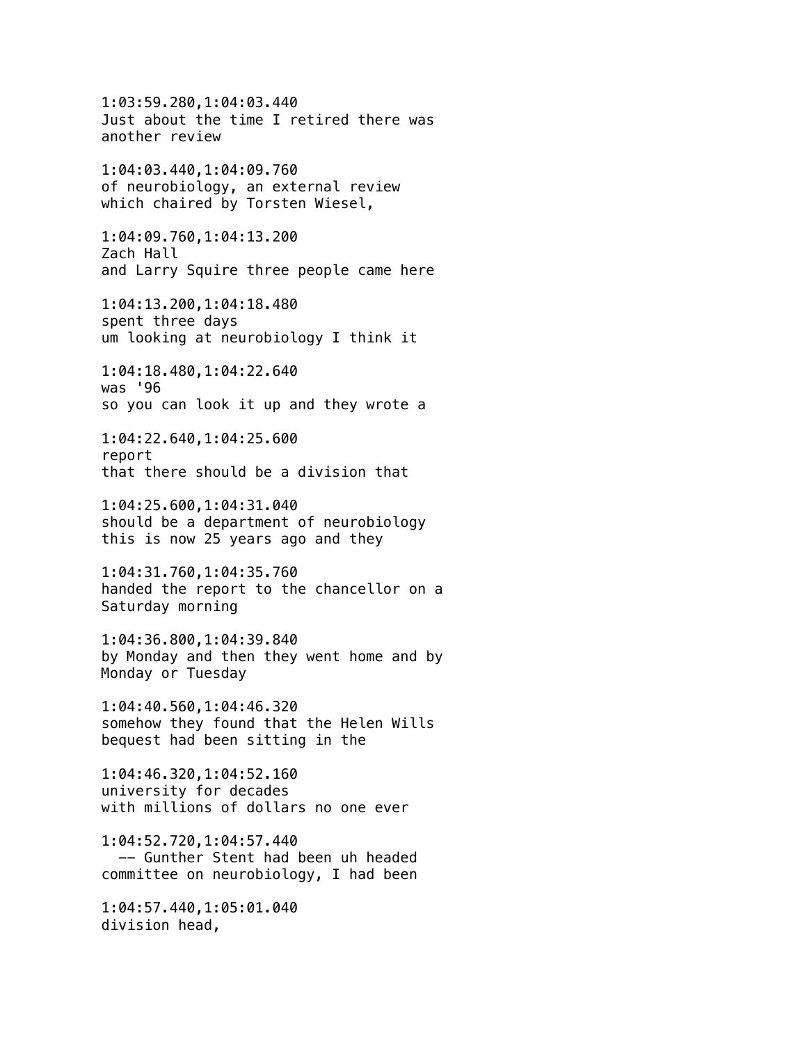1:03:59.280,1:04:03.440
Just about the time I retired there was
another review

1:04:03.440,1:04:09.760
of neurobiology, an external review
which chaired by Torsten Wiesel,

1:04:09.760,1:04:13.200
Zach Hall
and Larry Squire three people came here

1:04:13.200,1:04:18.480
spent three days
um looking at neurobiology I think it

1:04:18.480,1:04:22.640
was '96
so you can look it up and they wrote a

1:04:22.640,1:04:25.600
report
that there should be a division that

1:04:25.600,1:04:31.040
should be a department of neurobiology
this is now 25 years ago and they

1:04:31.760,1:04:35.760
handed the report to the chancellor on a
Saturday morning

1:04:36.800,1:04:39.840
by Monday and then they went home and by
Monday or Tuesday

1:04:40.560,1:04:46.320
somehow they found that the Helen Wills
bequest had been sitting in the

1:04:46.320,1:04:52.160
university for decades
with millions of dollars no one ever

1:04:52.720,1:04:57.440
-- Gunther Stent had been uh headed
committee on neurobiology, I had been

1:04:57.440,1:05:01.040
division head,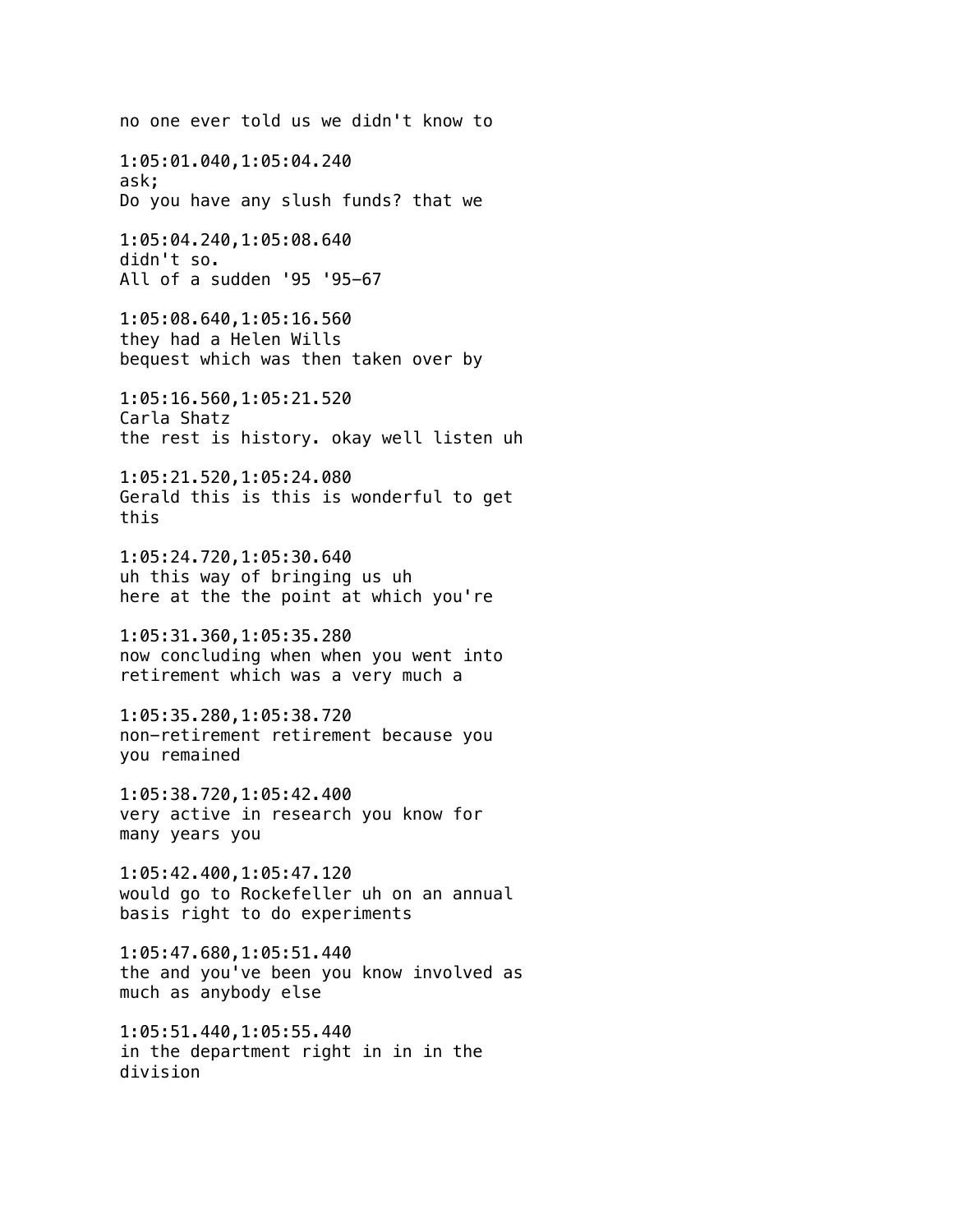no one ever told us we didn't know to

1:05:01.040,1:05:04.240
ask;
Do you have any slush funds? that we

1:05:04.240,1:05:08.640
didn't so.
All of a sudden '95 '95-67

1:05:08.640,1:05:16.560
they had a Helen Wills
bequest which was then taken over by

1:05:16.560,1:05:21.520
Carla Shatz
the rest is history. okay well listen uh

1:05:21.520,1:05:24.080
Gerald this is this is wonderful to get
this

1:05:24.720,1:05:30.640
uh this way of bringing us uh
here at the the point at which you're

1:05:31.360,1:05:35.280
now concluding when when you went into
retirement which was a very much a

1:05:35.280,1:05:38.720
non-retirement retirement because you
you remained

1:05:38.720,1:05:42.400
very active in research you know for
many years you

1:05:42.400,1:05:47.120
would go to Rockefeller uh on an annual
basis right to do experiments

1:05:47.680,1:05:51.440
the and you've been you know involved as
much as anybody else

1:05:51.440,1:05:55.440
in the department right in in in the
division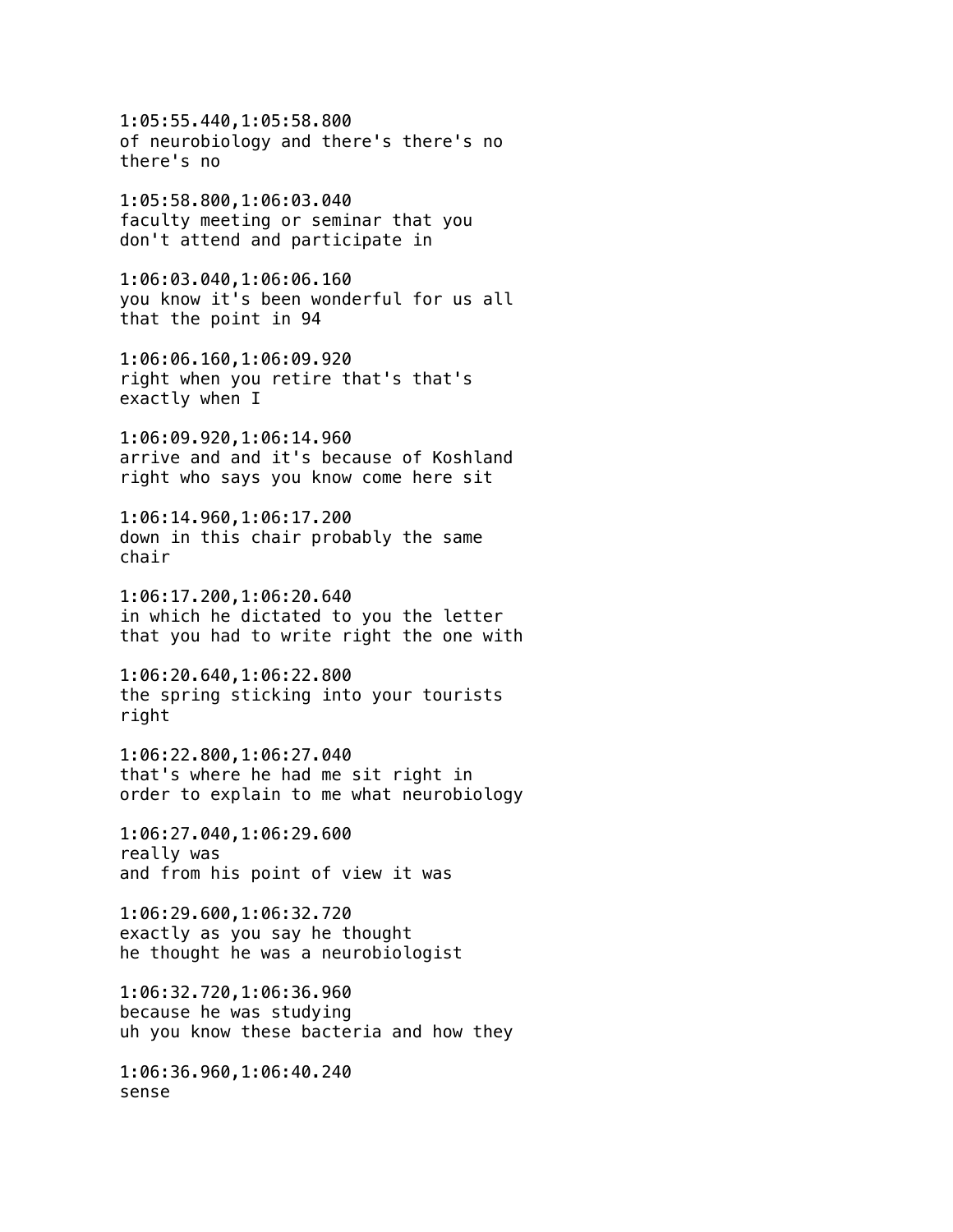1:05:55.440,1:05:58.800
of neurobiology and there's there's no
there's no

1:05:58.800,1:06:03.040
faculty meeting or seminar that you
don't attend and participate in

1:06:03.040,1:06:06.160
you know it's been wonderful for us all
that the point in 94

1:06:06.160,1:06:09.920
right when you retire that's that's
exactly when I

1:06:09.920,1:06:14.960
arrive and and it's because of Koshland
right who says you know come here sit

1:06:14.960,1:06:17.200
down in this chair probably the same
chair

1:06:17.200,1:06:20.640
in which he dictated to you the letter
that you had to write right the one with

1:06:20.640,1:06:22.800
the spring sticking into your tourists
right

1:06:22.800,1:06:27.040
that's where he had me sit right in
order to explain to me what neurobiology

1:06:27.040,1:06:29.600
really was
and from his point of view it was

1:06:29.600,1:06:32.720
exactly as you say he thought
he thought he was a neurobiologist

1:06:32.720,1:06:36.960
because he was studying
uh you know these bacteria and how they

1:06:36.960,1:06:40.240
sense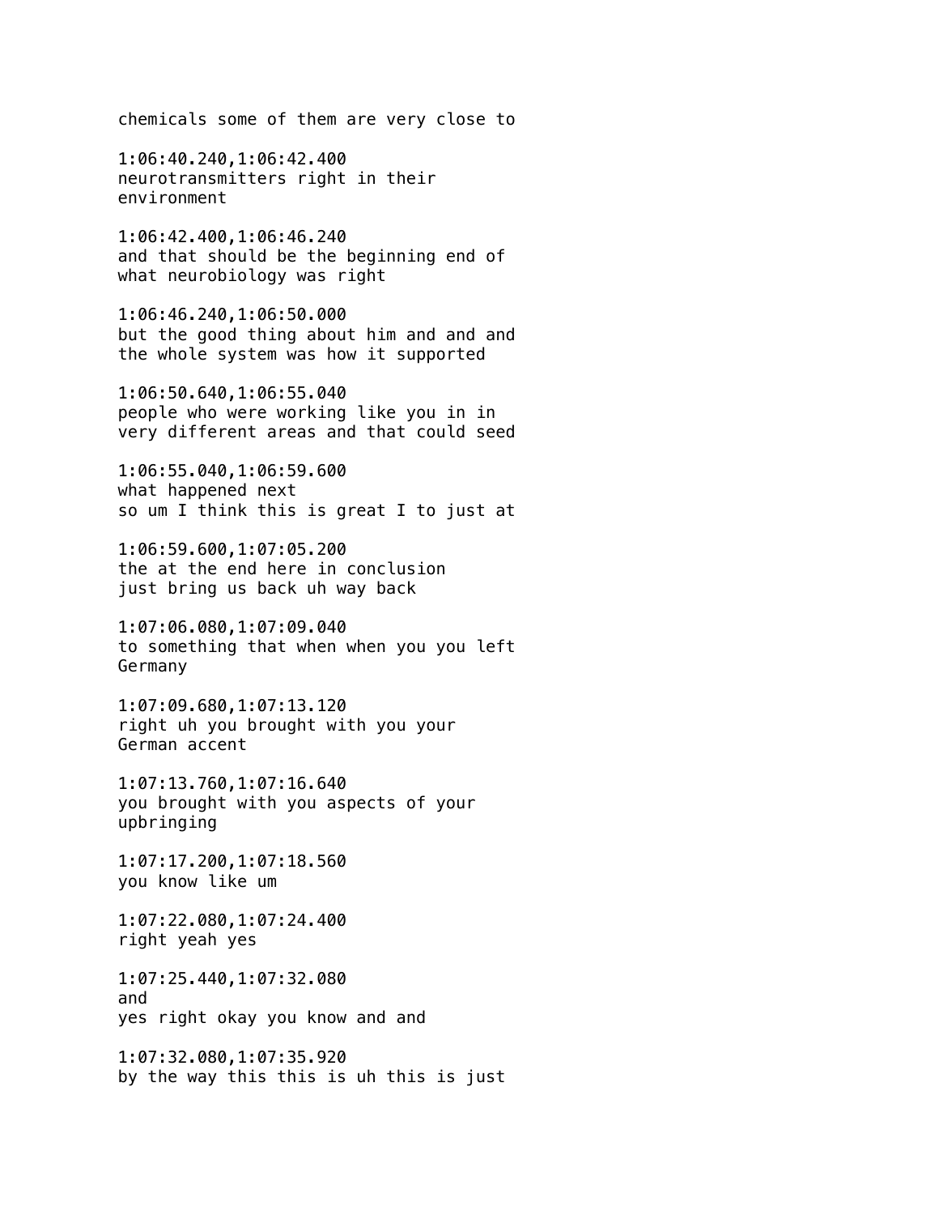chemicals some of them are very close to

1:06:40.240,1:06:42.400
neurotransmitters right in their
environment

1:06:42.400,1:06:46.240
and that should be the beginning end of
what neurobiology was right

1:06:46.240,1:06:50.000
but the good thing about him and and and
the whole system was how it supported

1:06:50.640,1:06:55.040
people who were working like you in in
very different areas and that could seed

1:06:55.040,1:06:59.600
what happened next
so um I think this is great I to just at

1:06:59.600,1:07:05.200
the at the end here in conclusion
just bring us back uh way back

1:07:06.080,1:07:09.040
to something that when when you you left
Germany

1:07:09.680,1:07:13.120
right uh you brought with you your
German accent

1:07:13.760,1:07:16.640
you brought with you aspects of your
upbringing

1:07:17.200,1:07:18.560
you know like um

1:07:22.080,1:07:24.400
right yeah yes

1:07:25.440,1:07:32.080
and
yes right okay you know and and

1:07:32.080,1:07:35.920
by the way this this is uh this is just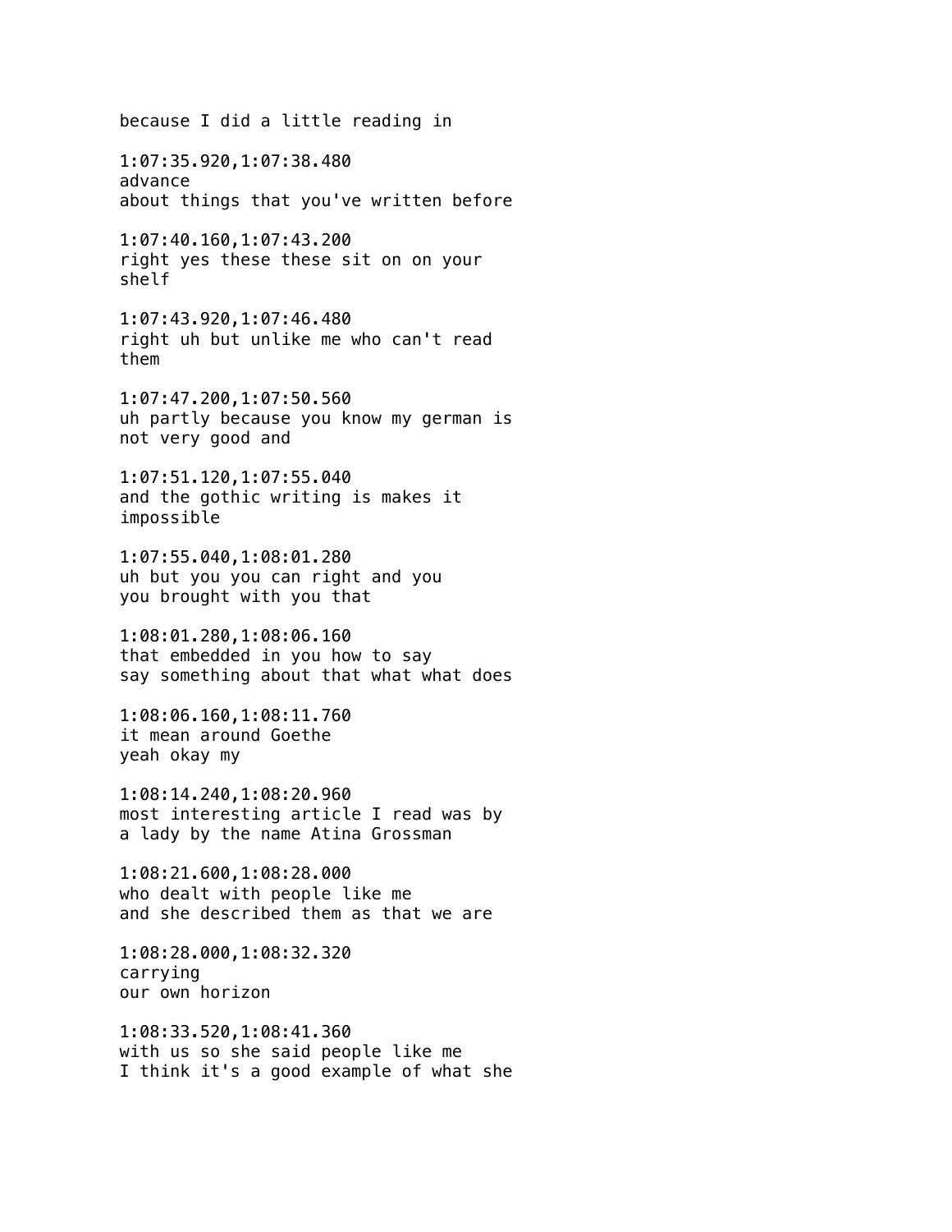because I did a little reading in

1:07:35.920,1:07:38.480
advance
about things that you've written before

1:07:40.160,1:07:43.200
right yes these these sit on on your
shelf

1:07:43.920,1:07:46.480
right uh but unlike me who can't read
them

1:07:47.200,1:07:50.560
uh partly because you know my german is
not very good and

1:07:51.120,1:07:55.040
and the gothic writing is makes it
impossible

1:07:55.040,1:08:01.280
uh but you you can right and you
you brought with you that

1:08:01.280,1:08:06.160
that embedded in you how to say
say something about that what what does

1:08:06.160,1:08:11.760
it mean around Goethe
yeah okay my

1:08:14.240,1:08:20.960
most interesting article I read was by
a lady by the name Atina Grossman

1:08:21.600,1:08:28.000
who dealt with people like me
and she described them as that we are

1:08:28.000,1:08:32.320
carrying
our own horizon

1:08:33.520,1:08:41.360
with us so she said people like me
I think it's a good example of what she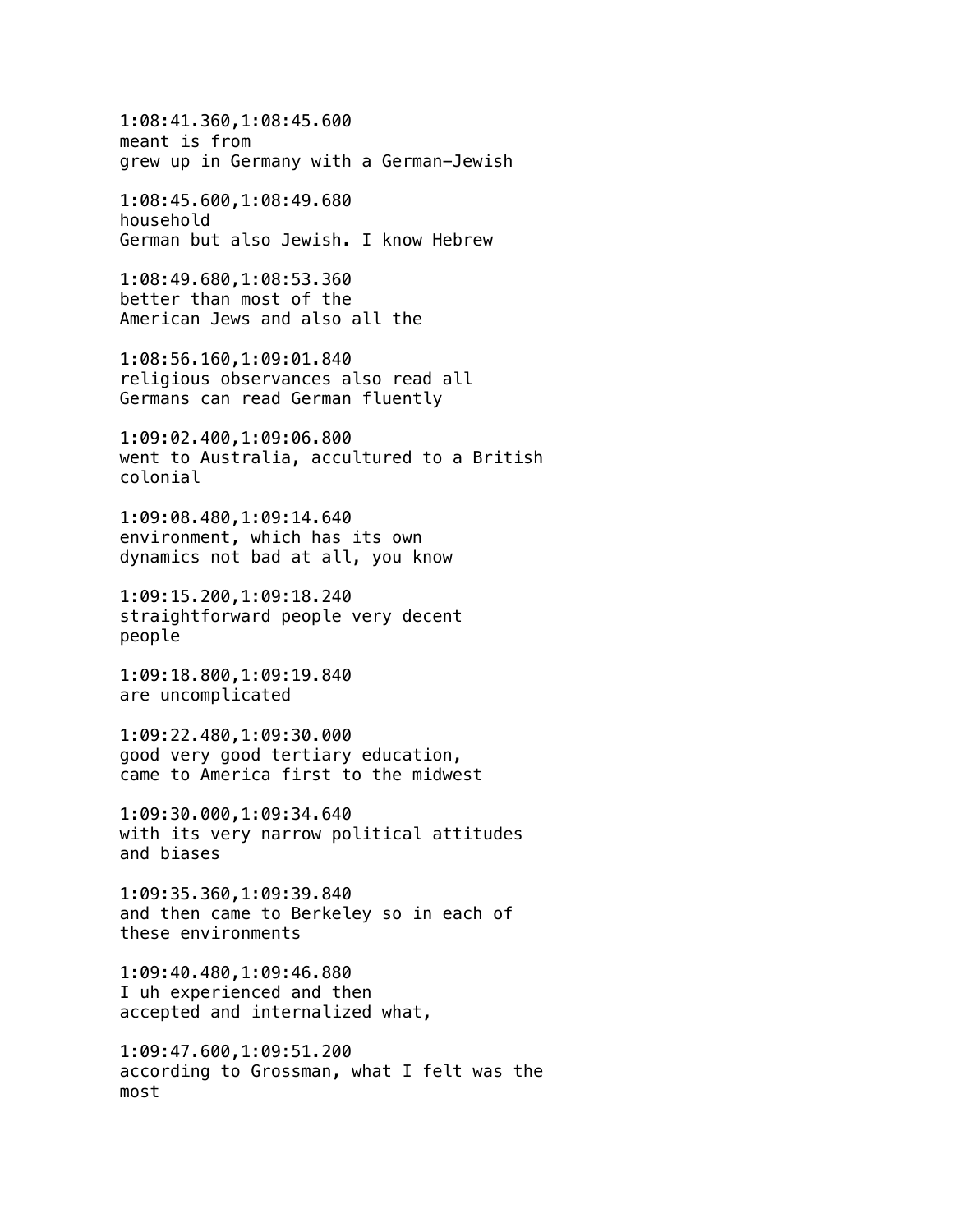1:08:41.360,1:08:45.600
meant is from
grew up in Germany with a German–Jewish

1:08:45.600,1:08:49.680
household
German but also Jewish. I know Hebrew

1:08:49.680,1:08:53.360
better than most of the
American Jews and also all the

1:08:56.160,1:09:01.840
religious observances also read all
Germans can read German fluently

1:09:02.400,1:09:06.800
went to Australia, accultured to a British
colonial

1:09:08.480,1:09:14.640
environment, which has its own
dynamics not bad at all, you know

1:09:15.200,1:09:18.240
straightforward people very decent
people

1:09:18.800,1:09:19.840
are uncomplicated

1:09:22.480,1:09:30.000
good very good tertiary education,
came to America first to the midwest

1:09:30.000,1:09:34.640
with its very narrow political attitudes
and biases

1:09:35.360,1:09:39.840
and then came to Berkeley so in each of
these environments

1:09:40.480,1:09:46.880
I uh experienced and then
accepted and internalized what,

1:09:47.600,1:09:51.200
according to Grossman, what I felt was the
most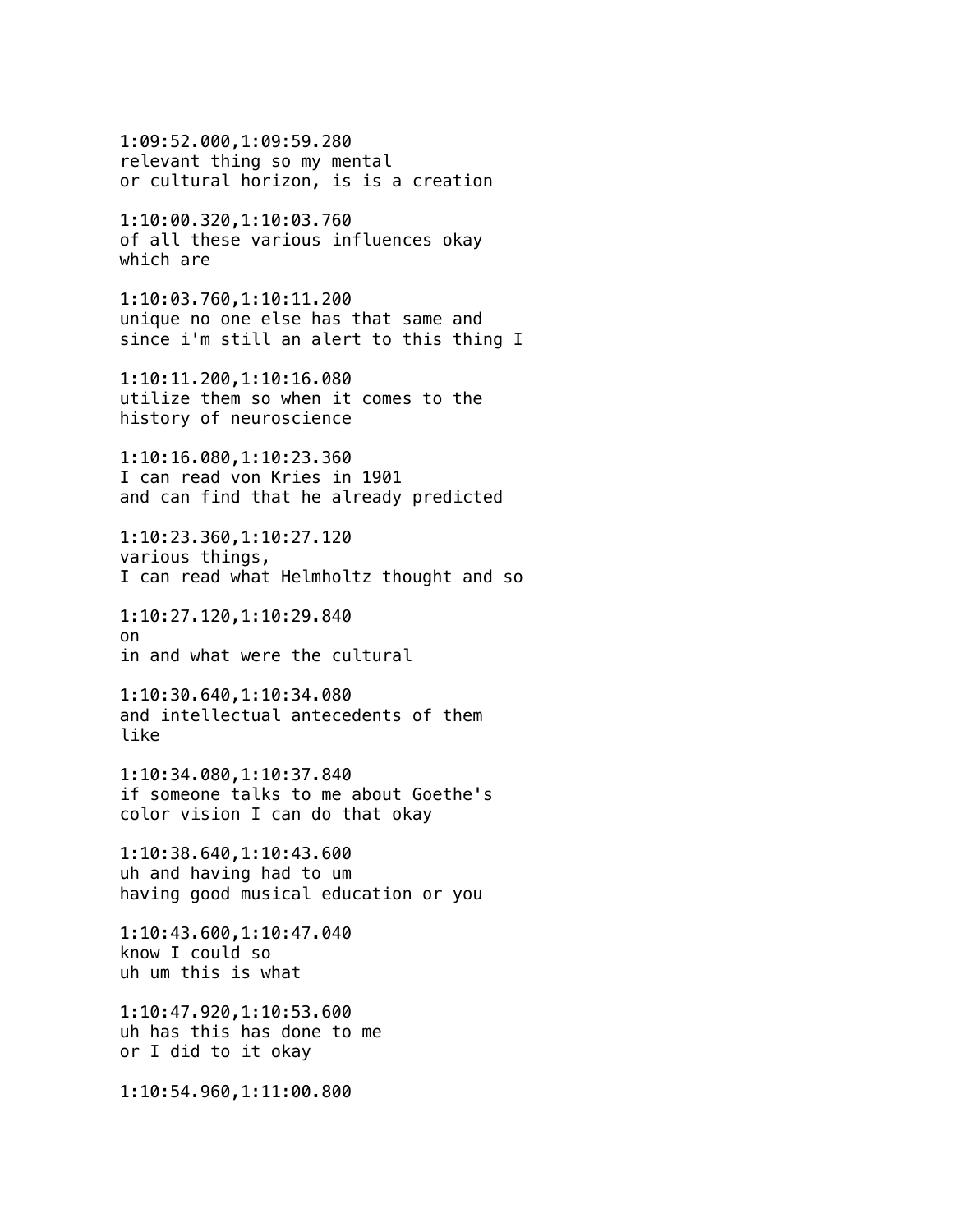1:09:52.000,1:09:59.280
relevant thing so my mental
or cultural horizon, is is a creation

1:10:00.320,1:10:03.760
of all these various influences okay
which are

1:10:03.760,1:10:11.200
unique no one else has that same and
since i'm still an alert to this thing I

1:10:11.200,1:10:16.080
utilize them so when it comes to the
history of neuroscience

1:10:16.080,1:10:23.360
I can read von Kries in 1901
and can find that he already predicted

1:10:23.360,1:10:27.120
various things,
I can read what Helmholtz thought and so

1:10:27.120,1:10:29.840
on
in and what were the cultural

1:10:30.640,1:10:34.080
and intellectual antecedents of them
like

1:10:34.080,1:10:37.840
if someone talks to me about Goethe's
color vision I can do that okay

1:10:38.640,1:10:43.600
uh and having had to um
having good musical education or you

1:10:43.600,1:10:47.040
know I could so
uh um this is what

1:10:47.920,1:10:53.600
uh has this has done to me
or I did to it okay

1:10:54.960,1:11:00.800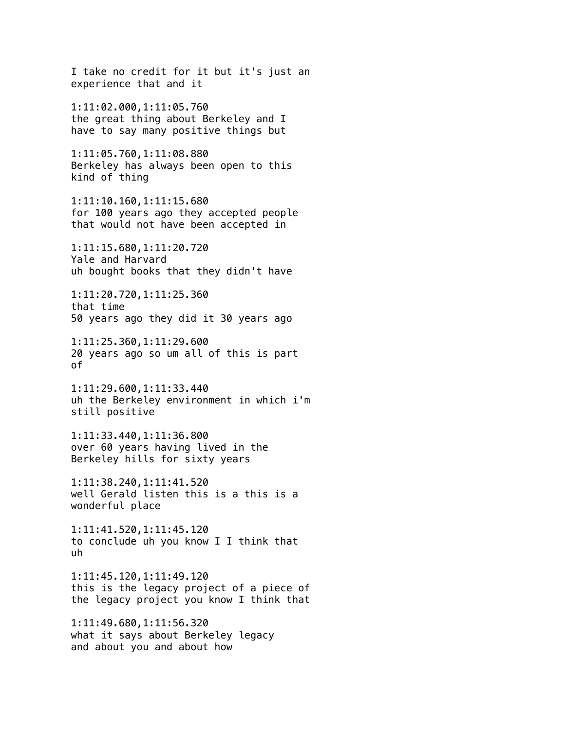I take no credit for it but it's just an experience that and it

1:11:02.000,1:11:05.760
the great thing about Berkeley and I have to say many positive things but

1:11:05.760,1:11:08.880
Berkeley has always been open to this kind of thing

1:11:10.160,1:11:15.680
for 100 years ago they accepted people that would not have been accepted in

1:11:15.680,1:11:20.720
Yale and Harvard
uh bought books that they didn't have

1:11:20.720,1:11:25.360
that time
50 years ago they did it 30 years ago

1:11:25.360,1:11:29.600
20 years ago so um all of this is part of

1:11:29.600,1:11:33.440
uh the Berkeley environment in which i'm still positive

1:11:33.440,1:11:36.800
over 60 years having lived in the Berkeley hills for sixty years

1:11:38.240,1:11:41.520
well Gerald listen this is a this is a wonderful place

1:11:41.520,1:11:45.120
to conclude uh you know I I think that uh

1:11:45.120,1:11:49.120
this is the legacy project of a piece of the legacy project you know I think that

1:11:49.680,1:11:56.320
what it says about Berkeley legacy
and about you and about how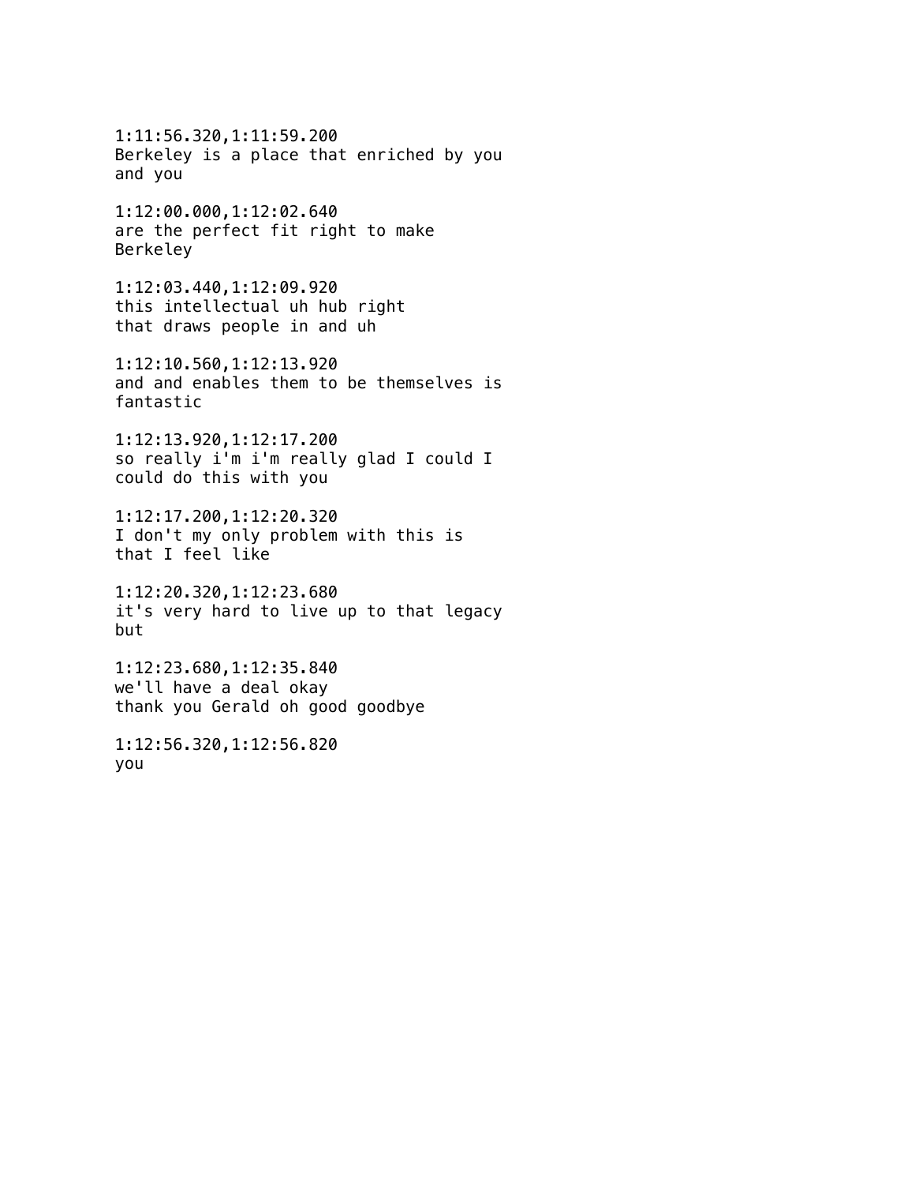1:11:56.320,1:11:59.200
Berkeley is a place that enriched by you
and you

1:12:00.000,1:12:02.640
are the perfect fit right to make
Berkeley

1:12:03.440,1:12:09.920
this intellectual uh hub right
that draws people in and uh

1:12:10.560,1:12:13.920
and and enables them to be themselves is
fantastic

1:12:13.920,1:12:17.200
so really i'm i'm really glad I could I
could do this with you

1:12:17.200,1:12:20.320
I don't my only problem with this is
that I feel like

1:12:20.320,1:12:23.680
it's very hard to live up to that legacy
but

1:12:23.680,1:12:35.840
we'll have a deal okay
thank you Gerald oh good goodbye

1:12:56.320,1:12:56.820
you